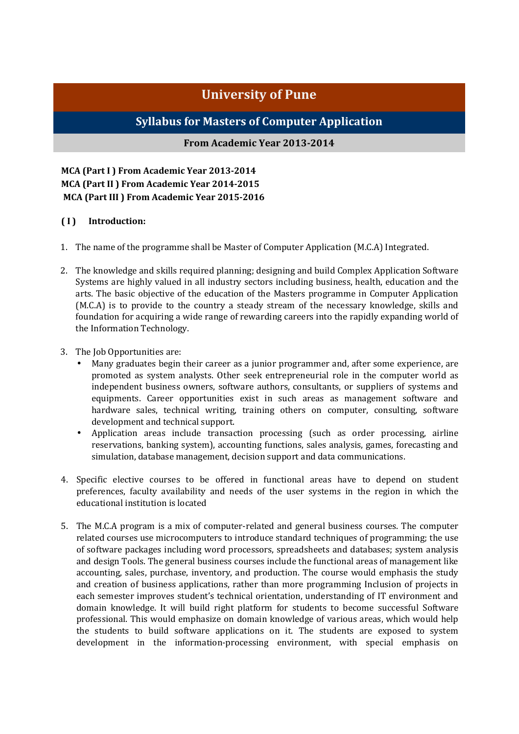# University of Pune

## Syllabus for Masters of Computer Application

### From Academic Year 2013-2014

**MCA (Part I ) From Academic Year 2013-2014**
**MCA (Part II ) From Academic Year 2014-2015**
**MCA (Part III ) From Academic Year 2015-2016**

**( I ) Introduction:**

1. The name of the programme shall be Master of Computer Application (M.C.A) Integrated.

2. The knowledge and skills required planning; designing and build Complex Application Software Systems are highly valued in all industry sectors including business, health, education and the arts. The basic objective of the education of the Masters programme in Computer Application (M.C.A) is to provide to the country a steady stream of the necessary knowledge, skills and foundation for acquiring a wide range of rewarding careers into the rapidly expanding world of the Information Technology.

3. The Job Opportunities are:
   - Many graduates begin their career as a junior programmer and, after some experience, are promoted as system analysts. Other seek entrepreneurial role in the computer world as independent business owners, software authors, consultants, or suppliers of systems and equipments. Career opportunities exist in such areas as management software and hardware sales, technical writing, training others on computer, consulting, software development and technical support.
   - Application areas include transaction processing (such as order processing, airline reservations, banking system), accounting functions, sales analysis, games, forecasting and simulation, database management, decision support and data communications.

4. Specific elective courses to be offered in functional areas have to depend on student preferences, faculty availability and needs of the user systems in the region in which the educational institution is located

5. The M.C.A program is a mix of computer-related and general business courses. The computer related courses use microcomputers to introduce standard techniques of programming; the use of software packages including word processors, spreadsheets and databases; system analysis and design Tools. The general business courses include the functional areas of management like accounting, sales, purchase, inventory, and production. The course would emphasis the study and creation of business applications, rather than more programming Inclusion of projects in each semester improves student's technical orientation, understanding of IT environment and domain knowledge. It will build right platform for students to become successful Software professional. This would emphasize on domain knowledge of various areas, which would help the students to build software applications on it. The students are exposed to system development in the information-processing environment, with special emphasis on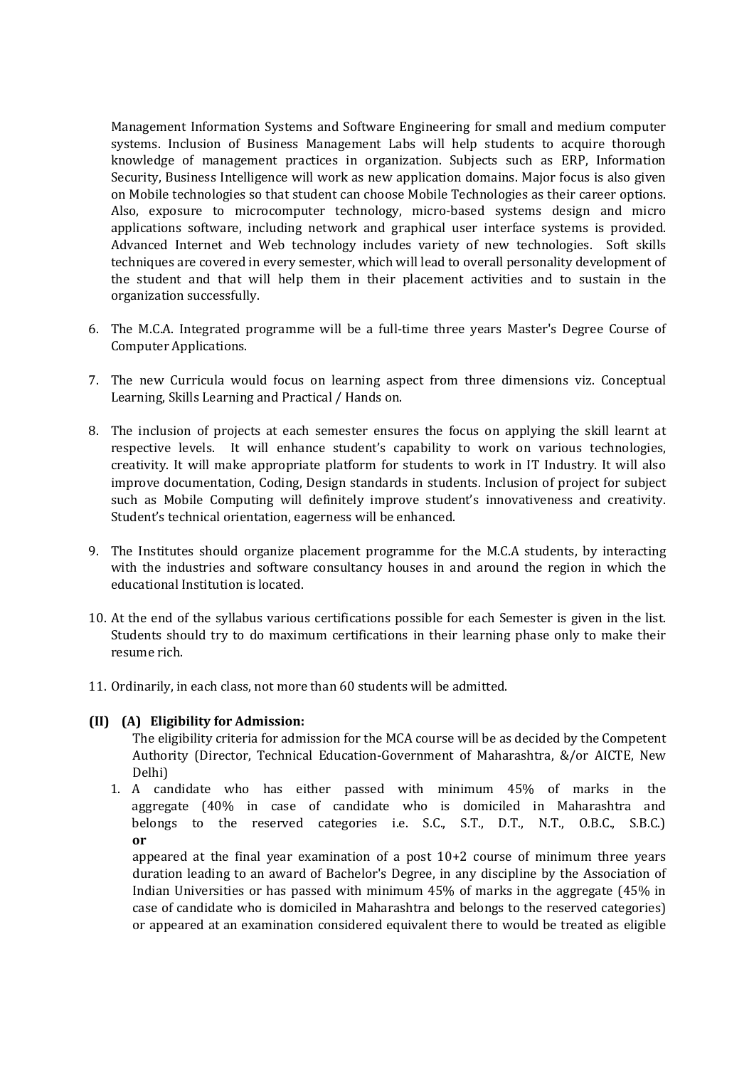Management Information Systems and Software Engineering for small and medium computer systems. Inclusion of Business Management Labs will help students to acquire thorough knowledge of management practices in organization. Subjects such as ERP, Information Security, Business Intelligence will work as new application domains. Major focus is also given on Mobile technologies so that student can choose Mobile Technologies as their career options. Also, exposure to microcomputer technology, micro-based systems design and micro applications software, including network and graphical user interface systems is provided. Advanced Internet and Web technology includes variety of new technologies. Soft skills techniques are covered in every semester, which will lead to overall personality development of the student and that will help them in their placement activities and to sustain in the organization successfully.

6. The M.C.A. Integrated programme will be a full-time three years Master's Degree Course of Computer Applications.

7. The new Curricula would focus on learning aspect from three dimensions viz. Conceptual Learning, Skills Learning and Practical / Hands on.

8. The inclusion of projects at each semester ensures the focus on applying the skill learnt at respective levels. It will enhance student's capability to work on various technologies, creativity. It will make appropriate platform for students to work in IT Industry. It will also improve documentation, Coding, Design standards in students. Inclusion of project for subject such as Mobile Computing will definitely improve student's innovativeness and creativity. Student's technical orientation, eagerness will be enhanced.

9. The Institutes should organize placement programme for the M.C.A students, by interacting with the industries and software consultancy houses in and around the region in which the educational Institution is located.

10. At the end of the syllabus various certifications possible for each Semester is given in the list. Students should try to do maximum certifications in their learning phase only to make their resume rich.

11. Ordinarily, in each class, not more than 60 students will be admitted.

**(II) (A) Eligibility for Admission:**

The eligibility criteria for admission for the MCA course will be as decided by the Competent Authority (Director, Technical Education-Government of Maharashtra, &/or AICTE, New Delhi)

1. A candidate who has either passed with minimum 45% of marks in the aggregate (40% in case of candidate who is domiciled in Maharashtra and belongs to the reserved categories i.e. S.C., S.T., D.T., N.T., O.B.C., S.B.C.) **or**

   appeared at the final year examination of a post 10+2 course of minimum three years duration leading to an award of Bachelor's Degree, in any discipline by the Association of Indian Universities or has passed with minimum 45% of marks in the aggregate (45% in case of candidate who is domiciled in Maharashtra and belongs to the reserved categories) or appeared at an examination considered equivalent there to would be treated as eligible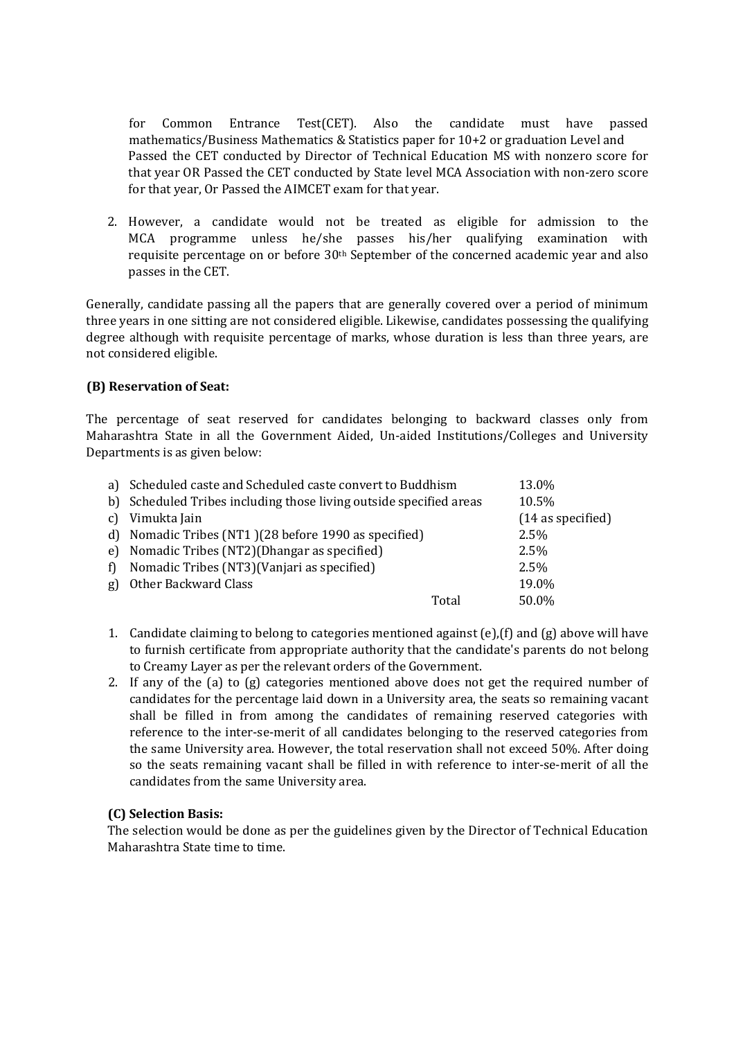for Common Entrance Test(CET). Also the candidate must have passed mathematics/Business Mathematics & Statistics paper for 10+2 or graduation Level and Passed the CET conducted by Director of Technical Education MS with nonzero score for that year OR Passed the CET conducted by State level MCA Association with non-zero score for that year, Or Passed the AIMCET exam for that year.

2. However, a candidate would not be treated as eligible for admission to the MCA programme unless he/she passes his/her qualifying examination with requisite percentage on or before 30th September of the concerned academic year and also passes in the CET.

Generally, candidate passing all the papers that are generally covered over a period of minimum three years in one sitting are not considered eligible. Likewise, candidates possessing the qualifying degree although with requisite percentage of marks, whose duration is less than three years, are not considered eligible.

**(B) Reservation of Seat:**

The percentage of seat reserved for candidates belonging to backward classes only from Maharashtra State in all the Government Aided, Un-aided Institutions/Colleges and University Departments is as given below:

| | Category | Percentage |
|---|---|---|
| a) | Scheduled caste and Scheduled caste convert to Buddhism | 13.0% |
| b) | Scheduled Tribes including those living outside specified areas | 10.5% |
| c) | Vimukta Jain | (14 as specified) |
| d) | Nomadic Tribes (NT1 )(28 before 1990 as specified) | 2.5% |
| e) | Nomadic Tribes (NT2)(Dhangar as specified) | 2.5% |
| f) | Nomadic Tribes (NT3)(Vanjari as specified) | 2.5% |
| g) | Other Backward Class | 19.0% |
| | Total | 50.0% |

1. Candidate claiming to belong to categories mentioned against (e),(f) and (g) above will have to furnish certificate from appropriate authority that the candidate's parents do not belong to Creamy Layer as per the relevant orders of the Government.
2. If any of the (a) to (g) categories mentioned above does not get the required number of candidates for the percentage laid down in a University area, the seats so remaining vacant shall be filled in from among the candidates of remaining reserved categories with reference to the inter-se-merit of all candidates belonging to the reserved categories from the same University area. However, the total reservation shall not exceed 50%. After doing so the seats remaining vacant shall be filled in with reference to inter-se-merit of all the candidates from the same University area.

**(C) Selection Basis:**

The selection would be done as per the guidelines given by the Director of Technical Education Maharashtra State time to time.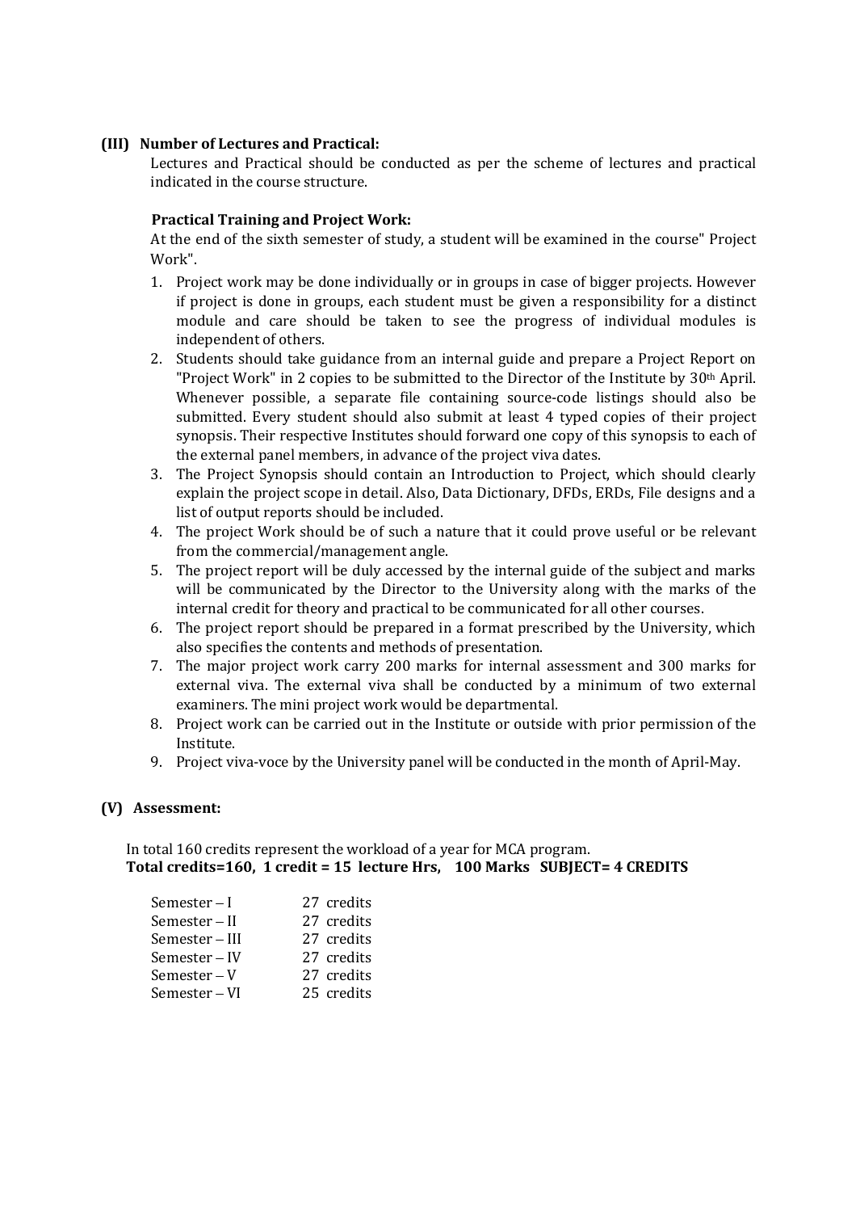### (III) Number of Lectures and Practical:

Lectures and Practical should be conducted as per the scheme of lectures and practical indicated in the course structure.

**Practical Training and Project Work:**

At the end of the sixth semester of study, a student will be examined in the course" Project Work".

1. Project work may be done individually or in groups in case of bigger projects. However if project is done in groups, each student must be given a responsibility for a distinct module and care should be taken to see the progress of individual modules is independent of others.
2. Students should take guidance from an internal guide and prepare a Project Report on "Project Work" in 2 copies to be submitted to the Director of the Institute by 30th April. Whenever possible, a separate file containing source-code listings should also be submitted. Every student should also submit at least 4 typed copies of their project synopsis. Their respective Institutes should forward one copy of this synopsis to each of the external panel members, in advance of the project viva dates.
3. The Project Synopsis should contain an Introduction to Project, which should clearly explain the project scope in detail. Also, Data Dictionary, DFDs, ERDs, File designs and a list of output reports should be included.
4. The project Work should be of such a nature that it could prove useful or be relevant from the commercial/management angle.
5. The project report will be duly accessed by the internal guide of the subject and marks will be communicated by the Director to the University along with the marks of the internal credit for theory and practical to be communicated for all other courses.
6. The project report should be prepared in a format prescribed by the University, which also specifies the contents and methods of presentation.
7. The major project work carry 200 marks for internal assessment and 300 marks for external viva. The external viva shall be conducted by a minimum of two external examiners. The mini project work would be departmental.
8. Project work can be carried out in the Institute or outside with prior permission of the Institute.
9. Project viva-voce by the University panel will be conducted in the month of April-May.

### (V) Assessment:

In total 160 credits represent the workload of a year for MCA program.
**Total credits=160, 1 credit = 15 lecture Hrs, 100 Marks SUBJECT= 4 CREDITS**

| | |
|---|---|
| Semester – I | 27 credits |
| Semester – II | 27 credits |
| Semester – III | 27 credits |
| Semester – IV | 27 credits |
| Semester – V | 27 credits |
| Semester – VI | 25 credits |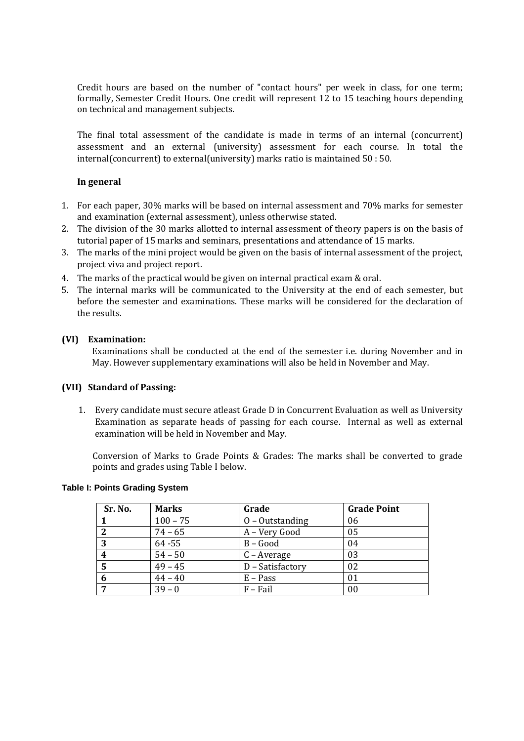Credit hours are based on the number of "contact hours" per week in class, for one term; formally, Semester Credit Hours. One credit will represent 12 to 15 teaching hours depending on technical and management subjects.

The final total assessment of the candidate is made in terms of an internal (concurrent) assessment and an external (university) assessment for each course. In total the internal(concurrent) to external(university) marks ratio is maintained 50 : 50.

**In general**

1. For each paper, 30% marks will be based on internal assessment and 70% marks for semester and examination (external assessment), unless otherwise stated.
2. The division of the 30 marks allotted to internal assessment of theory papers is on the basis of tutorial paper of 15 marks and seminars, presentations and attendance of 15 marks.
3. The marks of the mini project would be given on the basis of internal assessment of the project, project viva and project report.
4. The marks of the practical would be given on internal practical exam & oral.
5. The internal marks will be communicated to the University at the end of each semester, but before the semester and examinations. These marks will be considered for the declaration of the results.

### (VI) Examination:

Examinations shall be conducted at the end of the semester i.e. during November and in May. However supplementary examinations will also be held in November and May.

### (VII) Standard of Passing:

1. Every candidate must secure atleast Grade D in Concurrent Evaluation as well as University Examination as separate heads of passing for each course. Internal as well as external examination will be held in November and May.

Conversion of Marks to Grade Points & Grades: The marks shall be converted to grade points and grades using Table I below.

**Table I: Points Grading System**

| Sr. No. | Marks | Grade | Grade Point |
|---|---|---|---|
| 1 | 100 – 75 | O – Outstanding | 06 |
| 2 | 74 – 65 | A – Very Good | 05 |
| 3 | 64 -55 | B – Good | 04 |
| 4 | 54 – 50 | C – Average | 03 |
| 5 | 49 – 45 | D – Satisfactory | 02 |
| 6 | 44 – 40 | E – Pass | 01 |
| 7 | 39 – 0 | F – Fail | 00 |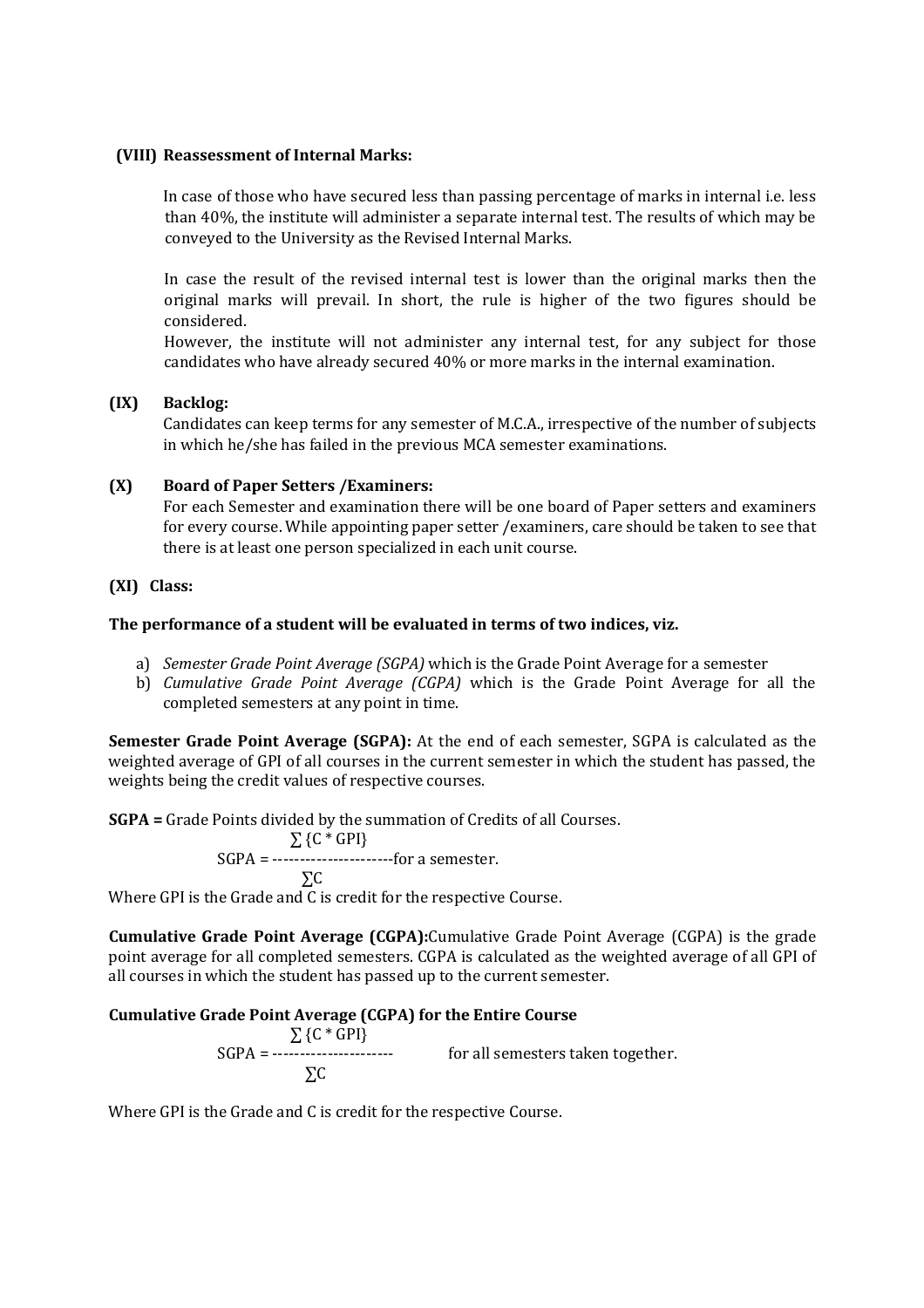### (VIII) Reassessment of Internal Marks:

In case of those who have secured less than passing percentage of marks in internal i.e. less than 40%, the institute will administer a separate internal test. The results of which may be conveyed to the University as the Revised Internal Marks.

In case the result of the revised internal test is lower than the original marks then the original marks will prevail. In short, the rule is higher of the two figures should be considered.
However, the institute will not administer any internal test, for any subject for those candidates who have already secured 40% or more marks in the internal examination.

### (IX) Backlog:

Candidates can keep terms for any semester of M.C.A., irrespective of the number of subjects in which he/she has failed in the previous MCA semester examinations.

### (X) Board of Paper Setters /Examiners:

For each Semester and examination there will be one board of Paper setters and examiners for every course. While appointing paper setter /examiners, care should be taken to see that there is at least one person specialized in each unit course.

### (XI) Class:

**The performance of a student will be evaluated in terms of two indices, viz.**

a) *Semester Grade Point Average (SGPA)* which is the Grade Point Average for a semester
b) *Cumulative Grade Point Average (CGPA)* which is the Grade Point Average for all the completed semesters at any point in time.

**Semester Grade Point Average (SGPA):** At the end of each semester, SGPA is calculated as the weighted average of GPI of all courses in the current semester in which the student has passed, the weights being the credit values of respective courses.

**SGPA =** Grade Points divided by the summation of Credits of all Courses.

$$SGPA = \frac{\sum \{C * GPI\}}{\sum C} \text{ for a semester.}$$

Where GPI is the Grade and C is credit for the respective Course.

**Cumulative Grade Point Average (CGPA):** Cumulative Grade Point Average (CGPA) is the grade point average for all completed semesters. CGPA is calculated as the weighted average of all GPI of all courses in which the student has passed up to the current semester.

**Cumulative Grade Point Average (CGPA) for the Entire Course**

$$SGPA = \frac{\sum \{C * GPI\}}{\sum C} \quad \text{for all semesters taken together.}$$

Where GPI is the Grade and C is credit for the respective Course.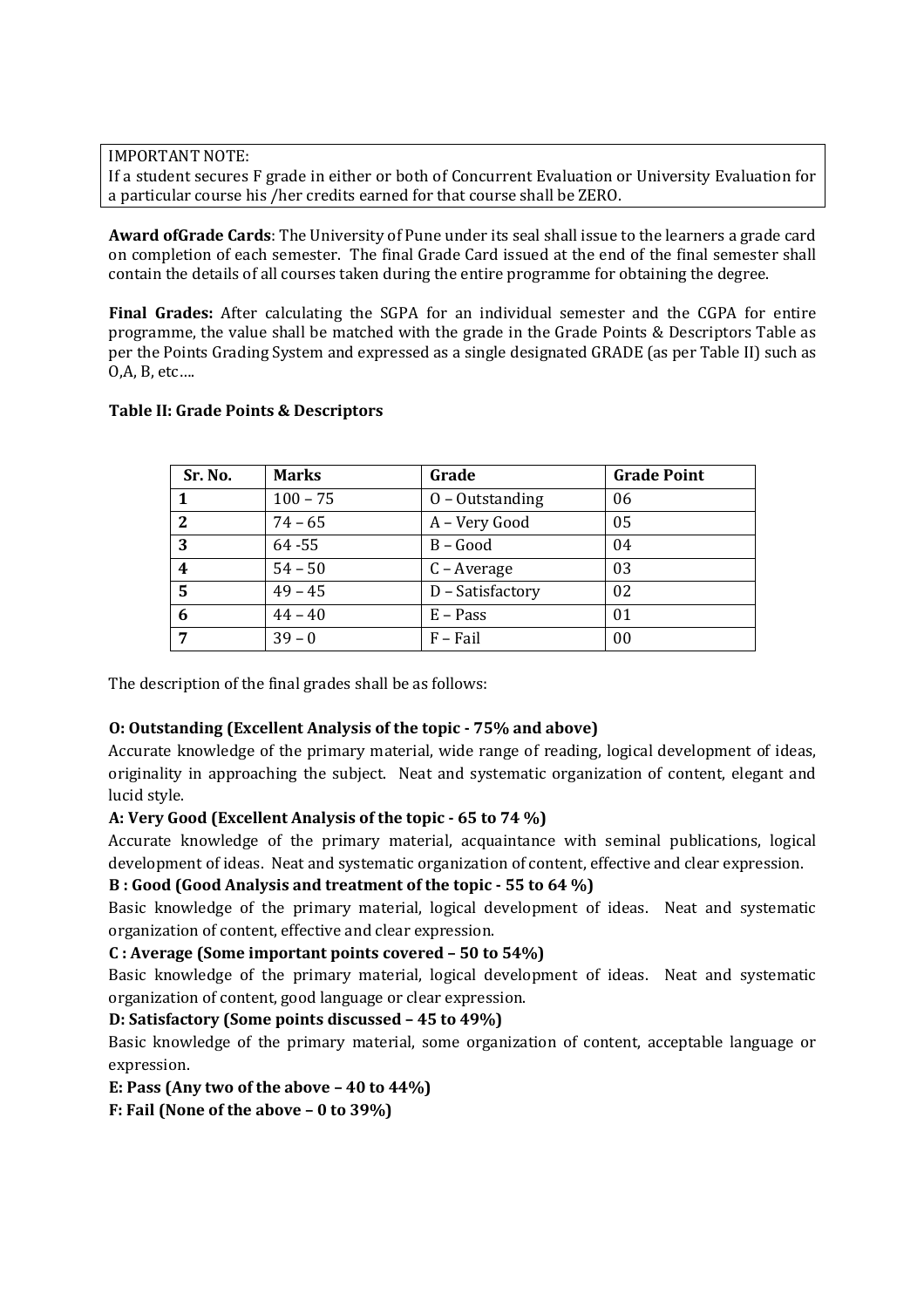IMPORTANT NOTE:
If a student secures F grade in either or both of Concurrent Evaluation or University Evaluation for a particular course his /her credits earned for that course shall be ZERO.

**Award ofGrade Cards**: The University of Pune under its seal shall issue to the learners a grade card on completion of each semester. The final Grade Card issued at the end of the final semester shall contain the details of all courses taken during the entire programme for obtaining the degree.

**Final Grades:** After calculating the SGPA for an individual semester and the CGPA for entire programme, the value shall be matched with the grade in the Grade Points & Descriptors Table as per the Points Grading System and expressed as a single designated GRADE (as per Table II) such as O,A, B, etc….

**Table II: Grade Points & Descriptors**

| Sr. No. | Marks | Grade | Grade Point |
|---|---|---|---|
| **1** | 100 – 75 | O – Outstanding | 06 |
| **2** | 74 – 65 | A – Very Good | 05 |
| **3** | 64 -55 | B – Good | 04 |
| **4** | 54 – 50 | C – Average | 03 |
| **5** | 49 – 45 | D – Satisfactory | 02 |
| **6** | 44 – 40 | E – Pass | 01 |
| **7** | 39 – 0 | F – Fail | 00 |

The description of the final grades shall be as follows:

**O: Outstanding (Excellent Analysis of the topic - 75% and above)**
Accurate knowledge of the primary material, wide range of reading, logical development of ideas, originality in approaching the subject. Neat and systematic organization of content, elegant and lucid style.

**A: Very Good (Excellent Analysis of the topic - 65 to 74 %)**
Accurate knowledge of the primary material, acquaintance with seminal publications, logical development of ideas. Neat and systematic organization of content, effective and clear expression.

**B : Good (Good Analysis and treatment of the topic - 55 to 64 %)**
Basic knowledge of the primary material, logical development of ideas. Neat and systematic organization of content, effective and clear expression.

**C : Average (Some important points covered – 50 to 54%)**
Basic knowledge of the primary material, logical development of ideas. Neat and systematic organization of content, good language or clear expression.

**D: Satisfactory (Some points discussed – 45 to 49%)**
Basic knowledge of the primary material, some organization of content, acceptable language or expression.

**E: Pass (Any two of the above – 40 to 44%)**

**F: Fail (None of the above – 0 to 39%)**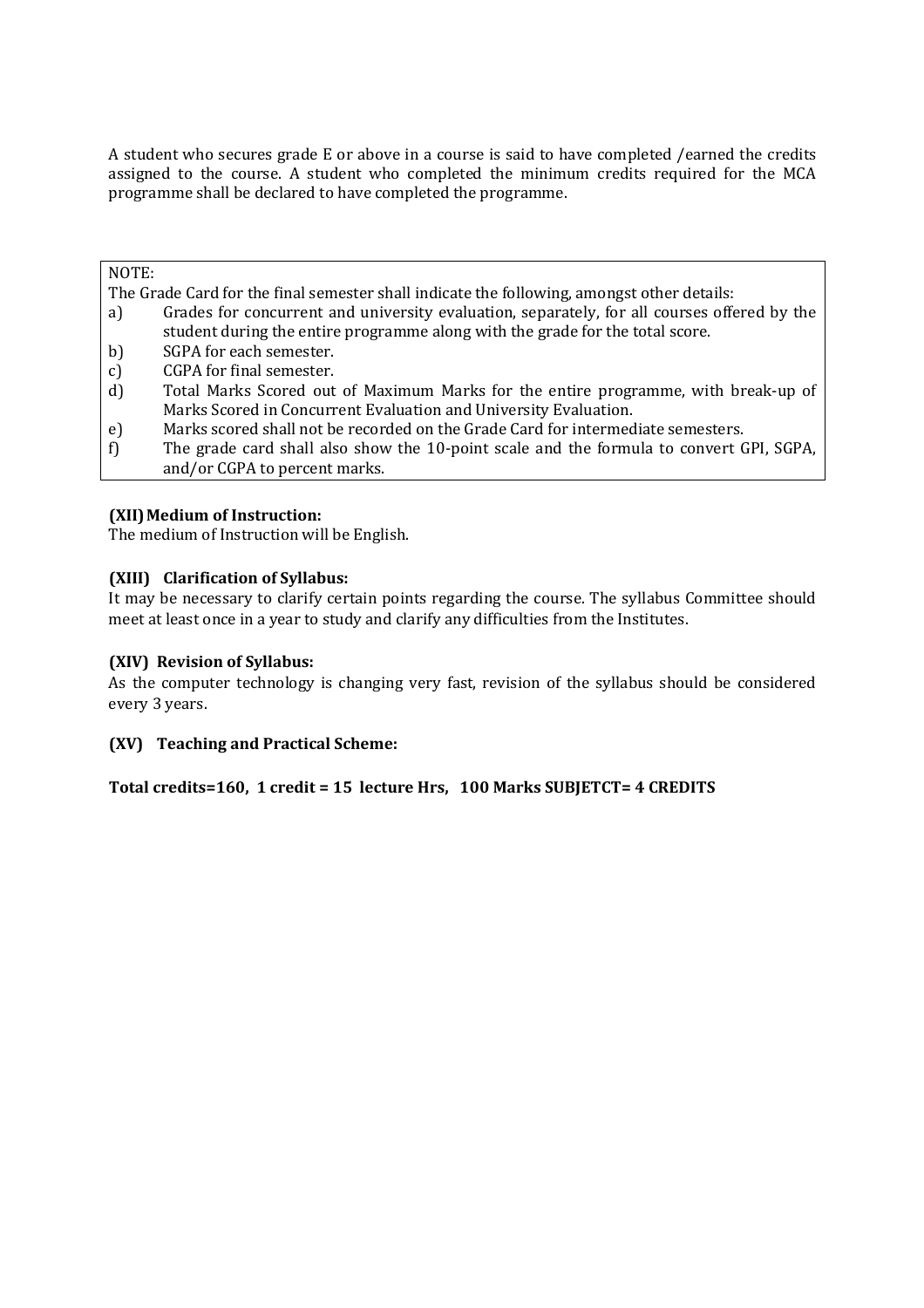A student who secures grade E or above in a course is said to have completed /earned the credits assigned to the course. A student who completed the minimum credits required for the MCA programme shall be declared to have completed the programme.

NOTE:

The Grade Card for the final semester shall indicate the following, amongst other details:

a) Grades for concurrent and university evaluation, separately, for all courses offered by the student during the entire programme along with the grade for the total score.
b) SGPA for each semester.
c) CGPA for final semester.
d) Total Marks Scored out of Maximum Marks for the entire programme, with break-up of Marks Scored in Concurrent Evaluation and University Evaluation.
e) Marks scored shall not be recorded on the Grade Card for intermediate semesters.
f) The grade card shall also show the 10-point scale and the formula to convert GPI, SGPA, and/or CGPA to percent marks.

**(XII) Medium of Instruction:**

The medium of Instruction will be English.

**(XIII) Clarification of Syllabus:**

It may be necessary to clarify certain points regarding the course. The syllabus Committee should meet at least once in a year to study and clarify any difficulties from the Institutes.

**(XIV) Revision of Syllabus:**

As the computer technology is changing very fast, revision of the syllabus should be considered every 3 years.

**(XV) Teaching and Practical Scheme:**

**Total credits=160, 1 credit = 15 lecture Hrs, 100 Marks SUBJETCT= 4 CREDITS**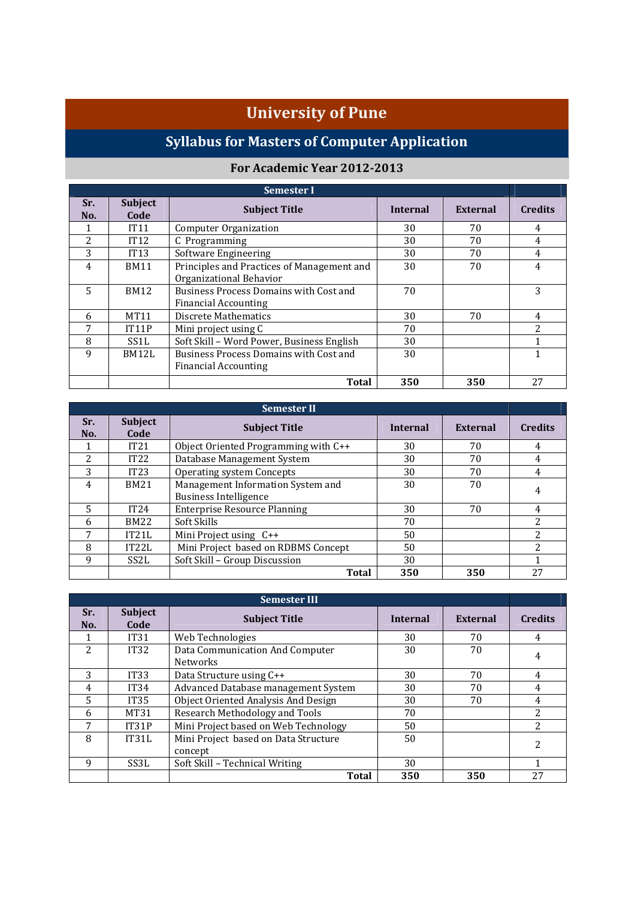# University of Pune

## Syllabus for Masters of Computer Application

### For Academic Year 2012-2013

| Semester I | | | | | |
|---|---|---|---|---|---|
| **Sr. No.** | **Subject Code** | **Subject Title** | **Internal** | **External** | **Credits** |
| 1 | IT11 | Computer Organization | 30 | 70 | 4 |
| 2 | IT12 | C Programming | 30 | 70 | 4 |
| 3 | IT13 | Software Engineering | 30 | 70 | 4 |
| 4 | BM11 | Principles and Practices of Management and Organizational Behavior | 30 | 70 | 4 |
| 5 | BM12 | Business Process Domains with Cost and Financial Accounting | 70 | | 3 |
| 6 | MT11 | Discrete Mathematics | 30 | 70 | 4 |
| 7 | IT11P | Mini project using C | 70 | | 2 |
| 8 | SS1L | Soft Skill – Word Power, Business English | 30 | | 1 |
| 9 | BM12L | Business Process Domains with Cost and Financial Accounting | 30 | | 1 |
| | | **Total** | **350** | **350** | 27 |

| Semester II | | | | | |
|---|---|---|---|---|---|
| **Sr. No.** | **Subject Code** | **Subject Title** | **Internal** | **External** | **Credits** |
| 1 | IT21 | Object Oriented Programming with C++ | 30 | 70 | 4 |
| 2 | IT22 | Database Management System | 30 | 70 | 4 |
| 3 | IT23 | Operating system Concepts | 30 | 70 | 4 |
| 4 | BM21 | Management Information System and Business Intelligence | 30 | 70 | 4 |
| 5 | IT24 | Enterprise Resource Planning | 30 | 70 | 4 |
| 6 | BM22 | Soft Skills | 70 | | 2 |
| 7 | IT21L | Mini Project using C++ | 50 | | 2 |
| 8 | IT22L | Mini Project based on RDBMS Concept | 50 | | 2 |
| 9 | SS2L | Soft Skill – Group Discussion | 30 | | 1 |
| | | **Total** | **350** | **350** | 27 |

| Semester III | | | | | |
|---|---|---|---|---|---|
| **Sr. No.** | **Subject Code** | **Subject Title** | **Internal** | **External** | **Credits** |
| 1 | IT31 | Web Technologies | 30 | 70 | 4 |
| 2 | IT32 | Data Communication And Computer Networks | 30 | 70 | 4 |
| 3 | IT33 | Data Structure using C++ | 30 | 70 | 4 |
| 4 | IT34 | Advanced Database management System | 30 | 70 | 4 |
| 5 | IT35 | Object Oriented Analysis And Design | 30 | 70 | 4 |
| 6 | MT31 | Research Methodology and Tools | 70 | | 2 |
| 7 | IT31P | Mini Project based on Web Technology | 50 | | 2 |
| 8 | IT31L | Mini Project based on Data Structure concept | 50 | | 2 |
| 9 | SS3L | Soft Skill – Technical Writing | 30 | | 1 |
| | | **Total** | **350** | **350** | 27 |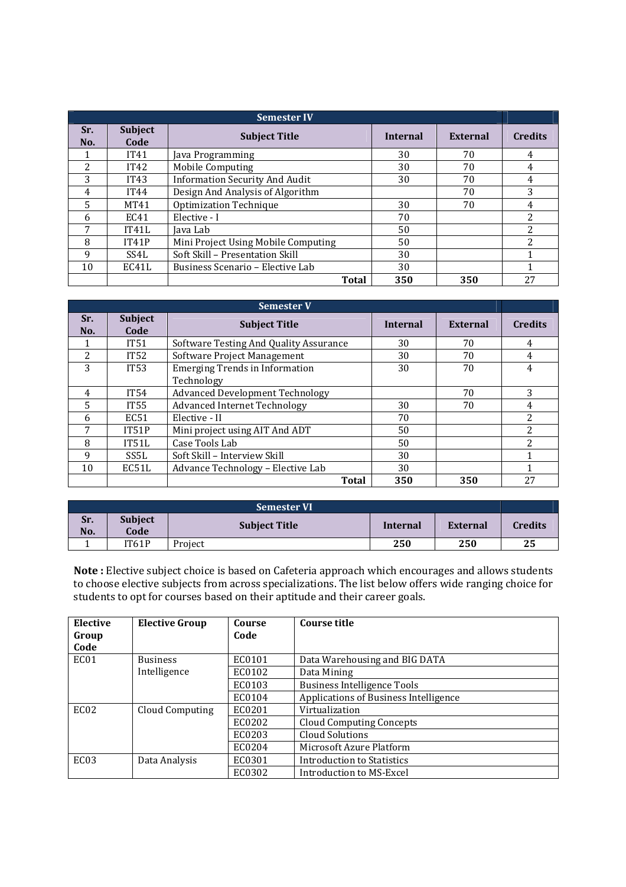| Semester IV | | | | | |
|---|---|---|---|---|---|
| Sr. No. | Subject Code | Subject Title | Internal | External | Credits |
| 1 | IT41 | Java Programming | 30 | 70 | 4 |
| 2 | IT42 | Mobile Computing | 30 | 70 | 4 |
| 3 | IT43 | Information Security And Audit | 30 | 70 | 4 |
| 4 | IT44 | Design And Analysis of Algorithm | | 70 | 3 |
| 5 | MT41 | Optimization Technique | 30 | 70 | 4 |
| 6 | EC41 | Elective - I | 70 | | 2 |
| 7 | IT41L | Java Lab | 50 | | 2 |
| 8 | IT41P | Mini Project Using Mobile Computing | 50 | | 2 |
| 9 | SS4L | Soft Skill – Presentation Skill | 30 | | 1 |
| 10 | EC41L | Business Scenario – Elective Lab | 30 | | 1 |
| | | **Total** | **350** | **350** | 27 |

| Semester V | | | | | |
|---|---|---|---|---|---|
| Sr. No. | Subject Code | Subject Title | Internal | External | Credits |
| 1 | IT51 | Software Testing And Quality Assurance | 30 | 70 | 4 |
| 2 | IT52 | Software Project Management | 30 | 70 | 4 |
| 3 | IT53 | Emerging Trends in Information Technology | 30 | 70 | 4 |
| 4 | IT54 | Advanced Development Technology | | 70 | 3 |
| 5 | IT55 | Advanced Internet Technology | 30 | 70 | 4 |
| 6 | EC51 | Elective - II | 70 | | 2 |
| 7 | IT51P | Mini project using AIT And ADT | 50 | | 2 |
| 8 | IT51L | Case Tools Lab | 50 | | 2 |
| 9 | SS5L | Soft Skill – Interview Skill | 30 | | 1 |
| 10 | EC51L | Advance Technology – Elective Lab | 30 | | 1 |
| | | **Total** | **350** | **350** | 27 |

| Semester VI | | | | | |
|---|---|---|---|---|---|
| Sr. No. | Subject Code | Subject Title | Internal | External | Credits |
| 1 | IT61P | Project | **250** | **250** | **25** |

**Note :** Elective subject choice is based on Cafeteria approach which encourages and allows students to choose elective subjects from across specializations. The list below offers wide ranging choice for students to opt for courses based on their aptitude and their career goals.

| Elective Group Code | Elective Group | Course Code | Course title |
|---|---|---|---|
| EC01 | Business Intelligence | EC0101 | Data Warehousing and BIG DATA |
| | | EC0102 | Data Mining |
| | | EC0103 | Business Intelligence Tools |
| | | EC0104 | Applications of Business Intelligence |
| EC02 | Cloud Computing | EC0201 | Virtualization |
| | | EC0202 | Cloud Computing Concepts |
| | | EC0203 | Cloud Solutions |
| | | EC0204 | Microsoft Azure Platform |
| EC03 | Data Analysis | EC0301 | Introduction to Statistics |
| | | EC0302 | Introduction to MS-Excel |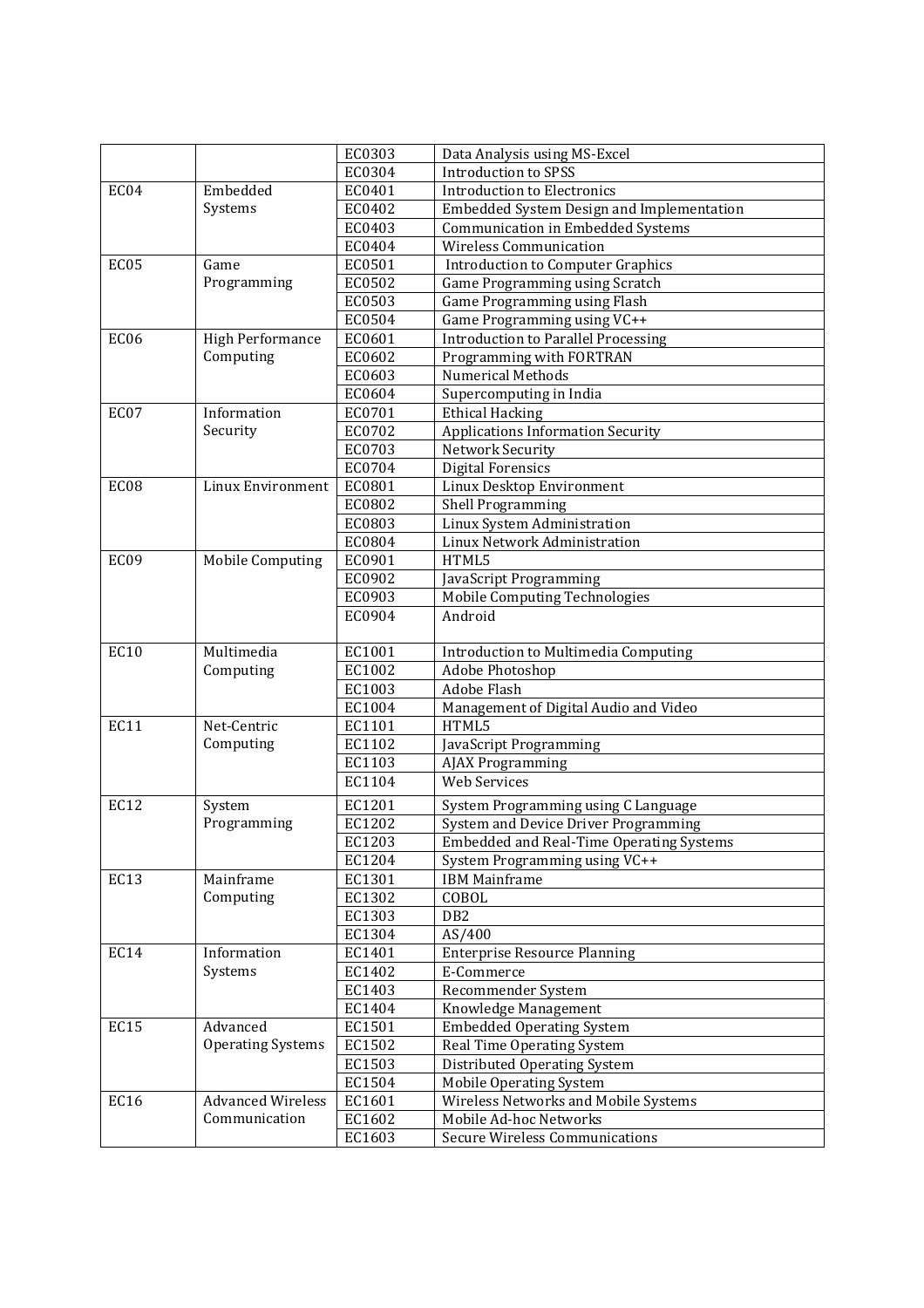| | | | |
|---|---|---|---|
| | | EC0303 | Data Analysis using MS-Excel |
| | | EC0304 | Introduction to SPSS |
| EC04 | Embedded Systems | EC0401 | Introduction to Electronics |
| | | EC0402 | Embedded System Design and Implementation |
| | | EC0403 | Communication in Embedded Systems |
| | | EC0404 | Wireless Communication |
| EC05 | Game Programming | EC0501 | Introduction to Computer Graphics |
| | | EC0502 | Game Programming using Scratch |
| | | EC0503 | Game Programming using Flash |
| | | EC0504 | Game Programming using VC++ |
| EC06 | High Performance Computing | EC0601 | Introduction to Parallel Processing |
| | | EC0602 | Programming with FORTRAN |
| | | EC0603 | Numerical Methods |
| | | EC0604 | Supercomputing in India |
| EC07 | Information Security | EC0701 | Ethical Hacking |
| | | EC0702 | Applications Information Security |
| | | EC0703 | Network Security |
| | | EC0704 | Digital Forensics |
| EC08 | Linux Environment | EC0801 | Linux Desktop Environment |
| | | EC0802 | Shell Programming |
| | | EC0803 | Linux System Administration |
| | | EC0804 | Linux Network Administration |
| EC09 | Mobile Computing | EC0901 | HTML5 |
| | | EC0902 | JavaScript Programming |
| | | EC0903 | Mobile Computing Technologies |
| | | EC0904 | Android |
| EC10 | Multimedia Computing | EC1001 | Introduction to Multimedia Computing |
| | | EC1002 | Adobe Photoshop |
| | | EC1003 | Adobe Flash |
| | | EC1004 | Management of Digital Audio and Video |
| EC11 | Net-Centric Computing | EC1101 | HTML5 |
| | | EC1102 | JavaScript Programming |
| | | EC1103 | AJAX Programming |
| | | EC1104 | Web Services |
| EC12 | System Programming | EC1201 | System Programming using C Language |
| | | EC1202 | System and Device Driver Programming |
| | | EC1203 | Embedded and Real-Time Operating Systems |
| | | EC1204 | System Programming using VC++ |
| EC13 | Mainframe Computing | EC1301 | IBM Mainframe |
| | | EC1302 | COBOL |
| | | EC1303 | DB2 |
| | | EC1304 | AS/400 |
| EC14 | Information Systems | EC1401 | Enterprise Resource Planning |
| | | EC1402 | E-Commerce |
| | | EC1403 | Recommender System |
| | | EC1404 | Knowledge Management |
| EC15 | Advanced Operating Systems | EC1501 | Embedded Operating System |
| | | EC1502 | Real Time Operating System |
| | | EC1503 | Distributed Operating System |
| | | EC1504 | Mobile Operating System |
| EC16 | Advanced Wireless Communication | EC1601 | Wireless Networks and Mobile Systems |
| | | EC1602 | Mobile Ad-hoc Networks |
| | | EC1603 | Secure Wireless Communications |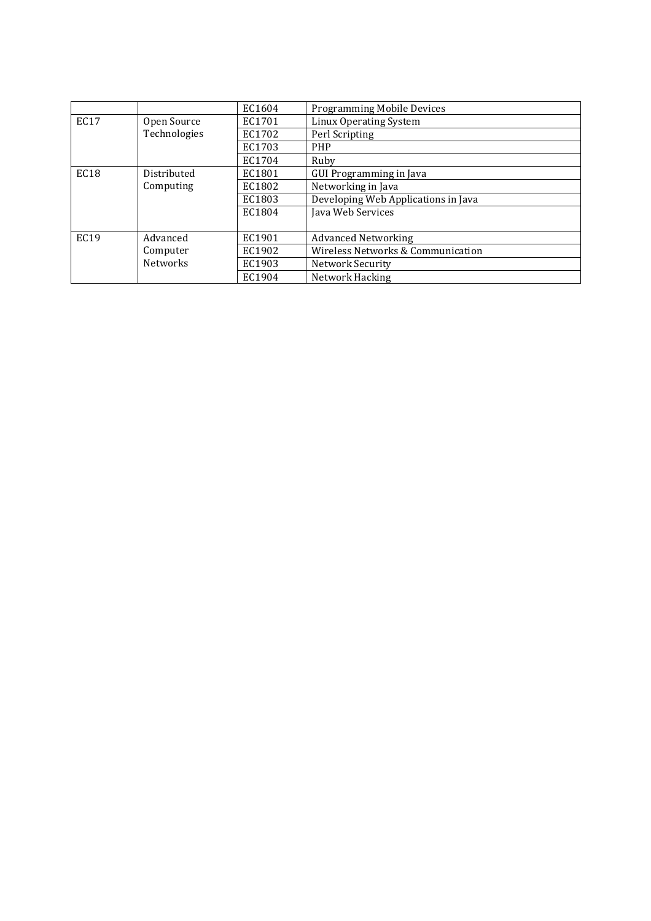| | | | |
|---|---|---|---|
| | | EC1604 | Programming Mobile Devices |
| EC17 | Open Source Technologies | EC1701 | Linux Operating System |
| | | EC1702 | Perl Scripting |
| | | EC1703 | PHP |
| | | EC1704 | Ruby |
| EC18 | Distributed Computing | EC1801 | GUI Programming in Java |
| | | EC1802 | Networking in Java |
| | | EC1803 | Developing Web Applications in Java |
| | | EC1804 | Java Web Services |
| EC19 | Advanced Computer Networks | EC1901 | Advanced Networking |
| | | EC1902 | Wireless Networks & Communication |
| | | EC1903 | Network Security |
| | | EC1904 | Network Hacking |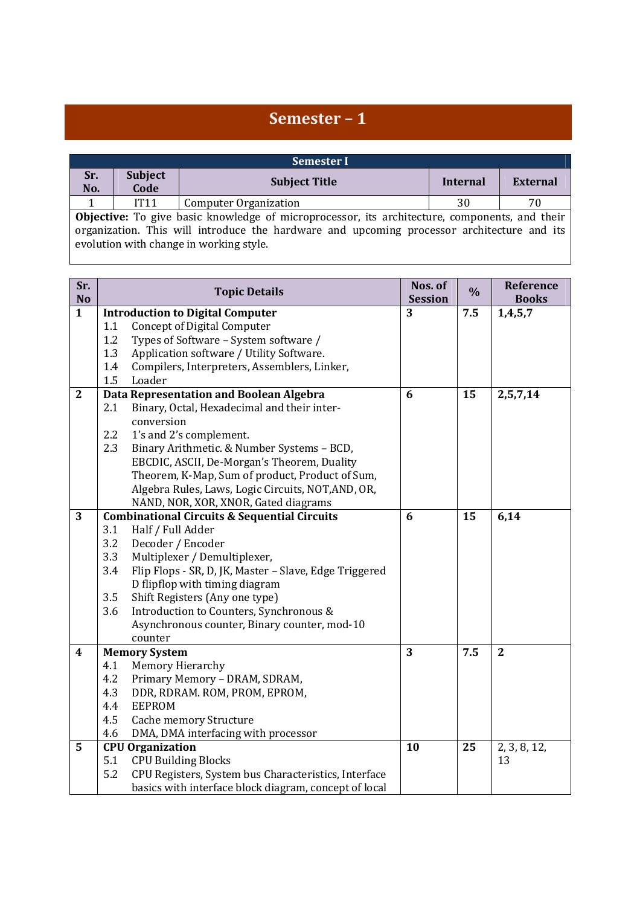# Semester – 1

| Semester I | | | | |
|---|---|---|---|---|
| **Sr. No.** | **Subject Code** | **Subject Title** | **Internal** | **External** |
| 1 | IT11 | Computer Organization | 30 | 70 |

**Objective:** To give basic knowledge of microprocessor, its architecture, components, and their organization. This will introduce the hardware and upcoming processor architecture and its evolution with change in working style.

| Sr. No | Topic Details | Nos. of Session | % | Reference Books |
|---|---|---|---|---|
| **1** | **Introduction to Digital Computer**<br>1.1 Concept of Digital Computer<br>1.2 Types of Software – System software /<br>1.3 Application software / Utility Software.<br>1.4 Compilers, Interpreters, Assemblers, Linker,<br>1.5 Loader | **3** | **7.5** | **1,4,5,7** |
| **2** | **Data Representation and Boolean Algebra**<br>2.1 Binary, Octal, Hexadecimal and their inter-conversion<br>2.2 1's and 2's complement.<br>2.3 Binary Arithmetic. & Number Systems – BCD, EBCDIC, ASCII, De-Morgan's Theorem, Duality Theorem, K-Map, Sum of product, Product of Sum, Algebra Rules, Laws, Logic Circuits, NOT,AND, OR, NAND, NOR, XOR, XNOR, Gated diagrams | **6** | **15** | **2,5,7,14** |
| **3** | **Combinational Circuits & Sequential Circuits**<br>3.1 Half / Full Adder<br>3.2 Decoder / Encoder<br>3.3 Multiplexer / Demultiplexer,<br>3.4 Flip Flops - SR, D, JK, Master – Slave, Edge Triggered D flipflop with timing diagram<br>3.5 Shift Registers (Any one type)<br>3.6 Introduction to Counters, Synchronous & Asynchronous counter, Binary counter, mod-10 counter | **6** | **15** | **6,14** |
| **4** | **Memory System**<br>4.1 Memory Hierarchy<br>4.2 Primary Memory – DRAM, SDRAM,<br>4.3 DDR, RDRAM. ROM, PROM, EPROM,<br>4.4 EEPROM<br>4.5 Cache memory Structure<br>4.6 DMA, DMA interfacing with processor | **3** | **7.5** | **2** |
| **5** | **CPU Organization**<br>5.1 CPU Building Blocks<br>5.2 CPU Registers, System bus Characteristics, Interface basics with interface block diagram, concept of local | **10** | **25** | 2, 3, 8, 12, 13 |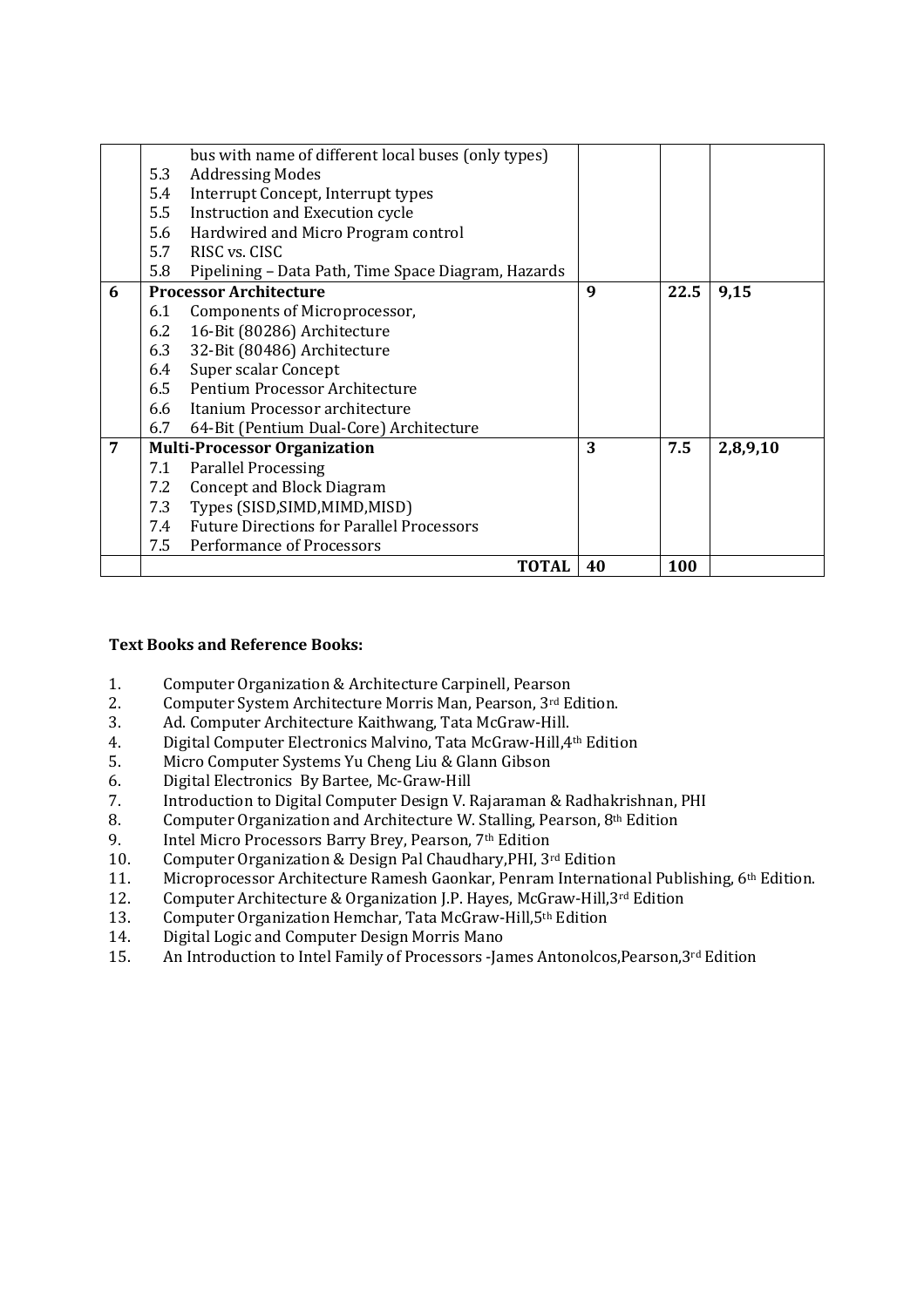| | | | | |
|---|---|---|---|---|
| | bus with name of different local buses (only types)<br>5.3 Addressing Modes<br>5.4 Interrupt Concept, Interrupt types<br>5.5 Instruction and Execution cycle<br>5.6 Hardwired and Micro Program control<br>5.7 RISC vs. CISC<br>5.8 Pipelining – Data Path, Time Space Diagram, Hazards | | | |
| **6** | **Processor Architecture**<br>6.1 Components of Microprocessor,<br>6.2 16-Bit (80286) Architecture<br>6.3 32-Bit (80486) Architecture<br>6.4 Super scalar Concept<br>6.5 Pentium Processor Architecture<br>6.6 Itanium Processor architecture<br>6.7 64-Bit (Pentium Dual-Core) Architecture | **9** | **22.5** | **9,15** |
| **7** | **Multi-Processor Organization**<br>7.1 Parallel Processing<br>7.2 Concept and Block Diagram<br>7.3 Types (SISD,SIMD,MIMD,MISD)<br>7.4 Future Directions for Parallel Processors<br>7.5 Performance of Processors | **3** | **7.5** | **2,8,9,10** |
| | **TOTAL** | **40** | **100** | |

**Text Books and Reference Books:**

1. Computer Organization & Architecture Carpinell, Pearson
2. Computer System Architecture Morris Man, Pearson, 3rd Edition.
3. Ad. Computer Architecture Kaithwang, Tata McGraw-Hill.
4. Digital Computer Electronics Malvino, Tata McGraw-Hill,4th Edition
5. Micro Computer Systems Yu Cheng Liu & Glann Gibson
6. Digital Electronics By Bartee, Mc-Graw-Hill
7. Introduction to Digital Computer Design V. Rajaraman & Radhakrishnan, PHI
8. Computer Organization and Architecture W. Stalling, Pearson, 8th Edition
9. Intel Micro Processors Barry Brey, Pearson, 7th Edition
10. Computer Organization & Design Pal Chaudhary,PHI, 3rd Edition
11. Microprocessor Architecture Ramesh Gaonkar, Penram International Publishing, 6th Edition.
12. Computer Architecture & Organization J.P. Hayes, McGraw-Hill,3rd Edition
13. Computer Organization Hemchar, Tata McGraw-Hill,5th Edition
14. Digital Logic and Computer Design Morris Mano
15. An Introduction to Intel Family of Processors -James Antonolcos,Pearson,3rd Edition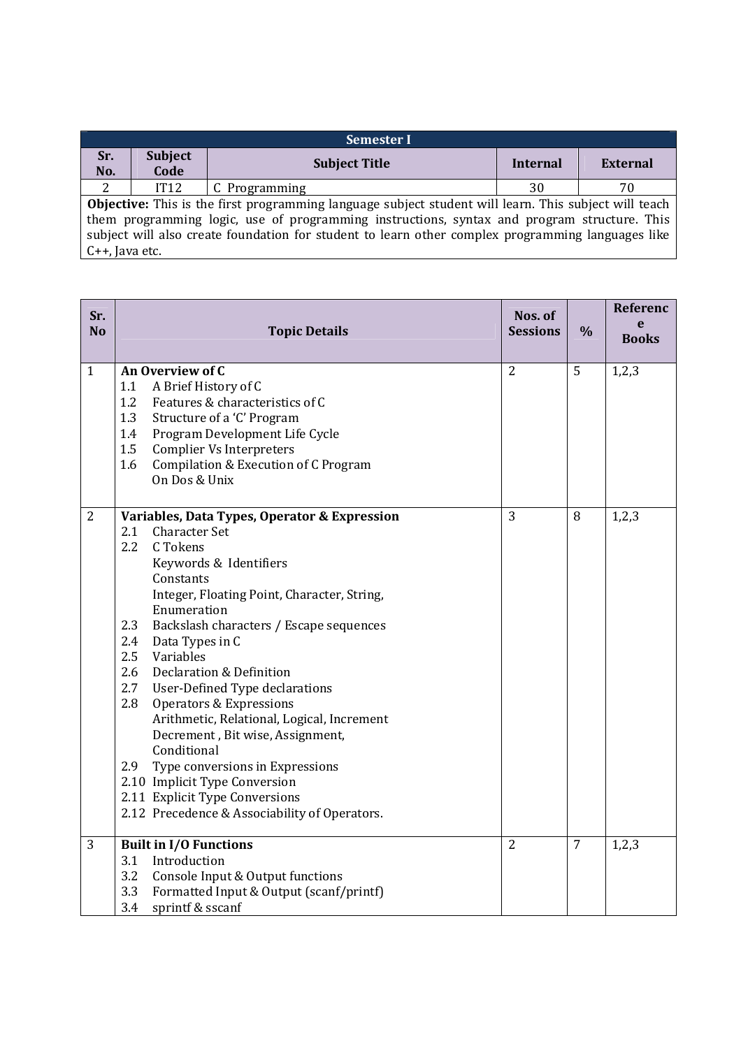| Semester I | | | | |
|---|---|---|---|---|
| **Sr. No.** | **Subject Code** | **Subject Title** | **Internal** | **External** |
| 2 | IT12 | C Programming | 30 | 70 |

**Objective:** This is the first programming language subject student will learn. This subject will teach them programming logic, use of programming instructions, syntax and program structure. This subject will also create foundation for student to learn other complex programming languages like C++, Java etc.

| Sr. No | Topic Details | Nos. of Sessions | % | Reference Books |
|---|---|---|---|---|
| 1 | **An Overview of C**<br>1.1 A Brief History of C<br>1.2 Features & characteristics of C<br>1.3 Structure of a 'C' Program<br>1.4 Program Development Life Cycle<br>1.5 Complier Vs Interpreters<br>1.6 Compilation & Execution of C Program On Dos & Unix | 2 | 5 | 1,2,3 |
| 2 | **Variables, Data Types, Operator & Expression**<br>2.1 Character Set<br>2.2 C Tokens<br>Keywords & Identifiers<br>Constants<br>Integer, Floating Point, Character, String, Enumeration<br>2.3 Backslash characters / Escape sequences<br>2.4 Data Types in C<br>2.5 Variables<br>2.6 Declaration & Definition<br>2.7 User-Defined Type declarations<br>2.8 Operators & Expressions<br>Arithmetic, Relational, Logical, Increment Decrement , Bit wise, Assignment, Conditional<br>2.9 Type conversions in Expressions<br>2.10 Implicit Type Conversion<br>2.11 Explicit Type Conversions<br>2.12 Precedence & Associability of Operators. | 3 | 8 | 1,2,3 |
| 3 | **Built in I/O Functions**<br>3.1 Introduction<br>3.2 Console Input & Output functions<br>3.3 Formatted Input & Output (scanf/printf)<br>3.4 sprintf & sscanf | 2 | 7 | 1,2,3 |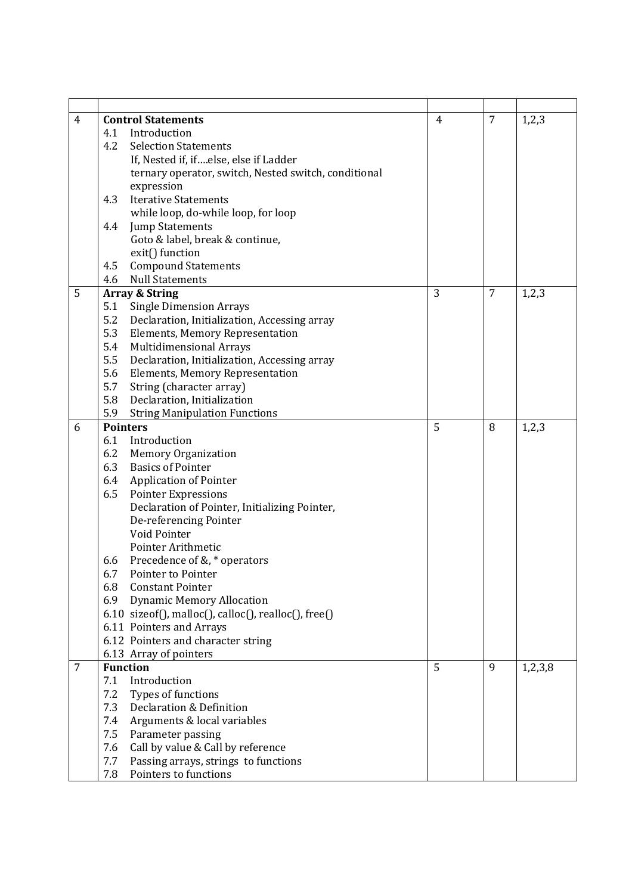| | | | | |
|---|---|---|---|---|
| 4 | **Control Statements**<br>4.1 Introduction<br>4.2 Selection Statements<br>If, Nested if, if….else, else if Ladder<br>ternary operator, switch, Nested switch, conditional expression<br>4.3 Iterative Statements<br>while loop, do-while loop, for loop<br>4.4 Jump Statements<br>Goto & label, break & continue,<br>exit() function<br>4.5 Compound Statements<br>4.6 Null Statements | 4 | 7 | 1,2,3 |
| 5 | **Array & String**<br>5.1 Single Dimension Arrays<br>5.2 Declaration, Initialization, Accessing array<br>5.3 Elements, Memory Representation<br>5.4 Multidimensional Arrays<br>5.5 Declaration, Initialization, Accessing array<br>5.6 Elements, Memory Representation<br>5.7 String (character array)<br>5.8 Declaration, Initialization<br>5.9 String Manipulation Functions | 3 | 7 | 1,2,3 |
| 6 | **Pointers**<br>6.1 Introduction<br>6.2 Memory Organization<br>6.3 Basics of Pointer<br>6.4 Application of Pointer<br>6.5 Pointer Expressions<br>Declaration of Pointer, Initializing Pointer,<br>De-referencing Pointer<br>Void Pointer<br>Pointer Arithmetic<br>6.6 Precedence of &, * operators<br>6.7 Pointer to Pointer<br>6.8 Constant Pointer<br>6.9 Dynamic Memory Allocation<br>6.10 sizeof(), malloc(), calloc(), realloc(), free()<br>6.11 Pointers and Arrays<br>6.12 Pointers and character string<br>6.13 Array of pointers | 5 | 8 | 1,2,3 |
| 7 | **Function**<br>7.1 Introduction<br>7.2 Types of functions<br>7.3 Declaration & Definition<br>7.4 Arguments & local variables<br>7.5 Parameter passing<br>7.6 Call by value & Call by reference<br>7.7 Passing arrays, strings to functions<br>7.8 Pointers to functions | 5 | 9 | 1,2,3,8 |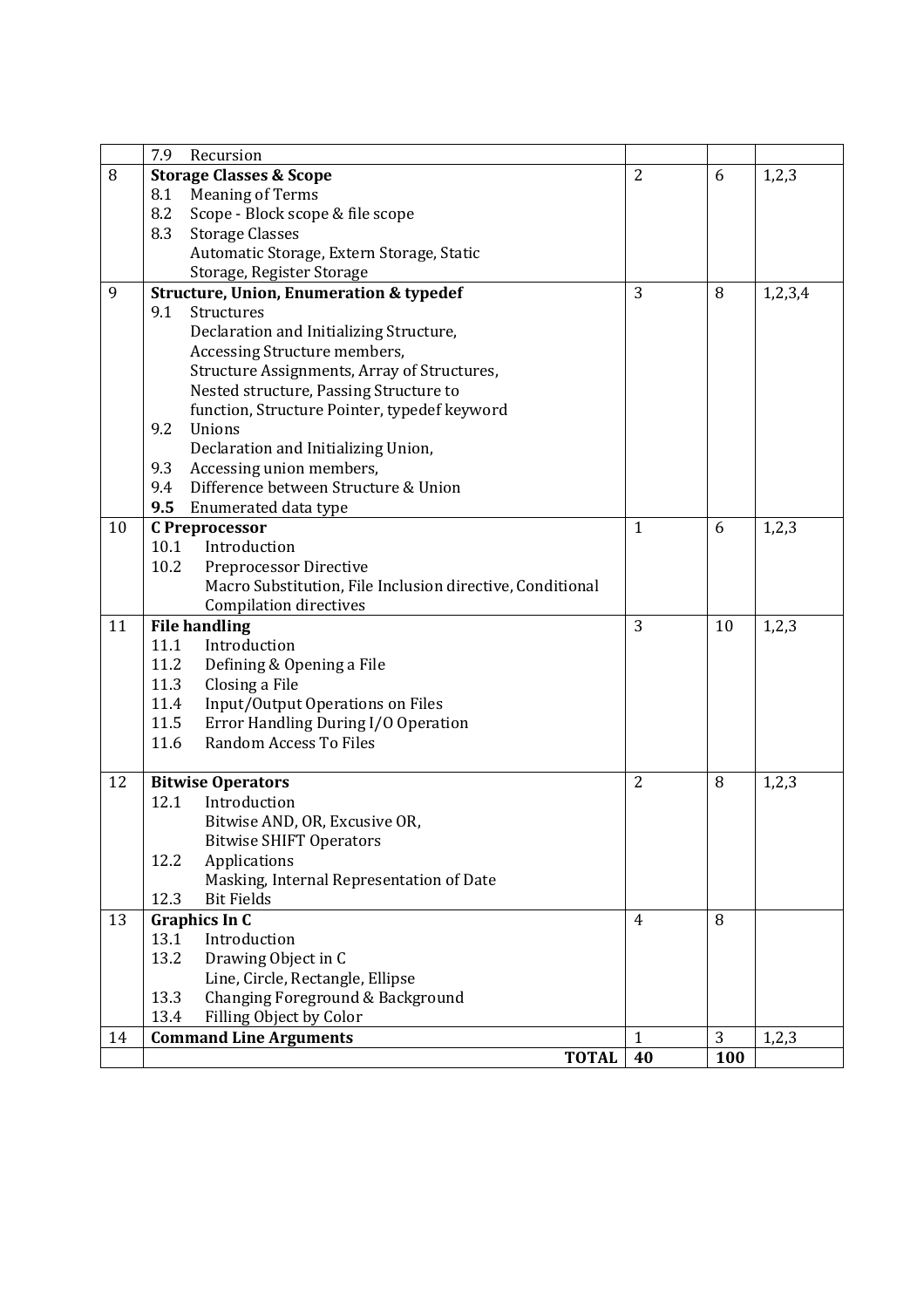| | | | | |
|---|---|---|---|---|
| | 7.9 Recursion | | | |
| 8 | **Storage Classes & Scope**<br>8.1 Meaning of Terms<br>8.2 Scope - Block scope & file scope<br>8.3 Storage Classes<br>Automatic Storage, Extern Storage, Static Storage, Register Storage | 2 | 6 | 1,2,3 |
| 9 | **Structure, Union, Enumeration & typedef**<br>9.1 Structures<br>Declaration and Initializing Structure,<br>Accessing Structure members,<br>Structure Assignments, Array of Structures,<br>Nested structure, Passing Structure to function, Structure Pointer, typedef keyword<br>9.2 Unions<br>Declaration and Initializing Union,<br>9.3 Accessing union members,<br>9.4 Difference between Structure & Union<br>**9.5** Enumerated data type | 3 | 8 | 1,2,3,4 |
| 10 | **C Preprocessor**<br>10.1 Introduction<br>10.2 Preprocessor Directive<br>Macro Substitution, File Inclusion directive, Conditional Compilation directives | 1 | 6 | 1,2,3 |
| 11 | **File handling**<br>11.1 Introduction<br>11.2 Defining & Opening a File<br>11.3 Closing a File<br>11.4 Input/Output Operations on Files<br>11.5 Error Handling During I/O Operation<br>11.6 Random Access To Files | 3 | 10 | 1,2,3 |
| 12 | **Bitwise Operators**<br>12.1 Introduction<br>Bitwise AND, OR, Excusive OR,<br>Bitwise SHIFT Operators<br>12.2 Applications<br>Masking, Internal Representation of Date<br>12.3 Bit Fields | 2 | 8 | 1,2,3 |
| 13 | **Graphics In C**<br>13.1 Introduction<br>13.2 Drawing Object in C<br>Line, Circle, Rectangle, Ellipse<br>13.3 Changing Foreground & Background<br>13.4 Filling Object by Color | 4 | 8 | |
| 14 | **Command Line Arguments** | 1 | 3 | 1,2,3 |
| | **TOTAL** | **40** | **100** | |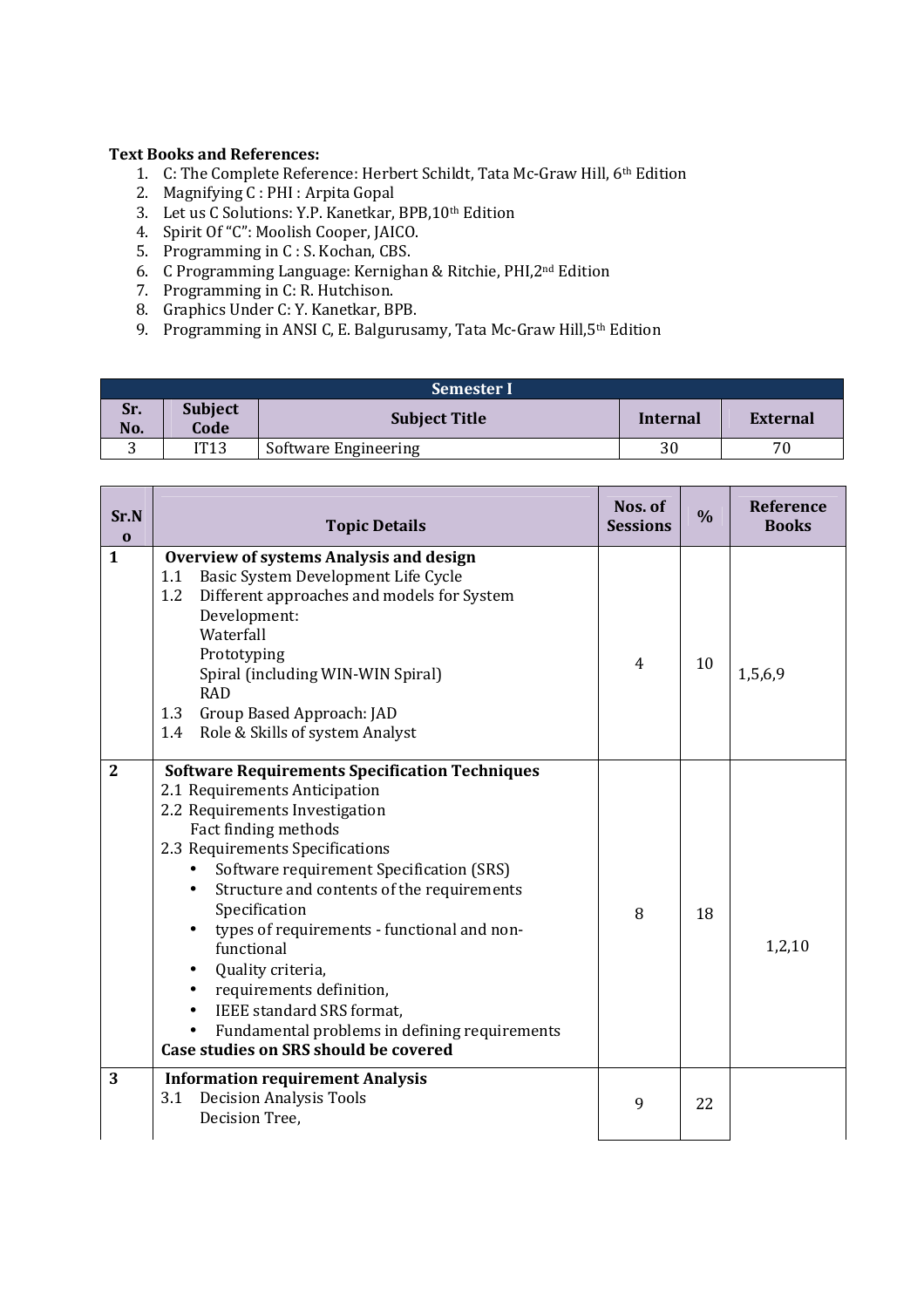**Text Books and References:**

1. C: The Complete Reference: Herbert Schildt, Tata Mc-Graw Hill, 6th Edition
2. Magnifying C : PHI : Arpita Gopal
3. Let us C Solutions: Y.P. Kanetkar, BPB,10th Edition
4. Spirit Of "C": Moolish Cooper, JAICO.
5. Programming in C : S. Kochan, CBS.
6. C Programming Language: Kernighan & Ritchie, PHI,2nd Edition
7. Programming in C: R. Hutchison.
8. Graphics Under C: Y. Kanetkar, BPB.
9. Programming in ANSI C, E. Balgurusamy, Tata Mc-Graw Hill,5th Edition

| Semester I | | | | |
|---|---|---|---|---|
| **Sr. No.** | **Subject Code** | **Subject Title** | **Internal** | **External** |
| 3 | IT13 | Software Engineering | 30 | 70 |

| Sr.No | Topic Details | Nos. of Sessions | % | Reference Books |
|---|---|---|---|---|
| 1 | **Overview of systems Analysis and design**<br>1.1 Basic System Development Life Cycle<br>1.2 Different approaches and models for System Development:<br>Waterfall<br>Prototyping<br>Spiral (including WIN-WIN Spiral)<br>RAD<br>1.3 Group Based Approach: JAD<br>1.4 Role & Skills of system Analyst | 4 | 10 | 1,5,6,9 |
| 2 | **Software Requirements Specification Techniques**<br>2.1 Requirements Anticipation<br>2.2 Requirements Investigation<br>Fact finding methods<br>2.3 Requirements Specifications<br>• Software requirement Specification (SRS)<br>• Structure and contents of the requirements Specification<br>• types of requirements - functional and non-functional<br>• Quality criteria,<br>• requirements definition,<br>• IEEE standard SRS format,<br>• Fundamental problems in defining requirements<br>**Case studies on SRS should be covered** | 8 | 18 | 1,2,10 |
| 3 | **Information requirement Analysis**<br>3.1 Decision Analysis Tools<br>Decision Tree, | 9 | 22 | |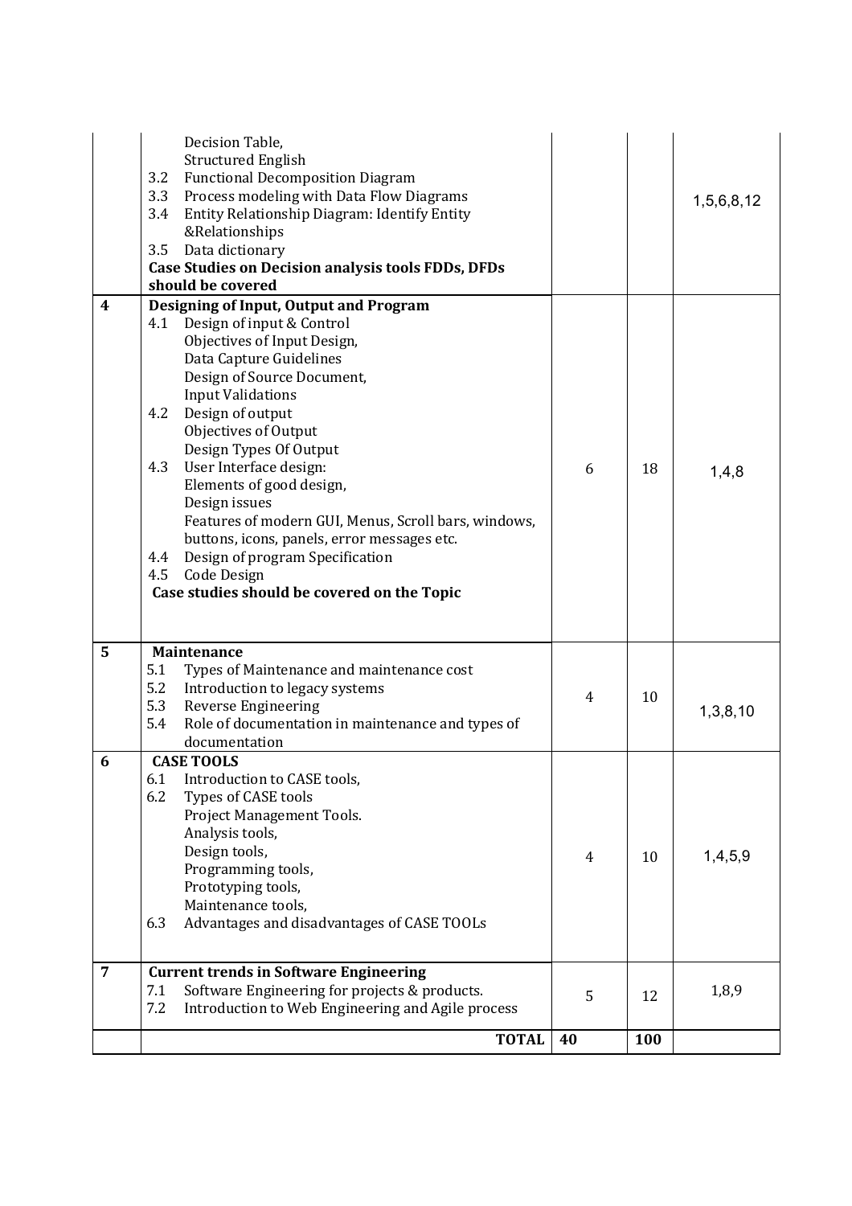| | | | | |
|---|---|---|---|---|
| | Decision Table,<br>Structured English<br>3.2 Functional Decomposition Diagram<br>3.3 Process modeling with Data Flow Diagrams<br>3.4 Entity Relationship Diagram: Identify Entity &Relationships<br>3.5 Data dictionary<br>**Case Studies on Decision analysis tools FDDs, DFDs should be covered** | | | 1,5,6,8,12 |
| **4** | **Designing of Input, Output and Program**<br>4.1 Design of input & Control<br>Objectives of Input Design,<br>Data Capture Guidelines<br>Design of Source Document,<br>Input Validations<br>4.2 Design of output<br>Objectives of Output<br>Design Types Of Output<br>4.3 User Interface design:<br>Elements of good design,<br>Design issues<br>Features of modern GUI, Menus, Scroll bars, windows, buttons, icons, panels, error messages etc.<br>4.4 Design of program Specification<br>4.5 Code Design<br>**Case studies should be covered on the Topic** | 6 | 18 | 1,4,8 |
| **5** | **Maintenance**<br>5.1 Types of Maintenance and maintenance cost<br>5.2 Introduction to legacy systems<br>5.3 Reverse Engineering<br>5.4 Role of documentation in maintenance and types of documentation | 4 | 10 | 1,3,8,10 |
| **6** | **CASE TOOLS**<br>6.1 Introduction to CASE tools,<br>6.2 Types of CASE tools<br>Project Management Tools.<br>Analysis tools,<br>Design tools,<br>Programming tools,<br>Prototyping tools,<br>Maintenance tools,<br>6.3 Advantages and disadvantages of CASE TOOLs | 4 | 10 | 1,4,5,9 |
| **7** | **Current trends in Software Engineering**<br>7.1 Software Engineering for projects & products.<br>7.2 Introduction to Web Engineering and Agile process | 5 | 12 | 1,8,9 |
| | **TOTAL** | **40** | **100** | |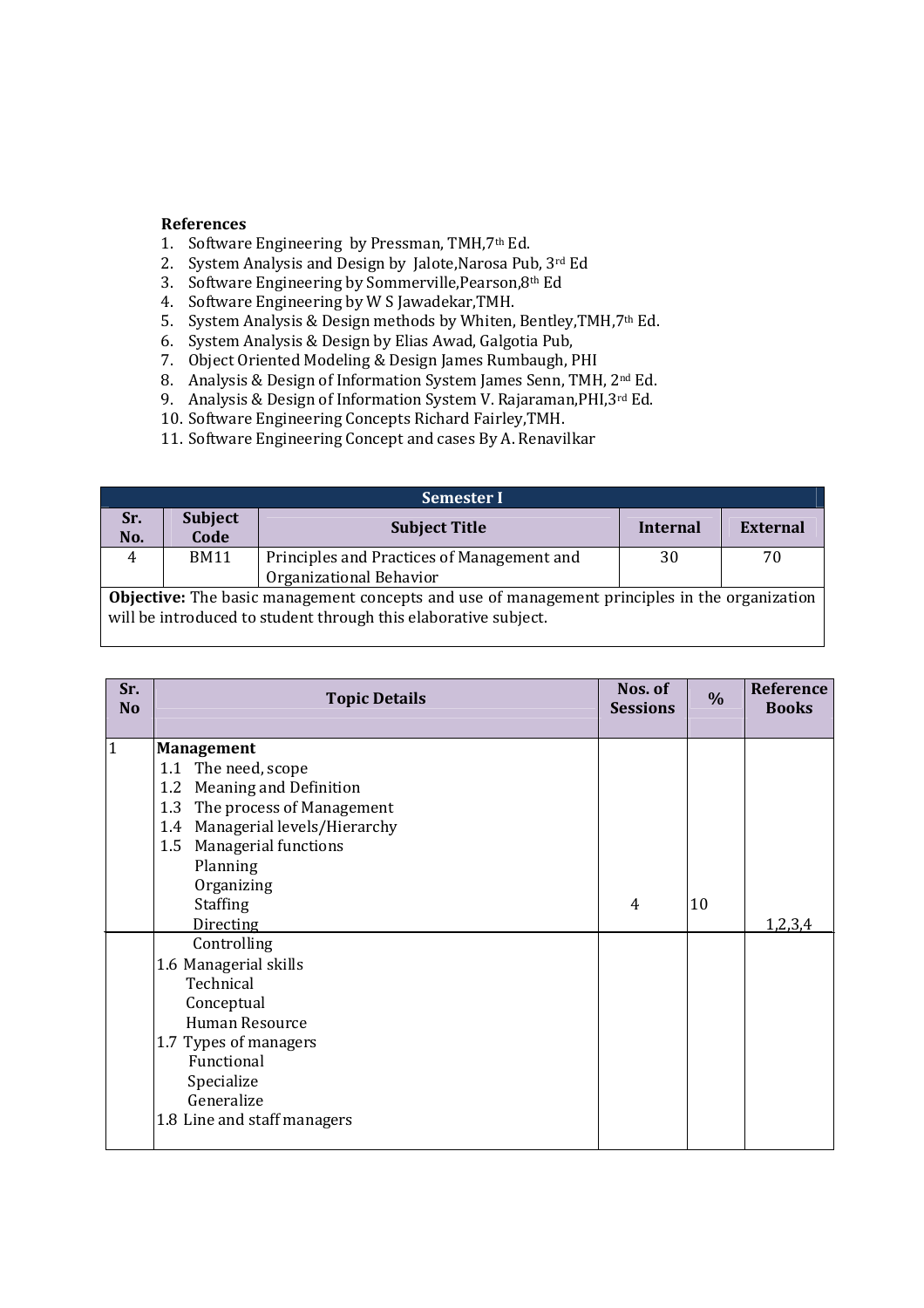**References**

1. Software Engineering by Pressman, TMH,7th Ed.
2. System Analysis and Design by Jalote,Narosa Pub, 3rd Ed
3. Software Engineering by Sommerville,Pearson,8th Ed
4. Software Engineering by W S Jawadekar,TMH.
5. System Analysis & Design methods by Whiten, Bentley,TMH,7th Ed.
6. System Analysis & Design by Elias Awad, Galgotia Pub,
7. Object Oriented Modeling & Design James Rumbaugh, PHI
8. Analysis & Design of Information System James Senn, TMH, 2nd Ed.
9. Analysis & Design of Information System V. Rajaraman,PHI,3rd Ed.
10. Software Engineering Concepts Richard Fairley,TMH.
11. Software Engineering Concept and cases By A. Renavilkar

| Semester I | | | | |
|---|---|---|---|---|
| **Sr. No.** | **Subject Code** | **Subject Title** | **Internal** | **External** |
| 4 | BM11 | Principles and Practices of Management and Organizational Behavior | 30 | 70 |

**Objective:** The basic management concepts and use of management principles in the organization will be introduced to student through this elaborative subject.

| Sr. No | Topic Details | Nos. of Sessions | % | Reference Books |
|---|---|---|---|---|
| 1 | **Management**<br>1.1 The need, scope<br>1.2 Meaning and Definition<br>1.3 The process of Management<br>1.4 Managerial levels/Hierarchy<br>1.5 Managerial functions<br>Planning<br>Organizing<br>Staffing<br>Directing<br>Controlling<br>1.6 Managerial skills<br>Technical<br>Conceptual<br>Human Resource<br>1.7 Types of managers<br>Functional<br>Specialize<br>Generalize<br>1.8 Line and staff managers | 4 | 10 | 1,2,3,4 |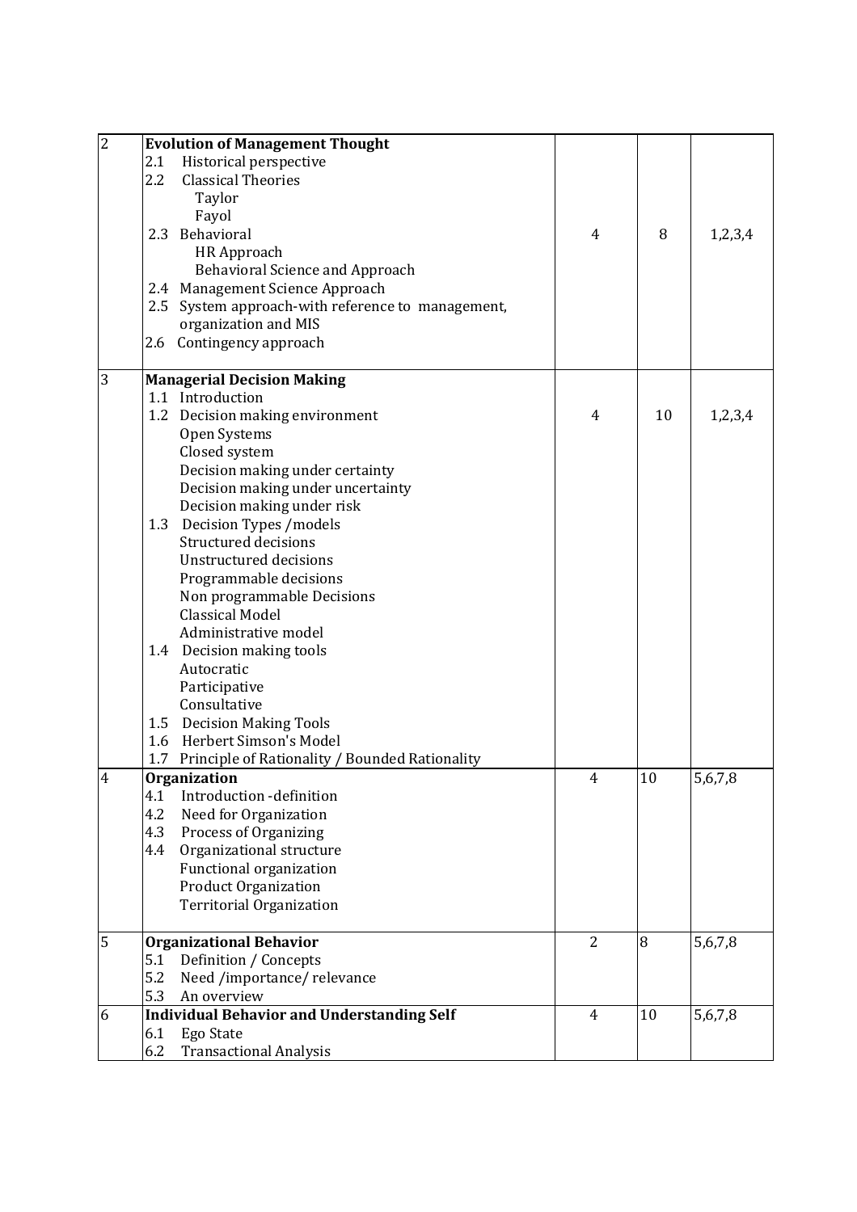| | | | | |
|---|---|---|---|---|
| 2 | **Evolution of Management Thought**<br>2.1 Historical perspective<br>2.2 Classical Theories<br>Taylor<br>Fayol<br>2.3 Behavioral<br>HR Approach<br>Behavioral Science and Approach<br>2.4 Management Science Approach<br>2.5 System approach-with reference to management, organization and MIS<br>2.6 Contingency approach | 4 | 8 | 1,2,3,4 |
| 3 | **Managerial Decision Making**<br>1.1 Introduction<br>1.2 Decision making environment<br>Open Systems<br>Closed system<br>Decision making under certainty<br>Decision making under uncertainty<br>Decision making under risk<br>1.3 Decision Types /models<br>Structured decisions<br>Unstructured decisions<br>Programmable decisions<br>Non programmable Decisions<br>Classical Model<br>Administrative model<br>1.4 Decision making tools<br>Autocratic<br>Participative<br>Consultative<br>1.5 Decision Making Tools<br>1.6 Herbert Simson's Model<br>1.7 Principle of Rationality / Bounded Rationality | 4 | 10 | 1,2,3,4 |
| 4 | **Organization**<br>4.1 Introduction -definition<br>4.2 Need for Organization<br>4.3 Process of Organizing<br>4.4 Organizational structure<br>Functional organization<br>Product Organization<br>Territorial Organization | 4 | 10 | 5,6,7,8 |
| 5 | **Organizational Behavior**<br>5.1 Definition / Concepts<br>5.2 Need /importance/ relevance<br>5.3 An overview | 2 | 8 | 5,6,7,8 |
| 6 | **Individual Behavior and Understanding Self**<br>6.1 Ego State<br>6.2 Transactional Analysis | 4 | 10 | 5,6,7,8 |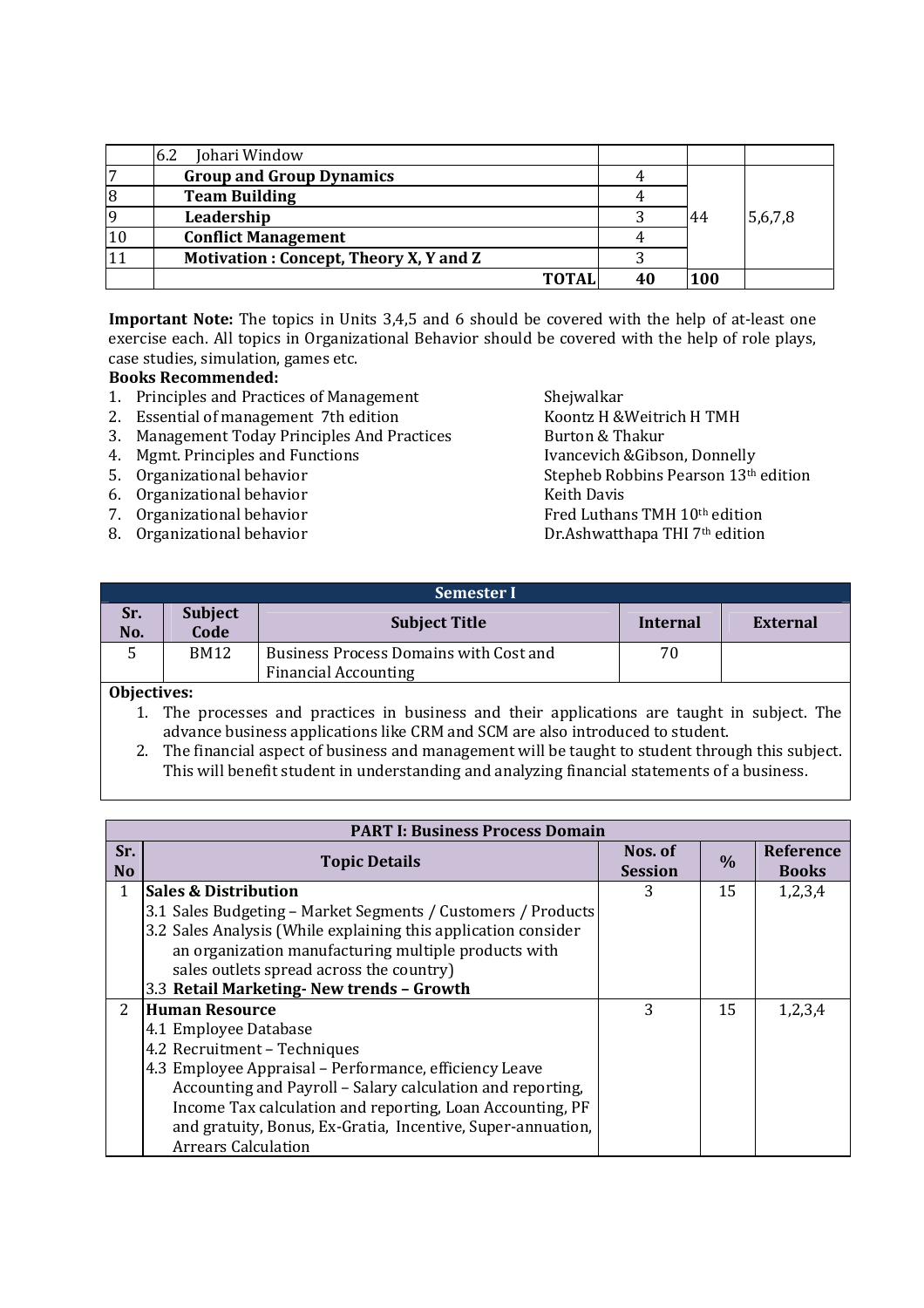| | | | | |
|---|---|---|---|---|
| | 6.2 Johari Window | | | |
| 7 | **Group and Group Dynamics** | 4 | 44 | 5,6,7,8 |
| 8 | **Team Building** | 4 | | |
| 9 | **Leadership** | 3 | | |
| 10 | **Conflict Management** | 4 | | |
| 11 | **Motivation : Concept, Theory X, Y and Z** | 3 | | |
| | **TOTAL** | **40** | **100** | |

**Important Note:** The topics in Units 3,4,5 and 6 should be covered with the help of at-least one exercise each. All topics in Organizational Behavior should be covered with the help of role plays, case studies, simulation, games etc.

**Books Recommended:**

1. Principles and Practices of Management — Shejwalkar
2. Essential of management 7th edition — Koontz H &Weitrich H TMH
3. Management Today Principles And Practices — Burton & Thakur
4. Mgmt. Principles and Functions — Ivancevich &Gibson, Donnelly
5. Organizational behavior — Stepheb Robbins Pearson 13th edition
6. Organizational behavior — Keith Davis
7. Organizational behavior — Fred Luthans TMH 10th edition
8. Organizational behavior — Dr.Ashwatthapa THI 7th edition

| **Semester I** | | | | |
|---|---|---|---|---|
| **Sr. No.** | **Subject Code** | **Subject Title** | **Internal** | **External** |
| 5 | BM12 | Business Process Domains with Cost and Financial Accounting | 70 | |

**Objectives:**

1. The processes and practices in business and their applications are taught in subject. The advance business applications like CRM and SCM are also introduced to student.
2. The financial aspect of business and management will be taught to student through this subject. This will benefit student in understanding and analyzing financial statements of a business.

| **PART I: Business Process Domain** | | | | |
|---|---|---|---|---|
| **Sr. No** | **Topic Details** | **Nos. of Session** | **%** | **Reference Books** |
| 1 | **Sales & Distribution**<br>3.1 Sales Budgeting – Market Segments / Customers / Products<br>3.2 Sales Analysis (While explaining this application consider an organization manufacturing multiple products with sales outlets spread across the country)<br>3.3 **Retail Marketing- New trends – Growth** | 3 | 15 | 1,2,3,4 |
| 2 | **Human Resource**<br>4.1 Employee Database<br>4.2 Recruitment – Techniques<br>4.3 Employee Appraisal – Performance, efficiency Leave Accounting and Payroll – Salary calculation and reporting, Income Tax calculation and reporting, Loan Accounting, PF and gratuity, Bonus, Ex-Gratia, Incentive, Super-annuation, Arrears Calculation | 3 | 15 | 1,2,3,4 |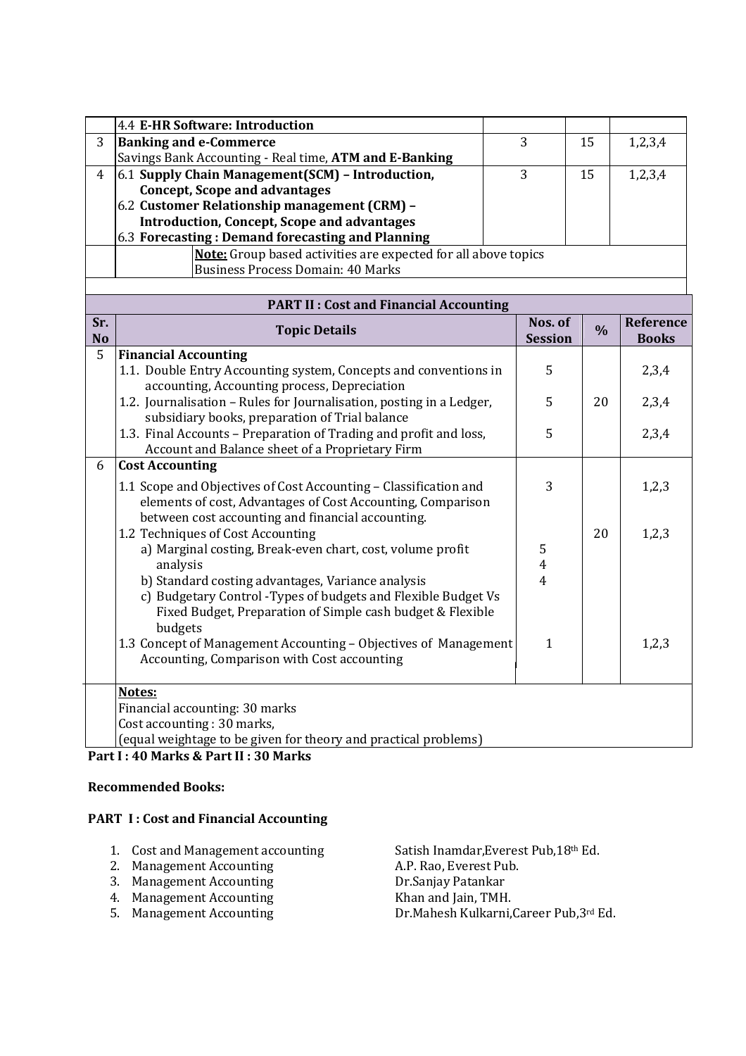|  | 4.4 **E-HR Software: Introduction** |  |  |  |
|---|---|---|---|---|
| 3 | **Banking and e-Commerce**<br>Savings Bank Accounting - Real time, **ATM and E-Banking** | 3 | 15 | 1,2,3,4 |
| 4 | 6.1 **Supply Chain Management(SCM) – Introduction, Concept, Scope and advantages**<br>6.2 **Customer Relationship management (CRM) – Introduction, Concept, Scope and advantages**<br>6.3 **Forecasting : Demand forecasting and Planning** | 3 | 15 | 1,2,3,4 |
|  | **Note:** Group based activities are expected for all above topics<br>Business Process Domain: 40 Marks |  |  |  |

| **PART II : Cost and Financial Accounting** | | | | |
|---|---|---|---|---|
| **Sr. No** | **Topic Details** | **Nos. of Session** | **%** | **Reference Books** |
| 5 | **Financial Accounting** |  |  |  |
|  | 1.1. Double Entry Accounting system, Concepts and conventions in accounting, Accounting process, Depreciation | 5 |  | 2,3,4 |
|  | 1.2. Journalisation – Rules for Journalisation, posting in a Ledger, subsidiary books, preparation of Trial balance | 5 | 20 | 2,3,4 |
|  | 1.3. Final Accounts – Preparation of Trading and profit and loss, Account and Balance sheet of a Proprietary Firm | 5 |  | 2,3,4 |
| 6 | **Cost Accounting** |  |  |  |
|  | 1.1 Scope and Objectives of Cost Accounting – Classification and elements of cost, Advantages of Cost Accounting, Comparison between cost accounting and financial accounting. | 3 |  | 1,2,3 |
|  | 1.2 Techniques of Cost Accounting<br>a) Marginal costing, Break-even chart, cost, volume profit analysis<br>b) Standard costing advantages, Variance analysis<br>c) Budgetary Control -Types of budgets and Flexible Budget Vs Fixed Budget, Preparation of Simple cash budget & Flexible budgets | 5<br>4<br>4 | 20 | 1,2,3 |
|  | 1.3 Concept of Management Accounting – Objectives of Management Accounting, Comparison with Cost accounting | 1 |  | 1,2,3 |
|  | **Notes:**<br>Financial accounting: 30 marks<br>Cost accounting : 30 marks,<br>(equal weightage to be given for theory and practical problems) |  |  |  |

**Part I : 40 Marks & Part II : 30 Marks**

**Recommended Books:**

**PART I : Cost and Financial Accounting**

1. Cost and Management accounting — Satish Inamdar, Everest Pub, 18th Ed.
2. Management Accounting — A.P. Rao, Everest Pub.
3. Management Accounting — Dr.Sanjay Patankar
4. Management Accounting — Khan and Jain, TMH.
5. Management Accounting — Dr.Mahesh Kulkarni, Career Pub, 3rd Ed.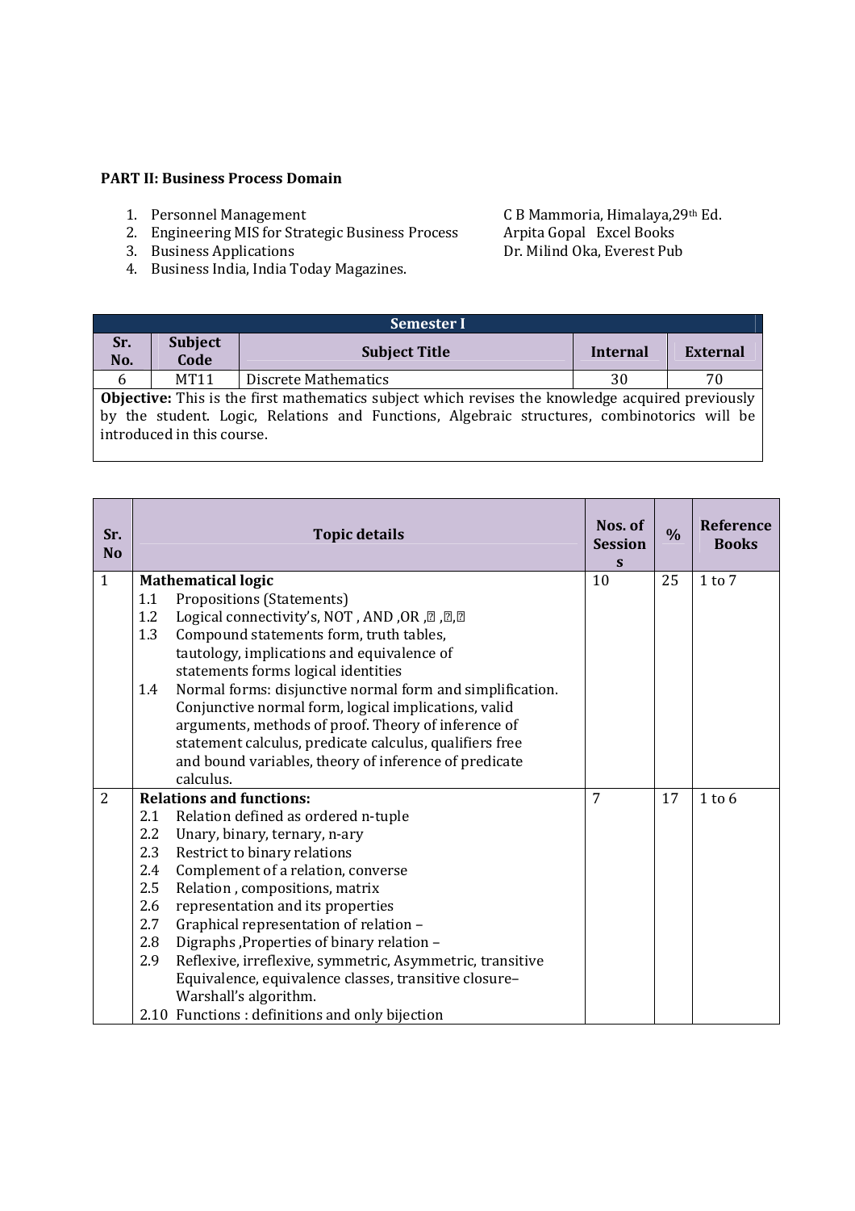**PART II: Business Process Domain**

1. Personnel Management — C B Mammoria, Himalaya, 29th Ed.
2. Engineering MIS for Strategic Business Process — Arpita Gopal Excel Books
3. Business Applications — Dr. Milind Oka, Everest Pub
4. Business India, India Today Magazines.

| Semester I | | | | |
|---|---|---|---|---|
| **Sr. No.** | **Subject Code** | **Subject Title** | **Internal** | **External** |
| 6 | MT11 | Discrete Mathematics | 30 | 70 |
| **Objective:** This is the first mathematics subject which revises the knowledge acquired previously by the student. Logic, Relations and Functions, Algebraic structures, combinotorics will be introduced in this course. | | | | |

| Sr. No | Topic details | Nos. of Sessions | % | Reference Books |
|---|---|---|---|---|
| 1 | **Mathematical logic**<br>1.1 Propositions (Statements)<br>1.2 Logical connectivity's, NOT , AND ,OR ,, ,,<br>1.3 Compound statements form, truth tables, tautology, implications and equivalence of statements forms logical identities<br>1.4 Normal forms: disjunctive normal form and simplification. Conjunctive normal form, logical implications, valid arguments, methods of proof. Theory of inference of statement calculus, predicate calculus, qualifiers free and bound variables, theory of inference of predicate calculus. | 10 | 25 | 1 to 7 |
| 2 | **Relations and functions:**<br>2.1 Relation defined as ordered n-tuple<br>2.2 Unary, binary, ternary, n-ary<br>2.3 Restrict to binary relations<br>2.4 Complement of a relation, converse<br>2.5 Relation , compositions, matrix<br>2.6 representation and its properties<br>2.7 Graphical representation of relation –<br>2.8 Digraphs ,Properties of binary relation –<br>2.9 Reflexive, irreflexive, symmetric, Asymmetric, transitive Equivalence, equivalence classes, transitive closure–Warshall's algorithm.<br>2.10 Functions : definitions and only bijection | 7 | 17 | 1 to 6 |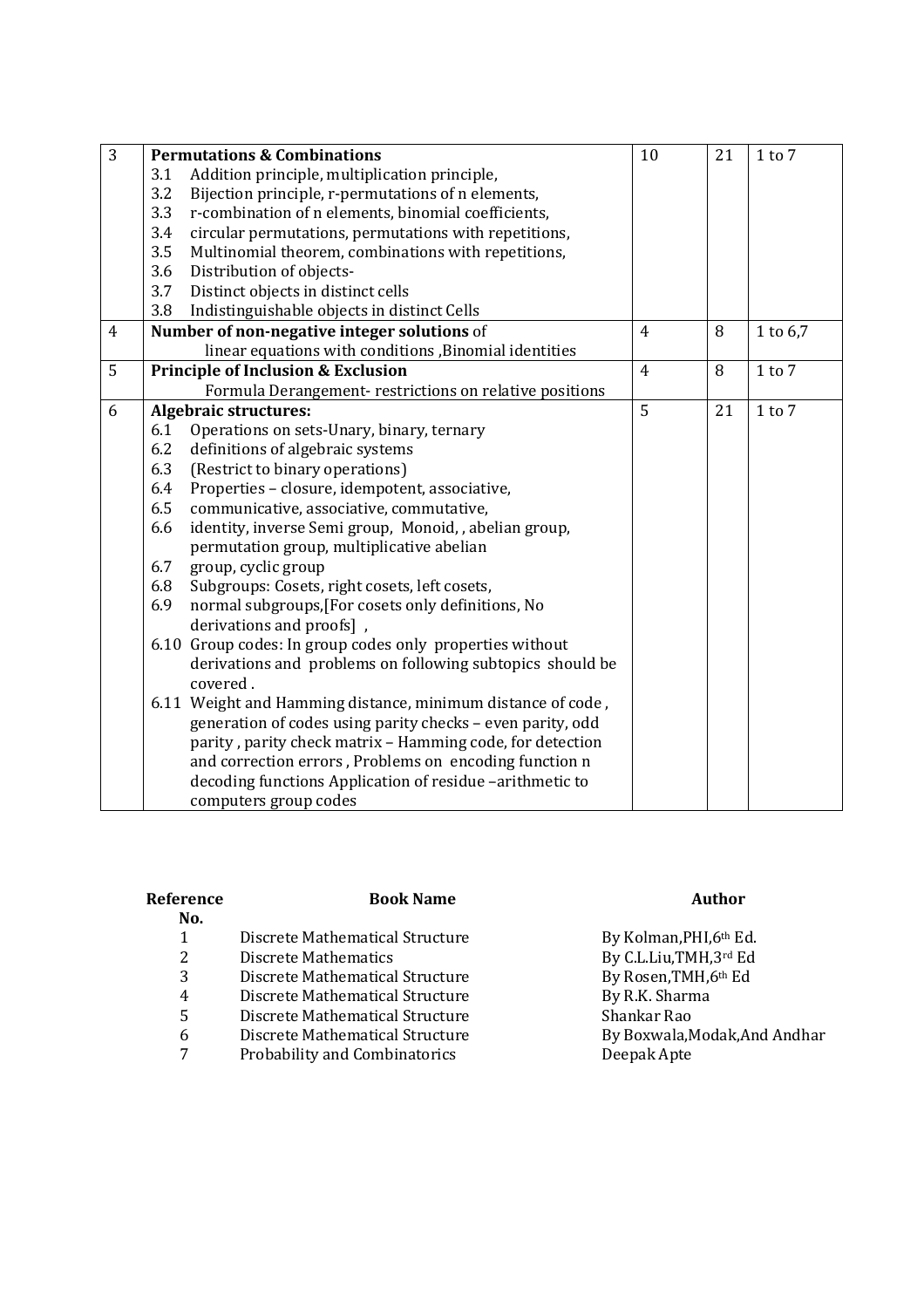| 3 | **Permutations & Combinations**<br>3.1 Addition principle, multiplication principle,<br>3.2 Bijection principle, r-permutations of n elements,<br>3.3 r-combination of n elements, binomial coefficients,<br>3.4 circular permutations, permutations with repetitions,<br>3.5 Multinomial theorem, combinations with repetitions,<br>3.6 Distribution of objects-<br>3.7 Distinct objects in distinct cells<br>3.8 Indistinguishable objects in distinct Cells | 10 | 21 | 1 to 7 |
|---|---|---|---|---|
| 4 | **Number of non-negative integer solutions** of linear equations with conditions ,Binomial identities | 4 | 8 | 1 to 6,7 |
| 5 | **Principle of Inclusion & Exclusion** Formula Derangement- restrictions on relative positions | 4 | 8 | 1 to 7 |
| 6 | **Algebraic structures:**<br>6.1 Operations on sets-Unary, binary, ternary<br>6.2 definitions of algebraic systems<br>6.3 (Restrict to binary operations)<br>6.4 Properties – closure, idempotent, associative,<br>6.5 communicative, associative, commutative,<br>6.6 identity, inverse Semi group, Monoid, , abelian group, permutation group, multiplicative abelian<br>6.7 group, cyclic group<br>6.8 Subgroups: Cosets, right cosets, left cosets,<br>6.9 normal subgroups,[For cosets only definitions, No derivations and proofs] ,<br>6.10 Group codes: In group codes only properties without derivations and problems on following subtopics should be covered .<br>6.11 Weight and Hamming distance, minimum distance of code , generation of codes using parity checks – even parity, odd parity , parity check matrix – Hamming code, for detection and correction errors , Problems on encoding function n decoding functions Application of residue –arithmetic to computers group codes | 5 | 21 | 1 to 7 |

| Reference No. | Book Name | Author |
|---|---|---|
| 1 | Discrete Mathematical Structure | By Kolman,PHI,6th Ed. |
| 2 | Discrete Mathematics | By C.L.Liu,TMH,3rd Ed |
| 3 | Discrete Mathematical Structure | By Rosen,TMH,6th Ed |
| 4 | Discrete Mathematical Structure | By R.K. Sharma |
| 5 | Discrete Mathematical Structure | Shankar Rao |
| 6 | Discrete Mathematical Structure | By Boxwala,Modak,And Andhar |
| 7 | Probability and Combinatorics | Deepak Apte |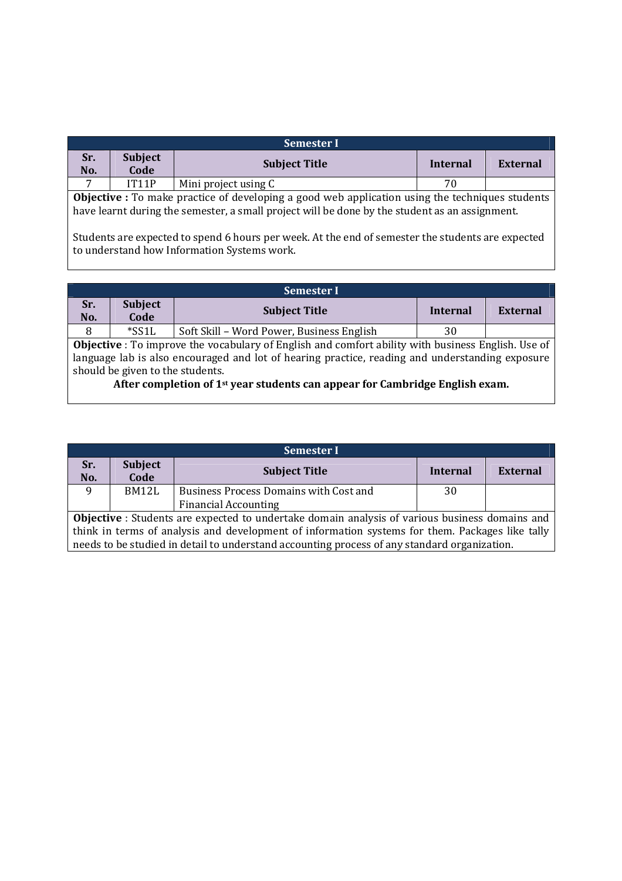| Semester I | | | | |
|---|---|---|---|---|
| **Sr. No.** | **Subject Code** | **Subject Title** | **Internal** | **External** |
| 7 | IT11P | Mini project using C | 70 | |

**Objective :** To make practice of developing a good web application using the techniques students have learnt during the semester, a small project will be done by the student as an assignment.

Students are expected to spend 6 hours per week. At the end of semester the students are expected to understand how Information Systems work.

| Semester I | | | | |
|---|---|---|---|---|
| **Sr. No.** | **Subject Code** | **Subject Title** | **Internal** | **External** |
| 8 | *SS1L | Soft Skill – Word Power, Business English | 30 | |

**Objective** : To improve the vocabulary of English and comfort ability with business English. Use of language lab is also encouraged and lot of hearing practice, reading and understanding exposure should be given to the students.

**After completion of 1st year students can appear for Cambridge English exam.**

| Semester I | | | | |
|---|---|---|---|---|
| **Sr. No.** | **Subject Code** | **Subject Title** | **Internal** | **External** |
| 9 | BM12L | Business Process Domains with Cost and Financial Accounting | 30 | |

**Objective** : Students are expected to undertake domain analysis of various business domains and think in terms of analysis and development of information systems for them. Packages like tally needs to be studied in detail to understand accounting process of any standard organization.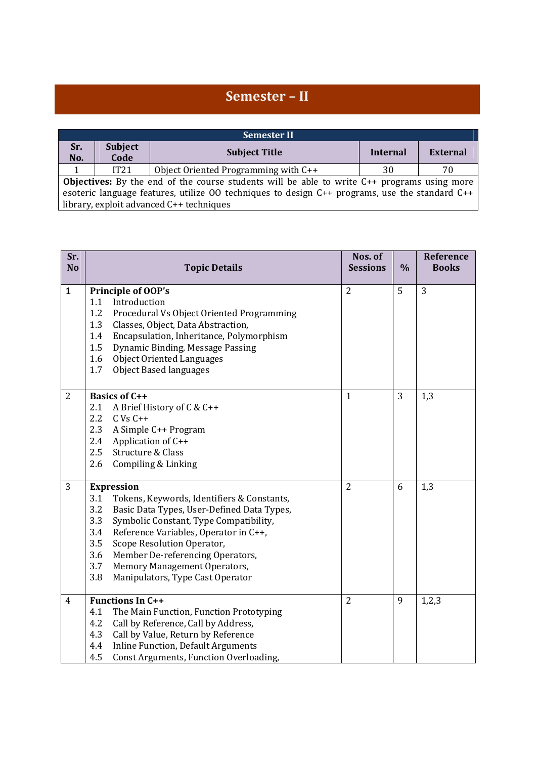# Semester – II

| Semester II | | | | |
|---|---|---|---|---|
| **Sr. No.** | **Subject Code** | **Subject Title** | **Internal** | **External** |
| 1 | IT21 | Object Oriented Programming with C++ | 30 | 70 |
| **Objectives:** By the end of the course students will be able to write C++ programs using more esoteric language features, utilize OO techniques to design C++ programs, use the standard C++ library, exploit advanced C++ techniques | | | | |

| Sr. No | Topic Details | Nos. of Sessions | % | Reference Books |
|---|---|---|---|---|
| **1** | **Principle of OOP's**<br>1.1 Introduction<br>1.2 Procedural Vs Object Oriented Programming<br>1.3 Classes, Object, Data Abstraction,<br>1.4 Encapsulation, Inheritance, Polymorphism<br>1.5 Dynamic Binding, Message Passing<br>1.6 Object Oriented Languages<br>1.7 Object Based languages | 2 | 5 | 3 |
| 2 | **Basics of C++**<br>2.1 A Brief History of C & C++<br>2.2 C Vs C++<br>2.3 A Simple C++ Program<br>2.4 Application of C++<br>2.5 Structure & Class<br>2.6 Compiling & Linking | 1 | 3 | 1,3 |
| 3 | **Expression**<br>3.1 Tokens, Keywords, Identifiers & Constants,<br>3.2 Basic Data Types, User-Defined Data Types,<br>3.3 Symbolic Constant, Type Compatibility,<br>3.4 Reference Variables, Operator in C++,<br>3.5 Scope Resolution Operator,<br>3.6 Member De-referencing Operators,<br>3.7 Memory Management Operators,<br>3.8 Manipulators, Type Cast Operator | 2 | 6 | 1,3 |
| 4 | **Functions In C++**<br>4.1 The Main Function, Function Prototyping<br>4.2 Call by Reference, Call by Address,<br>4.3 Call by Value, Return by Reference<br>4.4 Inline Function, Default Arguments<br>4.5 Const Arguments, Function Overloading, | 2 | 9 | 1,2,3 |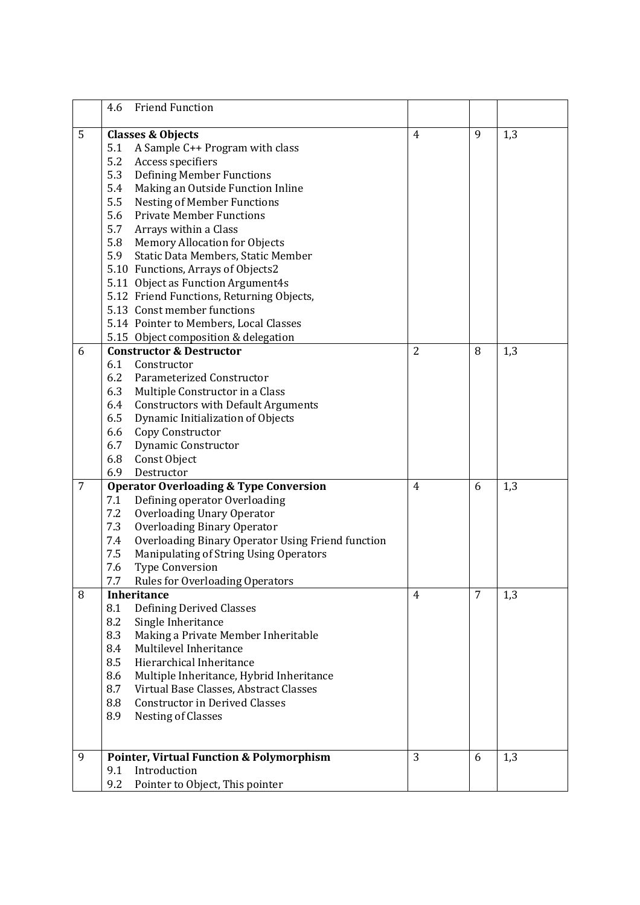|   |   |   |   |   |
|---|---|---|---|---|
|   | 4.6 Friend Function |   |   |   |
| 5 | **Classes & Objects**<br>5.1 A Sample C++ Program with class<br>5.2 Access specifiers<br>5.3 Defining Member Functions<br>5.4 Making an Outside Function Inline<br>5.5 Nesting of Member Functions<br>5.6 Private Member Functions<br>5.7 Arrays within a Class<br>5.8 Memory Allocation for Objects<br>5.9 Static Data Members, Static Member<br>5.10 Functions, Arrays of Objects2<br>5.11 Object as Function Argument4s<br>5.12 Friend Functions, Returning Objects,<br>5.13 Const member functions<br>5.14 Pointer to Members, Local Classes<br>5.15 Object composition & delegation | 4 | 9 | 1,3 |
| 6 | **Constructor & Destructor**<br>6.1 Constructor<br>6.2 Parameterized Constructor<br>6.3 Multiple Constructor in a Class<br>6.4 Constructors with Default Arguments<br>6.5 Dynamic Initialization of Objects<br>6.6 Copy Constructor<br>6.7 Dynamic Constructor<br>6.8 Const Object<br>6.9 Destructor | 2 | 8 | 1,3 |
| 7 | **Operator Overloading & Type Conversion**<br>7.1 Defining operator Overloading<br>7.2 Overloading Unary Operator<br>7.3 Overloading Binary Operator<br>7.4 Overloading Binary Operator Using Friend function<br>7.5 Manipulating of String Using Operators<br>7.6 Type Conversion<br>7.7 Rules for Overloading Operators | 4 | 6 | 1,3 |
| 8 | **Inheritance**<br>8.1 Defining Derived Classes<br>8.2 Single Inheritance<br>8.3 Making a Private Member Inheritable<br>8.4 Multilevel Inheritance<br>8.5 Hierarchical Inheritance<br>8.6 Multiple Inheritance, Hybrid Inheritance<br>8.7 Virtual Base Classes, Abstract Classes<br>8.8 Constructor in Derived Classes<br>8.9 Nesting of Classes | 4 | 7 | 1,3 |
| 9 | **Pointer, Virtual Function & Polymorphism**<br>9.1 Introduction<br>9.2 Pointer to Object, This pointer | 3 | 6 | 1,3 |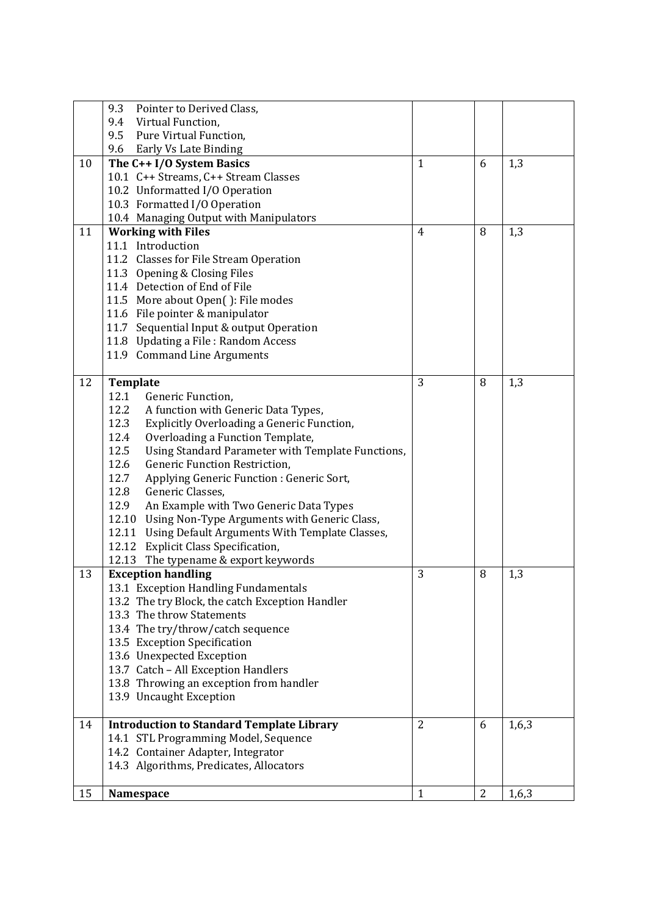| | | | | |
|---|---|---|---|---|
| | 9.3 Pointer to Derived Class,<br>9.4 Virtual Function,<br>9.5 Pure Virtual Function,<br>9.6 Early Vs Late Binding | | | |
| 10 | **The C++ I/O System Basics**<br>10.1 C++ Streams, C++ Stream Classes<br>10.2 Unformatted I/O Operation<br>10.3 Formatted I/O Operation<br>10.4 Managing Output with Manipulators | 1 | 6 | 1,3 |
| 11 | **Working with Files**<br>11.1 Introduction<br>11.2 Classes for File Stream Operation<br>11.3 Opening & Closing Files<br>11.4 Detection of End of File<br>11.5 More about Open( ): File modes<br>11.6 File pointer & manipulator<br>11.7 Sequential Input & output Operation<br>11.8 Updating a File : Random Access<br>11.9 Command Line Arguments | 4 | 8 | 1,3 |
| 12 | **Template**<br>12.1 Generic Function,<br>12.2 A function with Generic Data Types,<br>12.3 Explicitly Overloading a Generic Function,<br>12.4 Overloading a Function Template,<br>12.5 Using Standard Parameter with Template Functions,<br>12.6 Generic Function Restriction,<br>12.7 Applying Generic Function : Generic Sort,<br>12.8 Generic Classes,<br>12.9 An Example with Two Generic Data Types<br>12.10 Using Non-Type Arguments with Generic Class,<br>12.11 Using Default Arguments With Template Classes,<br>12.12 Explicit Class Specification,<br>12.13 The typename & export keywords | 3 | 8 | 1,3 |
| 13 | **Exception handling**<br>13.1 Exception Handling Fundamentals<br>13.2 The try Block, the catch Exception Handler<br>13.3 The throw Statements<br>13.4 The try/throw/catch sequence<br>13.5 Exception Specification<br>13.6 Unexpected Exception<br>13.7 Catch – All Exception Handlers<br>13.8 Throwing an exception from handler<br>13.9 Uncaught Exception | 3 | 8 | 1,3 |
| 14 | **Introduction to Standard Template Library**<br>14.1 STL Programming Model, Sequence<br>14.2 Container Adapter, Integrator<br>14.3 Algorithms, Predicates, Allocators | 2 | 6 | 1,6,3 |
| 15 | **Namespace** | 1 | 2 | 1,6,3 |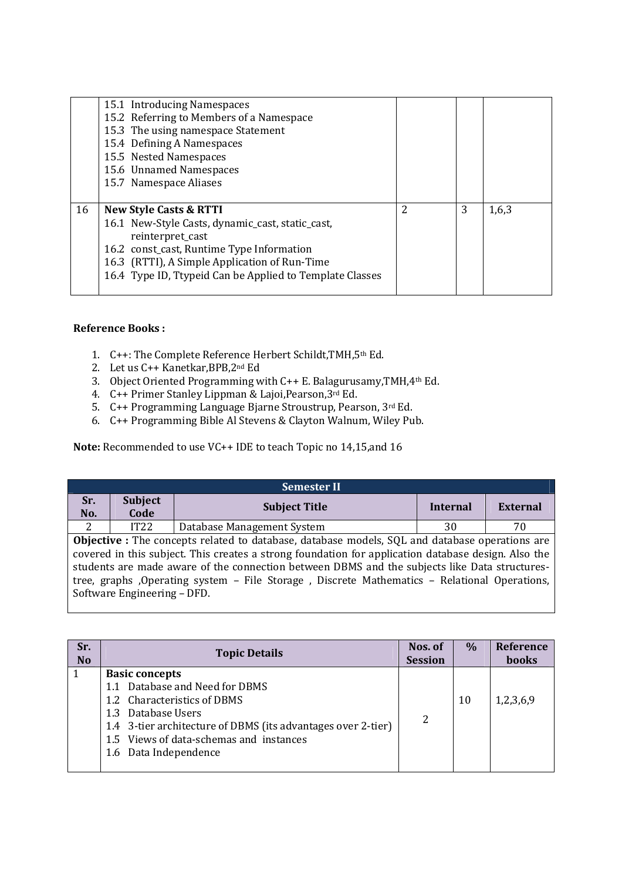| | | | | |
|---|---|---|---|---|
| | 15.1 Introducing Namespaces<br>15.2 Referring to Members of a Namespace<br>15.3 The using namespace Statement<br>15.4 Defining A Namespaces<br>15.5 Nested Namespaces<br>15.6 Unnamed Namespaces<br>15.7 Namespace Aliases | | | |
| 16 | **New Style Casts & RTTI**<br>16.1 New-Style Casts, dynamic_cast, static_cast, reinterpret_cast<br>16.2 const_cast, Runtime Type Information<br>16.3 (RTTI), A Simple Application of Run-Time<br>16.4 Type ID, Ttypeid Can be Applied to Template Classes | 2 | 3 | 1,6,3 |

**Reference Books :**

1. C++: The Complete Reference Herbert Schildt,TMH,5th Ed.
2. Let us C++ Kanetkar,BPB,2nd Ed
3. Object Oriented Programming with C++ E. Balagurusamy,TMH,4th Ed.
4. C++ Primer Stanley Lippman & Lajoi,Pearson,3rd Ed.
5. C++ Programming Language Bjarne Stroustrup, Pearson, 3rd Ed.
6. C++ Programming Bible Al Stevens & Clayton Walnum, Wiley Pub.

**Note:** Recommended to use VC++ IDE to teach Topic no 14,15,and 16

| Semester II | | | | |
|---|---|---|---|---|
| **Sr. No.** | **Subject Code** | **Subject Title** | **Internal** | **External** |
| 2 | IT22 | Database Management System | 30 | 70 |

**Objective :** The concepts related to database, database models, SQL and database operations are covered in this subject. This creates a strong foundation for application database design. Also the students are made aware of the connection between DBMS and the subjects like Data structures-tree, graphs ,Operating system – File Storage , Discrete Mathematics – Relational Operations, Software Engineering – DFD.

| Sr. No | Topic Details | Nos. of Session | % | Reference books |
|---|---|---|---|---|
| 1 | **Basic concepts**<br>1.1 Database and Need for DBMS<br>1.2 Characteristics of DBMS<br>1.3 Database Users<br>1.4 3-tier architecture of DBMS (its advantages over 2-tier)<br>1.5 Views of data-schemas and instances<br>1.6 Data Independence | 2 | 10 | 1,2,3,6,9 |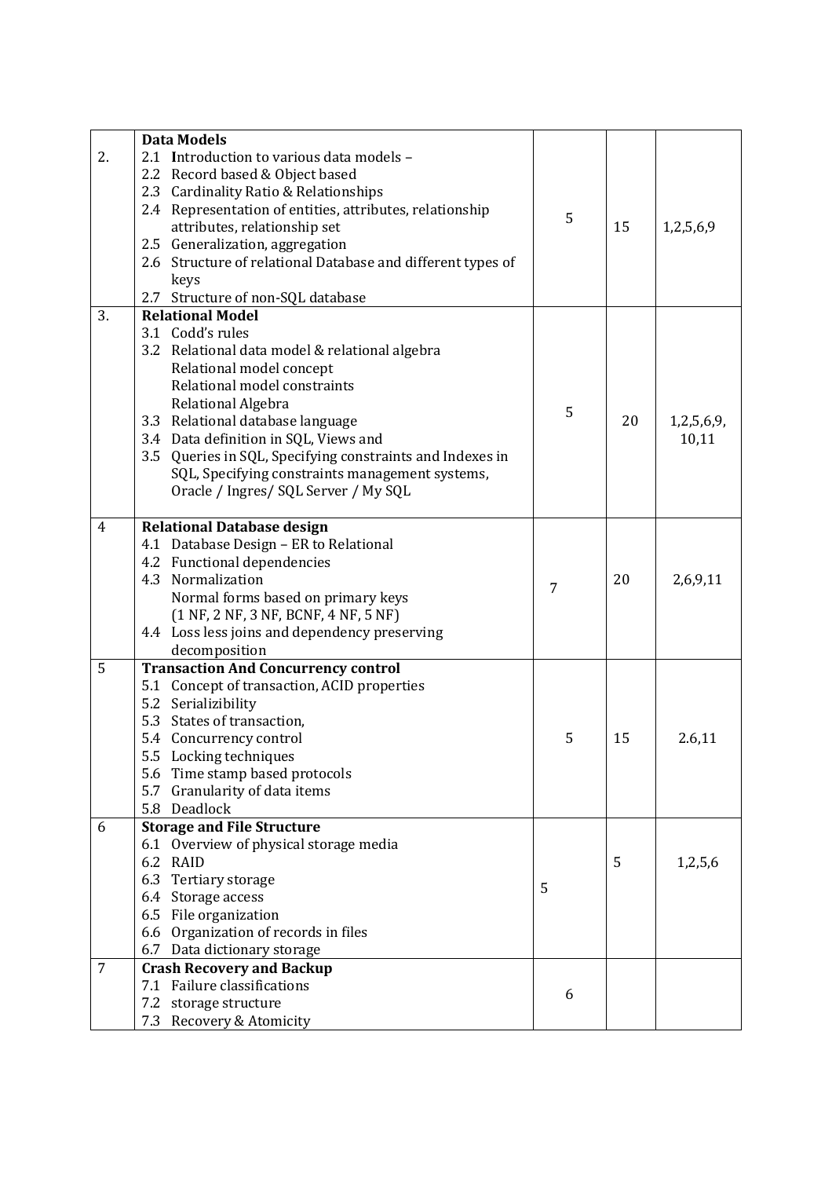| | | | | |
|---|---|---|---|---|
| 2. | **Data Models**<br>2.1 Introduction to various data models –<br>2.2 Record based & Object based<br>2.3 Cardinality Ratio & Relationships<br>2.4 Representation of entities, attributes, relationship attributes, relationship set<br>2.5 Generalization, aggregation<br>2.6 Structure of relational Database and different types of keys<br>2.7 Structure of non-SQL database | 5 | 15 | 1,2,5,6,9 |
| 3. | **Relational Model**<br>3.1 Codd's rules<br>3.2 Relational data model & relational algebra<br>Relational model concept<br>Relational model constraints<br>Relational Algebra<br>3.3 Relational database language<br>3.4 Data definition in SQL, Views and<br>3.5 Queries in SQL, Specifying constraints and Indexes in SQL, Specifying constraints management systems, Oracle / Ingres/ SQL Server / My SQL | 5 | 20 | 1,2,5,6,9, 10,11 |
| 4 | **Relational Database design**<br>4.1 Database Design – ER to Relational<br>4.2 Functional dependencies<br>4.3 Normalization<br>Normal forms based on primary keys<br>(1 NF, 2 NF, 3 NF, BCNF, 4 NF, 5 NF)<br>4.4 Loss less joins and dependency preserving decomposition | 7 | 20 | 2,6,9,11 |
| 5 | **Transaction And Concurrency control**<br>5.1 Concept of transaction, ACID properties<br>5.2 Serializibility<br>5.3 States of transaction,<br>5.4 Concurrency control<br>5.5 Locking techniques<br>5.6 Time stamp based protocols<br>5.7 Granularity of data items<br>5.8 Deadlock | 5 | 15 | 2.6,11 |
| 6 | **Storage and File Structure**<br>6.1 Overview of physical storage media<br>6.2 RAID<br>6.3 Tertiary storage<br>6.4 Storage access<br>6.5 File organization<br>6.6 Organization of records in files<br>6.7 Data dictionary storage | 5 | 5 | 1,2,5,6 |
| 7 | **Crash Recovery and Backup**<br>7.1 Failure classifications<br>7.2 storage structure<br>7.3 Recovery & Atomicity | 6 | | |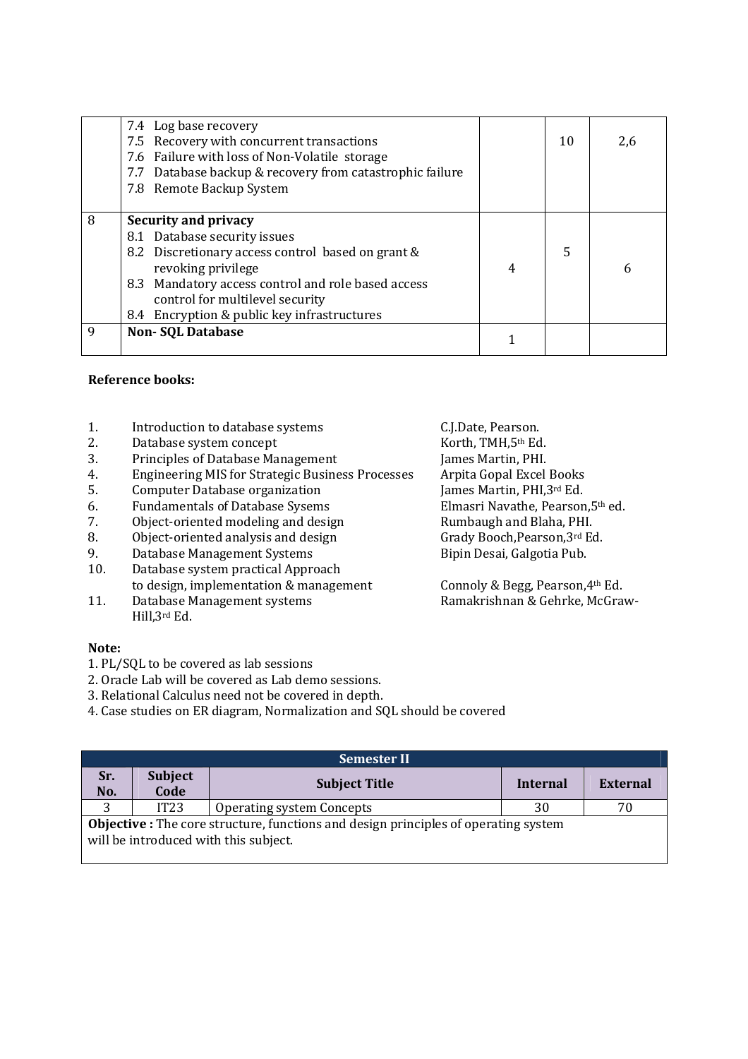|  |  |  |  |  |
|---|---|---|---|---|
|  | 7.4 Log base recovery<br>7.5 Recovery with concurrent transactions<br>7.6 Failure with loss of Non-Volatile storage<br>7.7 Database backup & recovery from catastrophic failure<br>7.8 Remote Backup System |  | 10 | 2,6 |
| 8 | **Security and privacy**<br>8.1 Database security issues<br>8.2 Discretionary access control based on grant & revoking privilege<br>8.3 Mandatory access control and role based access control for multilevel security<br>8.4 Encryption & public key infrastructures | 4 | 5 | 6 |
| 9 | **Non- SQL Database** | 1 |  |  |

**Reference books:**

| No. | Title | Author / Publisher |
|---|---|---|
| 1. | Introduction to database systems | C.J.Date, Pearson. |
| 2. | Database system concept | Korth, TMH,5th Ed. |
| 3. | Principles of Database Management | James Martin, PHI. |
| 4. | Engineering MIS for Strategic Business Processes | Arpita Gopal Excel Books |
| 5. | Computer Database organization | James Martin, PHI,3rd Ed. |
| 6. | Fundamentals of Database Sysems | Elmasri Navathe, Pearson,5th ed. |
| 7. | Object-oriented modeling and design | Rumbaugh and Blaha, PHI. |
| 8. | Object-oriented analysis and design | Grady Booch,Pearson,3rd Ed. |
| 9. | Database Management Systems | Bipin Desai, Galgotia Pub. |
| 10. | Database system practical Approach to design, implementation & management | Connoly & Begg, Pearson,4th Ed. |
| 11. | Database Management systems | Ramakrishnan & Gehrke, McGraw-Hill,3rd Ed. |

**Note:**

1. PL/SQL to be covered as lab sessions
2. Oracle Lab will be covered as Lab demo sessions.
3. Relational Calculus need not be covered in depth.
4. Case studies on ER diagram, Normalization and SQL should be covered

| **Semester II** | | | | |
|---|---|---|---|---|
| **Sr. No.** | **Subject Code** | **Subject Title** | **Internal** | **External** |
| 3 | IT23 | Operating system Concepts | 30 | 70 |
| **Objective :** The core structure, functions and design principles of operating system will be introduced with this subject. | | | | |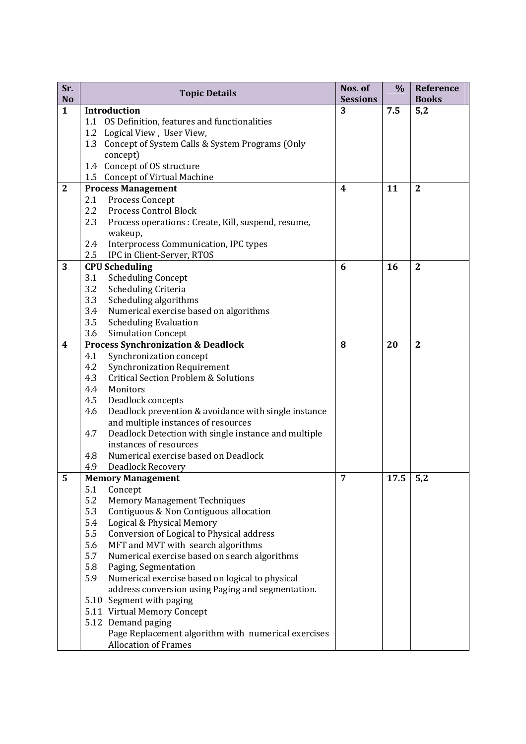| Sr. No | Topic Details | Nos. of Sessions | % | Reference Books |
|---|---|---|---|---|
| **1** | **Introduction**<br>1.1 OS Definition, features and functionalities<br>1.2 Logical View , User View,<br>1.3 Concept of System Calls & System Programs (Only concept)<br>1.4 Concept of OS structure<br>1.5 Concept of Virtual Machine | **3** | **7.5** | **5,2** |
| **2** | **Process Management**<br>2.1 Process Concept<br>2.2 Process Control Block<br>2.3 Process operations : Create, Kill, suspend, resume, wakeup,<br>2.4 Interprocess Communication, IPC types<br>2.5 IPC in Client-Server, RTOS | **4** | **11** | **2** |
| **3** | **CPU Scheduling**<br>3.1 Scheduling Concept<br>3.2 Scheduling Criteria<br>3.3 Scheduling algorithms<br>3.4 Numerical exercise based on algorithms<br>3.5 Scheduling Evaluation<br>3.6 Simulation Concept | **6** | **16** | **2** |
| **4** | **Process Synchronization & Deadlock**<br>4.1 Synchronization concept<br>4.2 Synchronization Requirement<br>4.3 Critical Section Problem & Solutions<br>4.4 Monitors<br>4.5 Deadlock concepts<br>4.6 Deadlock prevention & avoidance with single instance and multiple instances of resources<br>4.7 Deadlock Detection with single instance and multiple instances of resources<br>4.8 Numerical exercise based on Deadlock<br>4.9 Deadlock Recovery | **8** | **20** | **2** |
| **5** | **Memory Management**<br>5.1 Concept<br>5.2 Memory Management Techniques<br>5.3 Contiguous & Non Contiguous allocation<br>5.4 Logical & Physical Memory<br>5.5 Conversion of Logical to Physical address<br>5.6 MFT and MVT with search algorithms<br>5.7 Numerical exercise based on search algorithms<br>5.8 Paging, Segmentation<br>5.9 Numerical exercise based on logical to physical address conversion using Paging and segmentation.<br>5.10 Segment with paging<br>5.11 Virtual Memory Concept<br>5.12 Demand paging<br>Page Replacement algorithm with numerical exercises<br>Allocation of Frames | **7** | **17.5** | **5,2** |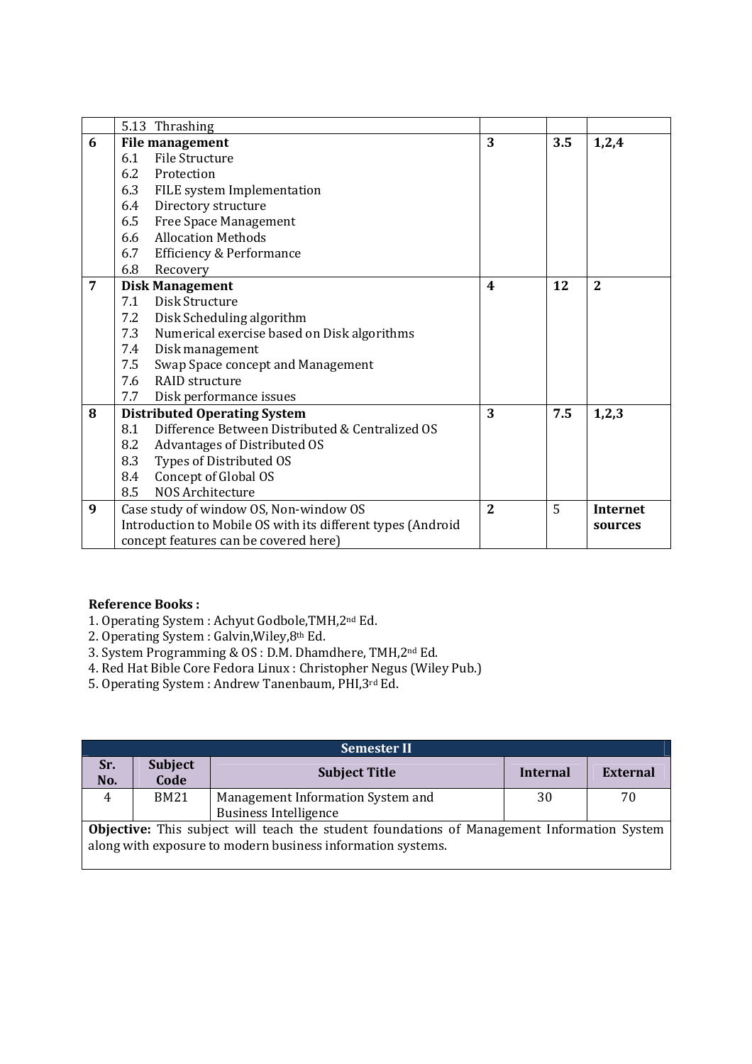| | | | | |
|---|---|---|---|---|
| | 5.13 Thrashing | | | |
| **6** | **File management**<br>6.1 File Structure<br>6.2 Protection<br>6.3 FILE system Implementation<br>6.4 Directory structure<br>6.5 Free Space Management<br>6.6 Allocation Methods<br>6.7 Efficiency & Performance<br>6.8 Recovery | **3** | **3.5** | **1,2,4** |
| **7** | **Disk Management**<br>7.1 Disk Structure<br>7.2 Disk Scheduling algorithm<br>7.3 Numerical exercise based on Disk algorithms<br>7.4 Disk management<br>7.5 Swap Space concept and Management<br>7.6 RAID structure<br>7.7 Disk performance issues | **4** | **12** | **2** |
| **8** | **Distributed Operating System**<br>8.1 Difference Between Distributed & Centralized OS<br>8.2 Advantages of Distributed OS<br>8.3 Types of Distributed OS<br>8.4 Concept of Global OS<br>8.5 NOS Architecture | **3** | **7.5** | **1,2,3** |
| **9** | Case study of window OS, Non-window OS<br>Introduction to Mobile OS with its different types (Android concept features can be covered here) | **2** | 5 | **Internet sources** |

**Reference Books :**

1. Operating System : Achyut Godbole,TMH,2nd Ed.
2. Operating System : Galvin,Wiley,8th Ed.
3. System Programming & OS : D.M. Dhamdhere, TMH,2nd Ed.
4. Red Hat Bible Core Fedora Linux : Christopher Negus (Wiley Pub.)
5. Operating System : Andrew Tanenbaum, PHI,3rd Ed.

| **Semester II** | | | | |
|---|---|---|---|---|
| **Sr. No.** | **Subject Code** | **Subject Title** | **Internal** | **External** |
| 4 | BM21 | Management Information System and Business Intelligence | 30 | 70 |

**Objective:** This subject will teach the student foundations of Management Information System along with exposure to modern business information systems.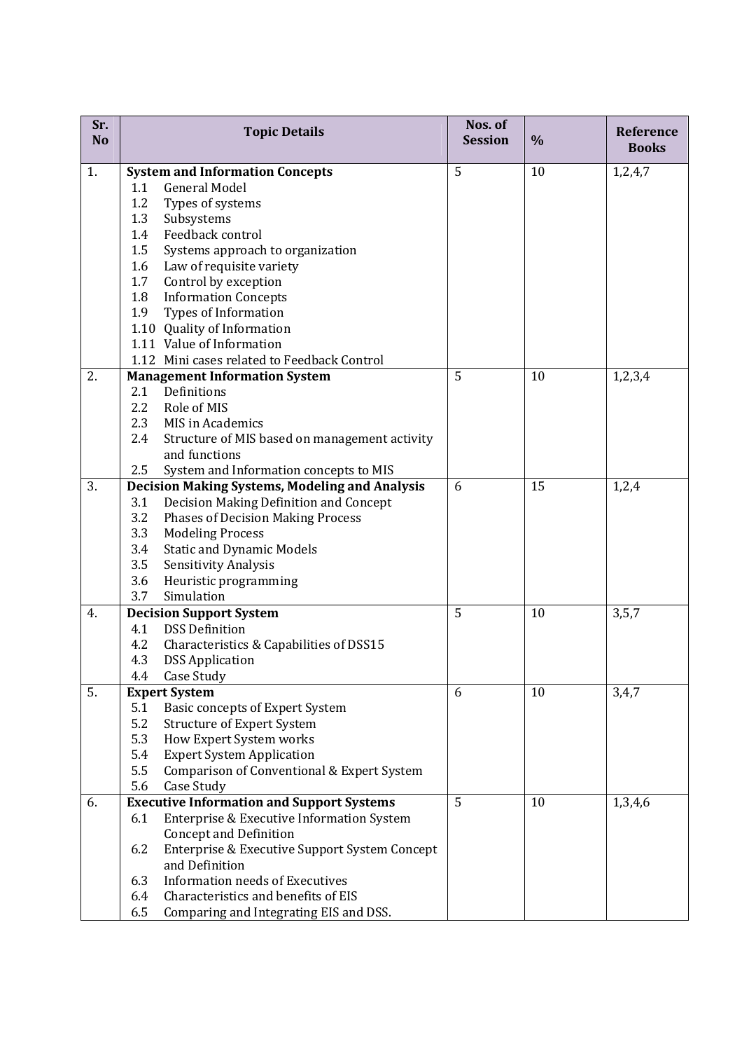| Sr. No | Topic Details | Nos. of Session | % | Reference Books |
|---|---|---|---|---|
| 1. | **System and Information Concepts**<br>1.1 General Model<br>1.2 Types of systems<br>1.3 Subsystems<br>1.4 Feedback control<br>1.5 Systems approach to organization<br>1.6 Law of requisite variety<br>1.7 Control by exception<br>1.8 Information Concepts<br>1.9 Types of Information<br>1.10 Quality of Information<br>1.11 Value of Information<br>1.12 Mini cases related to Feedback Control | 5 | 10 | 1,2,4,7 |
| 2. | **Management Information System**<br>2.1 Definitions<br>2.2 Role of MIS<br>2.3 MIS in Academics<br>2.4 Structure of MIS based on management activity and functions<br>2.5 System and Information concepts to MIS | 5 | 10 | 1,2,3,4 |
| 3. | **Decision Making Systems, Modeling and Analysis**<br>3.1 Decision Making Definition and Concept<br>3.2 Phases of Decision Making Process<br>3.3 Modeling Process<br>3.4 Static and Dynamic Models<br>3.5 Sensitivity Analysis<br>3.6 Heuristic programming<br>3.7 Simulation | 6 | 15 | 1,2,4 |
| 4. | **Decision Support System**<br>4.1 DSS Definition<br>4.2 Characteristics & Capabilities of DSS15<br>4.3 DSS Application<br>4.4 Case Study | 5 | 10 | 3,5,7 |
| 5. | **Expert System**<br>5.1 Basic concepts of Expert System<br>5.2 Structure of Expert System<br>5.3 How Expert System works<br>5.4 Expert System Application<br>5.5 Comparison of Conventional & Expert System<br>5.6 Case Study | 6 | 10 | 3,4,7 |
| 6. | **Executive Information and Support Systems**<br>6.1 Enterprise & Executive Information System Concept and Definition<br>6.2 Enterprise & Executive Support System Concept and Definition<br>6.3 Information needs of Executives<br>6.4 Characteristics and benefits of EIS<br>6.5 Comparing and Integrating EIS and DSS. | 5 | 10 | 1,3,4,6 |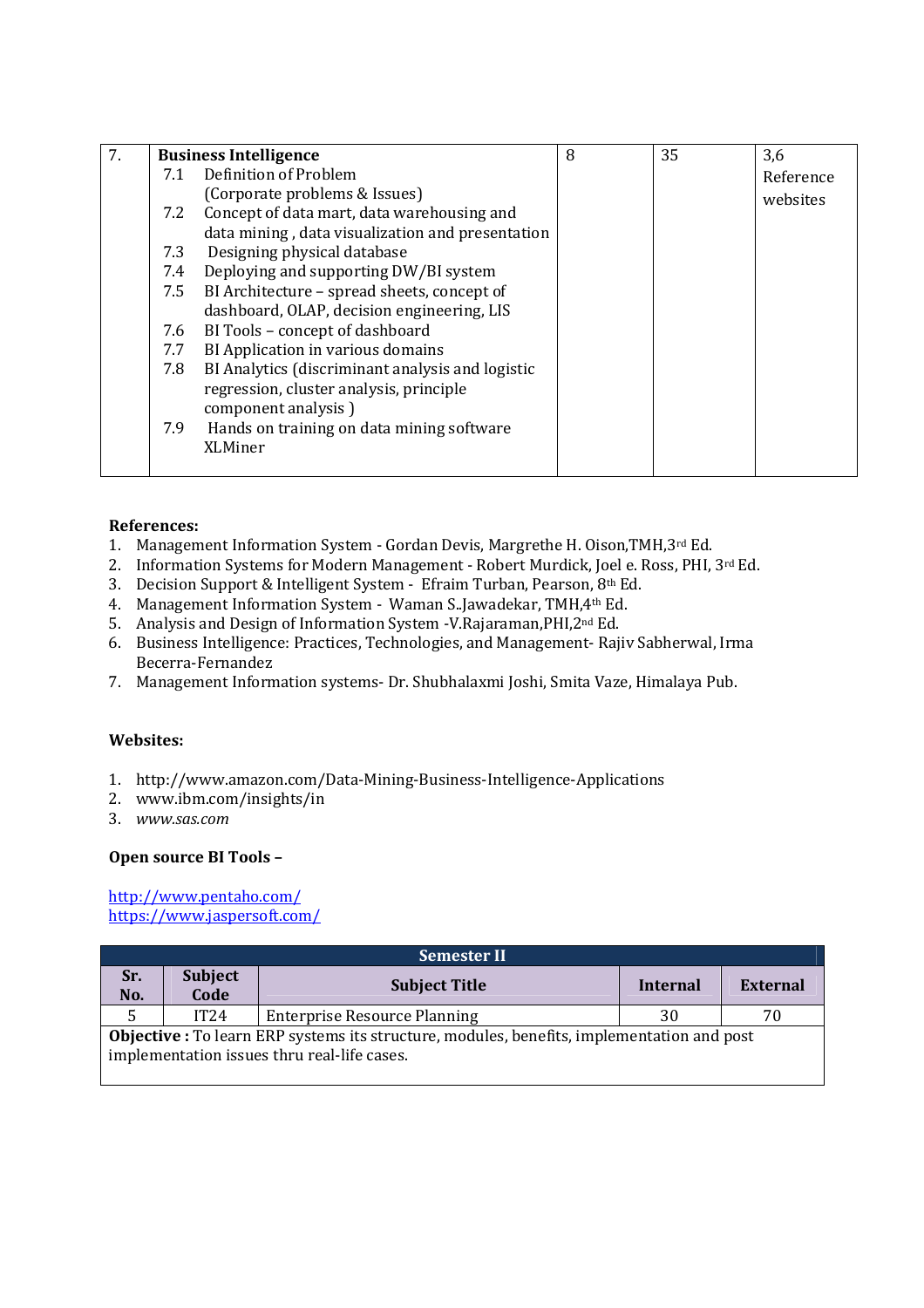| 7. | **Business Intelligence**<br>7.1 Definition of Problem (Corporate problems & Issues)<br>7.2 Concept of data mart, data warehousing and data mining , data visualization and presentation<br>7.3 Designing physical database<br>7.4 Deploying and supporting DW/BI system<br>7.5 BI Architecture – spread sheets, concept of dashboard, OLAP, decision engineering, LIS<br>7.6 BI Tools – concept of dashboard<br>7.7 BI Application in various domains<br>7.8 BI Analytics (discriminant analysis and logistic regression, cluster analysis, principle component analysis )<br>7.9 Hands on training on data mining software XLMiner | 8 | 35 | 3,6 Reference websites |
|---|---|---|---|---|

**References:**

1. Management Information System - Gordan Devis, Margrethe H. Oison,TMH,3rd Ed.
2. Information Systems for Modern Management - Robert Murdick, Joel e. Ross, PHI, 3rd Ed.
3. Decision Support & Intelligent System - Efraim Turban, Pearson, 8th Ed.
4. Management Information System - Waman S..Jawadekar, TMH,4th Ed.
5. Analysis and Design of Information System -V.Rajaraman,PHI,2nd Ed.
6. Business Intelligence: Practices, Technologies, and Management- Rajiv Sabherwal, Irma Becerra-Fernandez
7. Management Information systems- Dr. Shubhalaxmi Joshi, Smita Vaze, Himalaya Pub.

**Websites:**

1. http://www.amazon.com/Data-Mining-Business-Intelligence-Applications
2. www.ibm.com/insights/in
3. *www.sas.com*

**Open source BI Tools –**

http://www.pentaho.com/
https://www.jaspersoft.com/

| **Semester II** | | | | |
|---|---|---|---|---|
| **Sr. No.** | **Subject Code** | **Subject Title** | **Internal** | **External** |
| 5 | IT24 | Enterprise Resource Planning | 30 | 70 |
| **Objective :** To learn ERP systems its structure, modules, benefits, implementation and post implementation issues thru real-life cases. | | | | |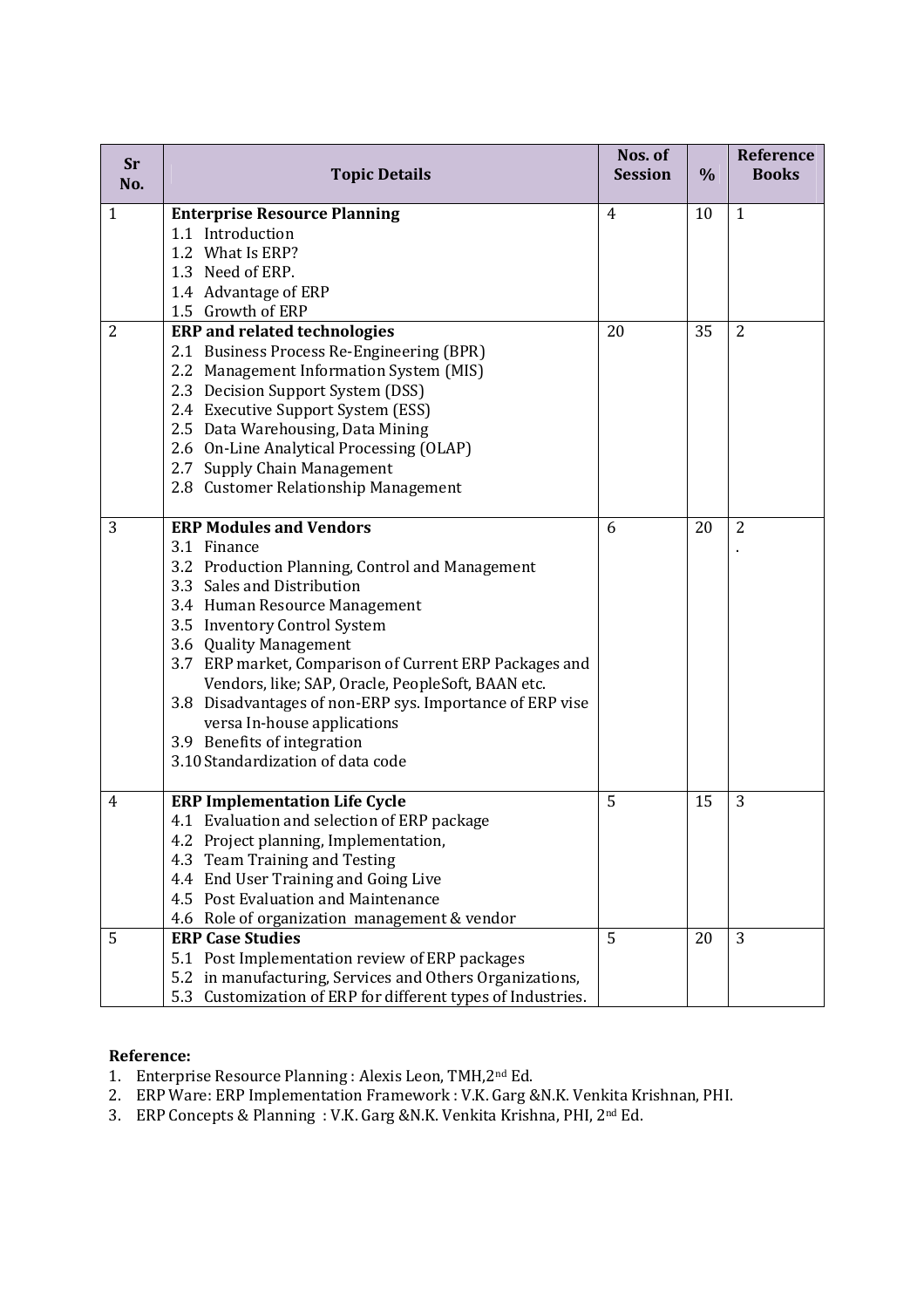| Sr No. | Topic Details | Nos. of Session | % | Reference Books |
|---|---|---|---|---|
| 1 | **Enterprise Resource Planning**<br>1.1 Introduction<br>1.2 What Is ERP?<br>1.3 Need of ERP.<br>1.4 Advantage of ERP<br>1.5 Growth of ERP | 4 | 10 | 1 |
| 2 | **ERP and related technologies**<br>2.1 Business Process Re-Engineering (BPR)<br>2.2 Management Information System (MIS)<br>2.3 Decision Support System (DSS)<br>2.4 Executive Support System (ESS)<br>2.5 Data Warehousing, Data Mining<br>2.6 On-Line Analytical Processing (OLAP)<br>2.7 Supply Chain Management<br>2.8 Customer Relationship Management | 20 | 35 | 2 |
| 3 | **ERP Modules and Vendors**<br>3.1 Finance<br>3.2 Production Planning, Control and Management<br>3.3 Sales and Distribution<br>3.4 Human Resource Management<br>3.5 Inventory Control System<br>3.6 Quality Management<br>3.7 ERP market, Comparison of Current ERP Packages and Vendors, like; SAP, Oracle, PeopleSoft, BAAN etc.<br>3.8 Disadvantages of non-ERP sys. Importance of ERP vise versa In-house applications<br>3.9 Benefits of integration<br>3.10 Standardization of data code | 6 | 20 | 2<br>. |
| 4 | **ERP Implementation Life Cycle**<br>4.1 Evaluation and selection of ERP package<br>4.2 Project planning, Implementation,<br>4.3 Team Training and Testing<br>4.4 End User Training and Going Live<br>4.5 Post Evaluation and Maintenance<br>4.6 Role of organization management & vendor | 5 | 15 | 3 |
| 5 | **ERP Case Studies**<br>5.1 Post Implementation review of ERP packages<br>5.2 in manufacturing, Services and Others Organizations,<br>5.3 Customization of ERP for different types of Industries. | 5 | 20 | 3 |

**Reference:**

1. Enterprise Resource Planning : Alexis Leon, TMH,2nd Ed.
2. ERP Ware: ERP Implementation Framework : V.K. Garg &N.K. Venkita Krishnan, PHI.
3. ERP Concepts & Planning : V.K. Garg &N.K. Venkita Krishna, PHI, 2nd Ed.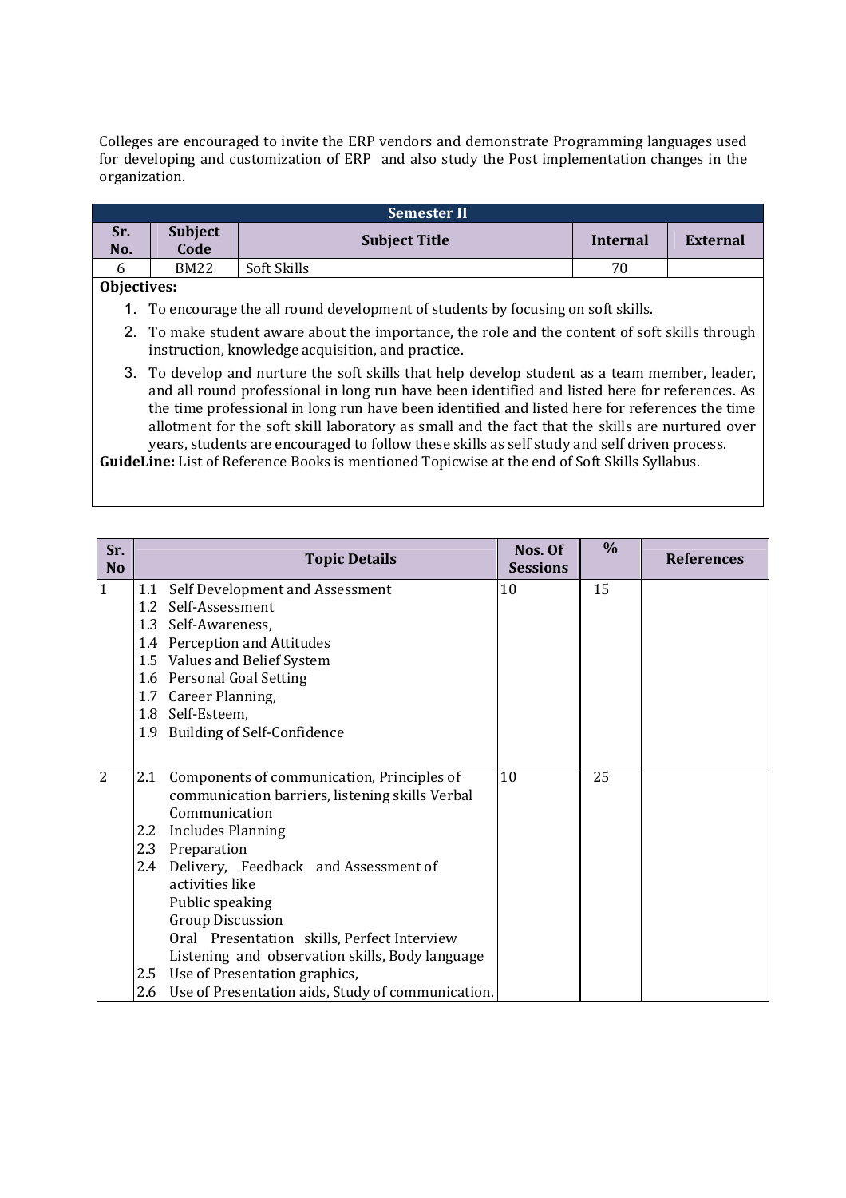Colleges are encouraged to invite the ERP vendors and demonstrate Programming languages used for developing and customization of ERP and also study the Post implementation changes in the organization.

| Semester II | | | | |
|---|---|---|---|---|
| **Sr. No.** | **Subject Code** | **Subject Title** | **Internal** | **External** |
| 6 | BM22 | Soft Skills | 70 | |

**Objectives:**

1. To encourage the all round development of students by focusing on soft skills.
2. To make student aware about the importance, the role and the content of soft skills through instruction, knowledge acquisition, and practice.
3. To develop and nurture the soft skills that help develop student as a team member, leader, and all round professional in long run have been identified and listed here for references. As the time professional in long run have been identified and listed here for references the time allotment for the soft skill laboratory as small and the fact that the skills are nurtured over years, students are encouraged to follow these skills as self study and self driven process.

**GuideLine:** List of Reference Books is mentioned Topicwise at the end of Soft Skills Syllabus.

| Sr. No | Topic Details | Nos. Of Sessions | % | References |
|---|---|---|---|---|
| 1 | 1.1 Self Development and Assessment<br>1.2 Self-Assessment<br>1.3 Self-Awareness,<br>1.4 Perception and Attitudes<br>1.5 Values and Belief System<br>1.6 Personal Goal Setting<br>1.7 Career Planning,<br>1.8 Self-Esteem,<br>1.9 Building of Self-Confidence | 10 | 15 | |
| 2 | 2.1 Components of communication, Principles of communication barriers, listening skills Verbal Communication<br>2.2 Includes Planning<br>2.3 Preparation<br>2.4 Delivery, Feedback and Assessment of activities like<br>Public speaking<br>Group Discussion<br>Oral Presentation skills, Perfect Interview<br>Listening and observation skills, Body language<br>2.5 Use of Presentation graphics,<br>2.6 Use of Presentation aids, Study of communication. | 10 | 25 | |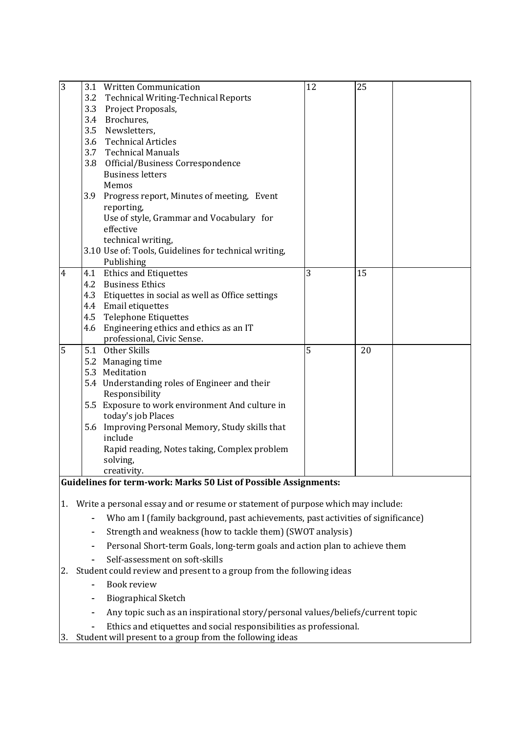| | | | | |
|---|---|---|---|---|
| 3 | 3.1 Written Communication<br>3.2 Technical Writing-Technical Reports<br>3.3 Project Proposals,<br>3.4 Brochures,<br>3.5 Newsletters,<br>3.6 Technical Articles<br>3.7 Technical Manuals<br>3.8 Official/Business Correspondence<br>Business letters<br>Memos<br>3.9 Progress report, Minutes of meeting, Event reporting,<br>Use of style, Grammar and Vocabulary for effective technical writing,<br>3.10 Use of: Tools, Guidelines for technical writing, Publishing | 12 | 25 | |
| 4 | 4.1 Ethics and Etiquettes<br>4.2 Business Ethics<br>4.3 Etiquettes in social as well as Office settings<br>4.4 Email etiquettes<br>4.5 Telephone Etiquettes<br>4.6 Engineering ethics and ethics as an IT professional, Civic Sense. | 3 | 15 | |
| 5 | 5.1 Other Skills<br>5.2 Managing time<br>5.3 Meditation<br>5.4 Understanding roles of Engineer and their Responsibility<br>5.5 Exposure to work environment And culture in today's job Places<br>5.6 Improving Personal Memory, Study skills that include<br>Rapid reading, Notes taking, Complex problem solving,<br>creativity. | 5 | 20 | |

**Guidelines for term-work: Marks 50 List of Possible Assignments:**

1. Write a personal essay and or resume or statement of purpose which may include:
   - Who am I (family background, past achievements, past activities of significance)
   - Strength and weakness (how to tackle them) (SWOT analysis)
   - Personal Short-term Goals, long-term goals and action plan to achieve them
   - Self-assessment on soft-skills
2. Student could review and present to a group from the following ideas
   - Book review
   - Biographical Sketch
   - Any topic such as an inspirational story/personal values/beliefs/current topic
   - Ethics and etiquettes and social responsibilities as professional.
3. Student will present to a group from the following ideas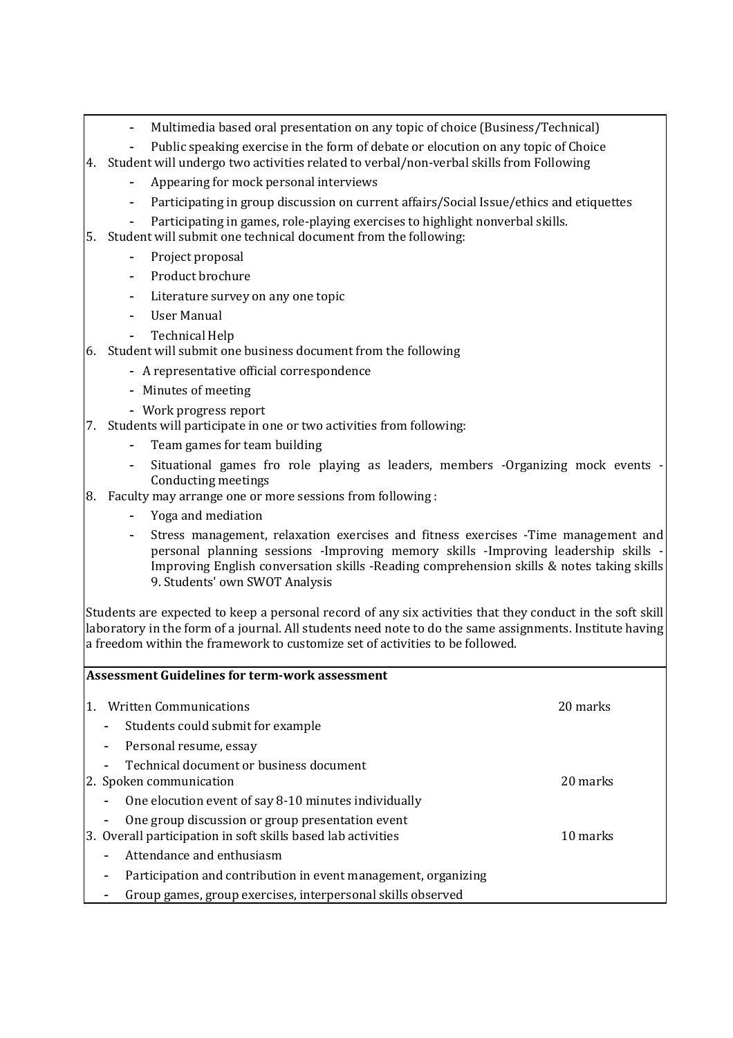- Multimedia based oral presentation on any topic of choice (Business/Technical)
- Public speaking exercise in the form of debate or elocution on any topic of Choice

4. Student will undergo two activities related to verbal/non-verbal skills from Following
    - Appearing for mock personal interviews
    - Participating in group discussion on current affairs/Social Issue/ethics and etiquettes
    - Participating in games, role-playing exercises to highlight nonverbal skills.
5. Student will submit one technical document from the following:
    - Project proposal
    - Product brochure
    - Literature survey on any one topic
    - User Manual
    - Technical Help
6. Student will submit one business document from the following
    - A representative official correspondence
    - Minutes of meeting
    - Work progress report
7. Students will participate in one or two activities from following:
    - Team games for team building
    - Situational games fro role playing as leaders, members -Organizing mock events -Conducting meetings
8. Faculty may arrange one or more sessions from following :
    - Yoga and mediation
    - Stress management, relaxation exercises and fitness exercises -Time management and personal planning sessions -Improving memory skills -Improving leadership skills -Improving English conversation skills -Reading comprehension skills & notes taking skills 9. Students' own SWOT Analysis

Students are expected to keep a personal record of any six activities that they conduct in the soft skill laboratory in the form of a journal. All students need note to do the same assignments. Institute having a freedom within the framework to customize set of activities to be followed.

**Assessment Guidelines for term-work assessment**

1. Written Communications — 20 marks
    - Students could submit for example
    - Personal resume, essay
    - Technical document or business document
2. Spoken communication — 20 marks
    - One elocution event of say 8-10 minutes individually
    - One group discussion or group presentation event
3. Overall participation in soft skills based lab activities — 10 marks
    - Attendance and enthusiasm
    - Participation and contribution in event management, organizing
    - Group games, group exercises, interpersonal skills observed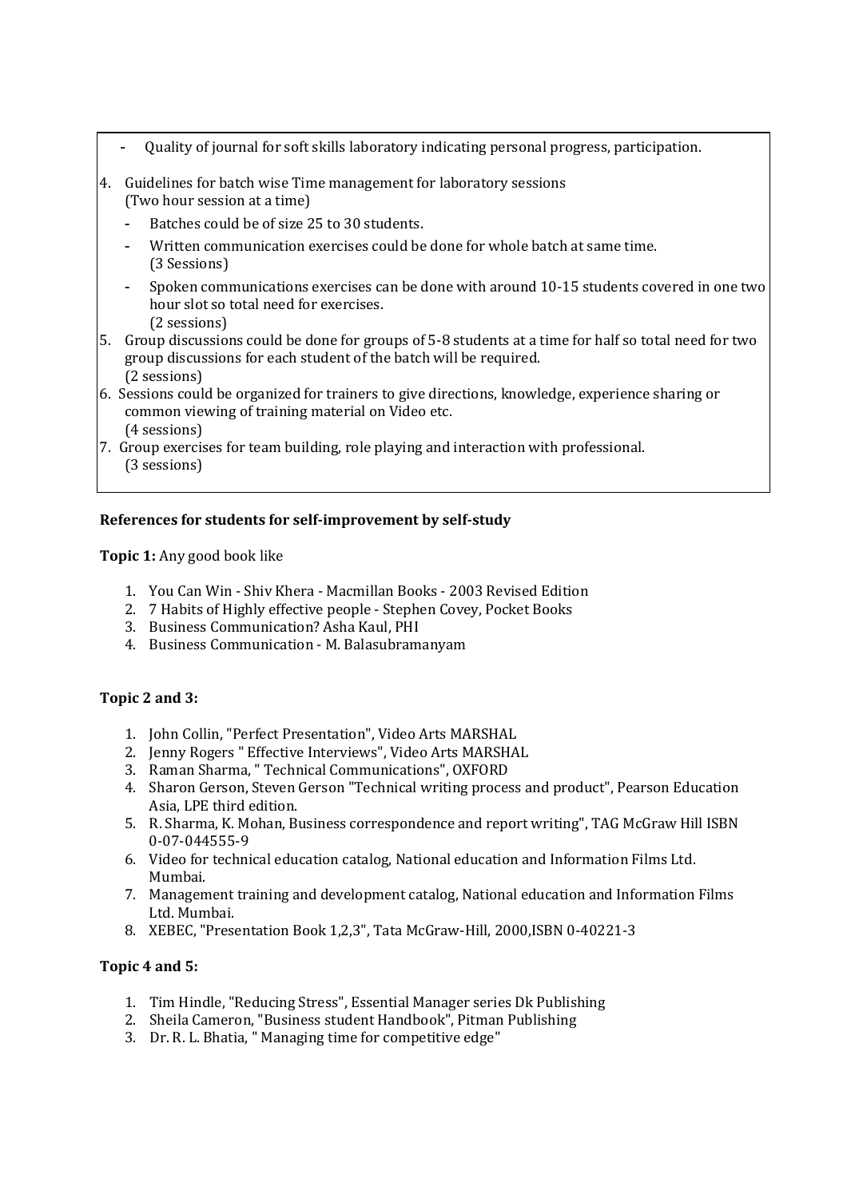- Quality of journal for soft skills laboratory indicating personal progress, participation.

4. Guidelines for batch wise Time management for laboratory sessions (Two hour session at a time)
   - Batches could be of size 25 to 30 students.
   - Written communication exercises could be done for whole batch at same time. (3 Sessions)
   - Spoken communications exercises can be done with around 10-15 students covered in one two hour slot so total need for exercises. (2 sessions)
5. Group discussions could be done for groups of 5-8 students at a time for half so total need for two group discussions for each student of the batch will be required. (2 sessions)
6. Sessions could be organized for trainers to give directions, knowledge, experience sharing or common viewing of training material on Video etc. (4 sessions)
7. Group exercises for team building, role playing and interaction with professional. (3 sessions)

**References for students for self-improvement by self-study**

**Topic 1:** Any good book like

1. You Can Win - Shiv Khera - Macmillan Books - 2003 Revised Edition
2. 7 Habits of Highly effective people - Stephen Covey, Pocket Books
3. Business Communication? Asha Kaul, PHI
4. Business Communication - M. Balasubramanyam

**Topic 2 and 3:**

1. John Collin, "Perfect Presentation", Video Arts MARSHAL
2. Jenny Rogers " Effective Interviews", Video Arts MARSHAL
3. Raman Sharma, " Technical Communications", OXFORD
4. Sharon Gerson, Steven Gerson "Technical writing process and product", Pearson Education Asia, LPE third edition.
5. R. Sharma, K. Mohan, Business correspondence and report writing", TAG McGraw Hill ISBN 0-07-044555-9
6. Video for technical education catalog, National education and Information Films Ltd. Mumbai.
7. Management training and development catalog, National education and Information Films Ltd. Mumbai.
8. XEBEC, "Presentation Book 1,2,3", Tata McGraw-Hill, 2000,ISBN 0-40221-3

**Topic 4 and 5:**

1. Tim Hindle, "Reducing Stress", Essential Manager series Dk Publishing
2. Sheila Cameron, "Business student Handbook", Pitman Publishing
3. Dr. R. L. Bhatia, " Managing time for competitive edge"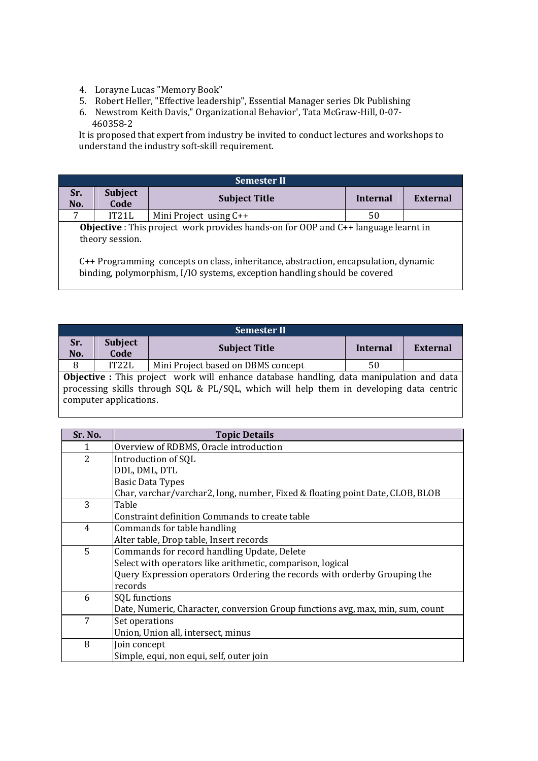4. Lorayne Lucas "Memory Book"
5. Robert Heller, "Effective leadership", Essential Manager series Dk Publishing
6. Newstrom Keith Davis," Organizational Behavior', Tata McGraw-Hill, 0-07-460358-2

It is proposed that expert from industry be invited to conduct lectures and workshops to understand the industry soft-skill requirement.

| Semester II | | | | |
|---|---|---|---|---|
| **Sr. No.** | **Subject Code** | **Subject Title** | **Internal** | **External** |
| 7 | IT21L | Mini Project using C++ | 50 | |

**Objective** : This project work provides hands-on for OOP and C++ language learnt in theory session.

C++ Programming concepts on class, inheritance, abstraction, encapsulation, dynamic binding, polymorphism, I/IO systems, exception handling should be covered

| Semester II | | | | |
|---|---|---|---|---|
| **Sr. No.** | **Subject Code** | **Subject Title** | **Internal** | **External** |
| 8 | IT22L | Mini Project based on DBMS concept | 50 | |

**Objective :** This project work will enhance database handling, data manipulation and data processing skills through SQL & PL/SQL, which will help them in developing data centric computer applications.

| Sr. No. | Topic Details |
|---|---|
| 1 | Overview of RDBMS, Oracle introduction |
| 2 | Introduction of SQL<br>DDL, DML, DTL<br>Basic Data Types<br>Char, varchar/varchar2, long, number, Fixed & floating point Date, CLOB, BLOB |
| 3 | Table<br>Constraint definition Commands to create table |
| 4 | Commands for table handling<br>Alter table, Drop table, Insert records |
| 5 | Commands for record handling Update, Delete<br>Select with operators like arithmetic, comparison, logical<br>Query Expression operators Ordering the records with orderby Grouping the records |
| 6 | SQL functions<br>Date, Numeric, Character, conversion Group functions avg, max, min, sum, count |
| 7 | Set operations<br>Union, Union all, intersect, minus |
| 8 | Join concept<br>Simple, equi, non equi, self, outer join |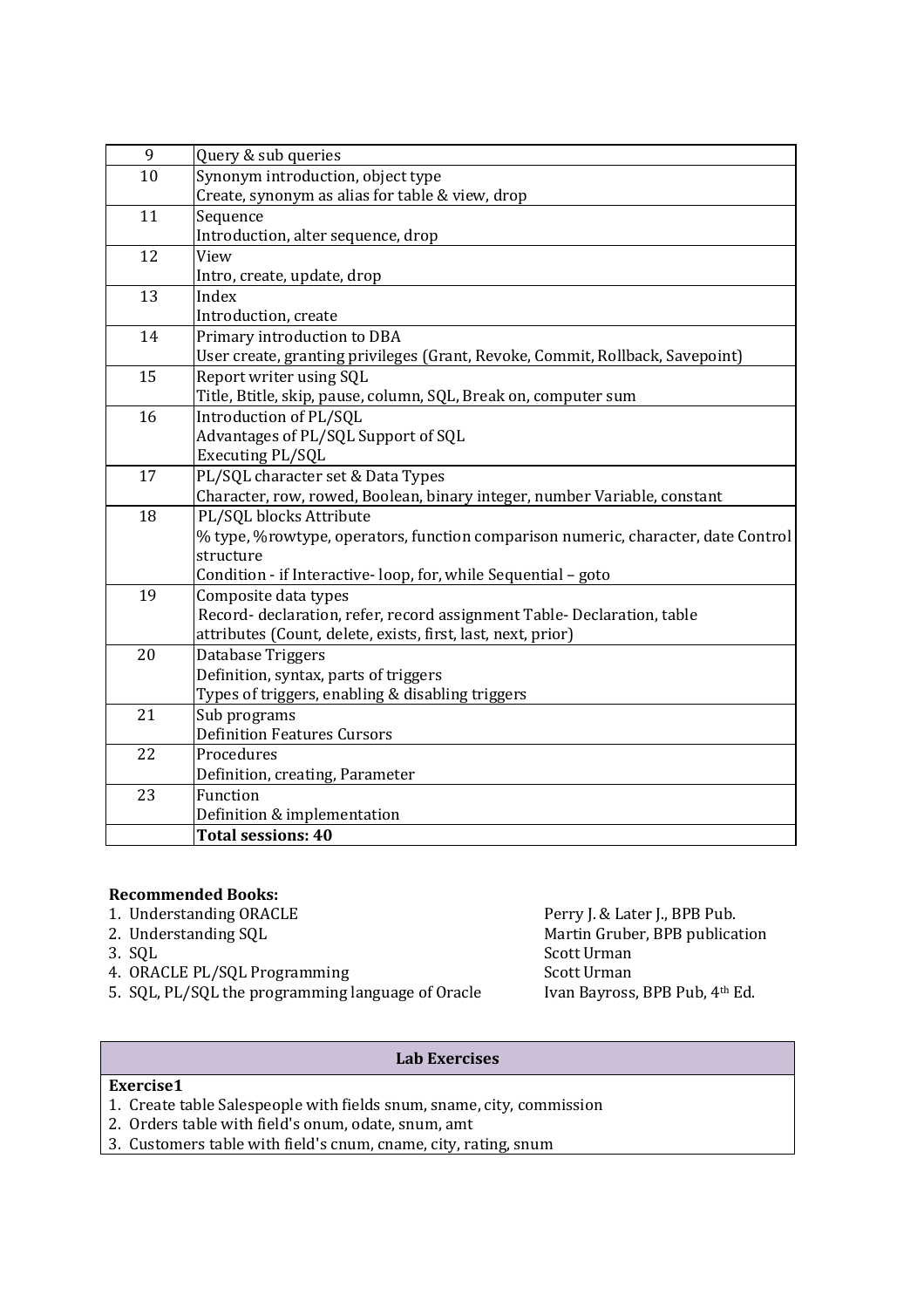| | |
|---|---|
| 9 | Query & sub queries |
| 10 | Synonym introduction, object type<br>Create, synonym as alias for table & view, drop |
| 11 | Sequence<br>Introduction, alter sequence, drop |
| 12 | View<br>Intro, create, update, drop |
| 13 | Index<br>Introduction, create |
| 14 | Primary introduction to DBA<br>User create, granting privileges (Grant, Revoke, Commit, Rollback, Savepoint) |
| 15 | Report writer using SQL<br>Title, Btitle, skip, pause, column, SQL, Break on, computer sum |
| 16 | Introduction of PL/SQL<br>Advantages of PL/SQL Support of SQL<br>Executing PL/SQL |
| 17 | PL/SQL character set & Data Types<br>Character, row, rowed, Boolean, binary integer, number Variable, constant |
| 18 | PL/SQL blocks Attribute<br>% type, %rowtype, operators, function comparison numeric, character, date Control structure<br>Condition - if Interactive- loop, for, while Sequential – goto |
| 19 | Composite data types<br>Record- declaration, refer, record assignment Table- Declaration, table attributes (Count, delete, exists, first, last, next, prior) |
| 20 | Database Triggers<br>Definition, syntax, parts of triggers<br>Types of triggers, enabling & disabling triggers |
| 21 | Sub programs<br>Definition Features Cursors |
| 22 | Procedures<br>Definition, creating, Parameter |
| 23 | Function<br>Definition & implementation |
| | **Total sessions: 40** |

**Recommended Books:**

1. Understanding ORACLE — Perry J. & Later J., BPB Pub.
2. Understanding SQL — Martin Gruber, BPB publication
3. SQL — Scott Urman
4. ORACLE PL/SQL Programming — Scott Urman
5. SQL, PL/SQL the programming language of Oracle — Ivan Bayross, BPB Pub, 4th Ed.

## Lab Exercises

**Exercise1**

1. Create table Salespeople with fields snum, sname, city, commission
2. Orders table with field's onum, odate, snum, amt
3. Customers table with field's cnum, cname, city, rating, snum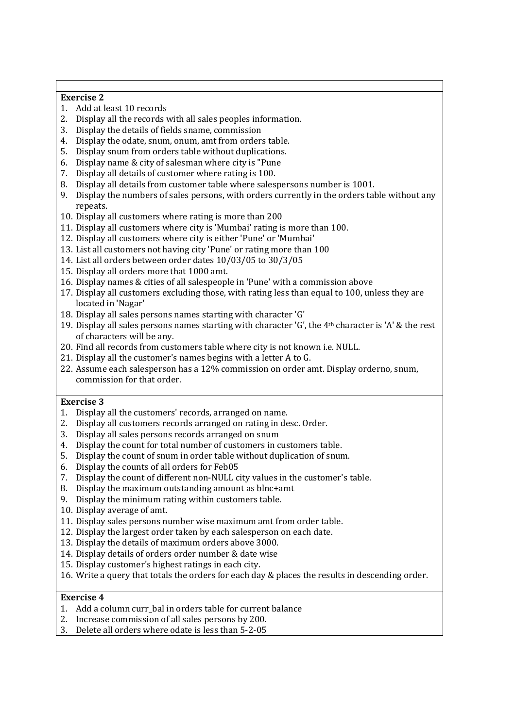**Exercise 2**

1. Add at least 10 records
2. Display all the records with all sales peoples information.
3. Display the details of fields sname, commission
4. Display the odate, snum, onum, amt from orders table.
5. Display snum from orders table without duplications.
6. Display name & city of salesman where city is "Pune
7. Display all details of customer where rating is 100.
8. Display all details from customer table where salespersons number is 1001.
9. Display the numbers of sales persons, with orders currently in the orders table without any repeats.
10. Display all customers where rating is more than 200
11. Display all customers where city is 'Mumbai' rating is more than 100.
12. Display all customers where city is either 'Pune' or 'Mumbai'
13. List all customers not having city 'Pune' or rating more than 100
14. List all orders between order dates 10/03/05 to 30/3/05
15. Display all orders more that 1000 amt.
16. Display names & cities of all salespeople in 'Pune' with a commission above
17. Display all customers excluding those, with rating less than equal to 100, unless they are located in 'Nagar'
18. Display all sales persons names starting with character 'G'
19. Display all sales persons names starting with character 'G', the 4th character is 'A' & the rest of characters will be any.
20. Find all records from customers table where city is not known i.e. NULL.
21. Display all the customer's names begins with a letter A to G.
22. Assume each salesperson has a 12% commission on order amt. Display orderno, snum, commission for that order.

**Exercise 3**

1. Display all the customers' records, arranged on name.
2. Display all customers records arranged on rating in desc. Order.
3. Display all sales persons records arranged on snum
4. Display the count for total number of customers in customers table.
5. Display the count of snum in order table without duplication of snum.
6. Display the counts of all orders for Feb05
7. Display the count of different non-NULL city values in the customer's table.
8. Display the maximum outstanding amount as blnc+amt
9. Display the minimum rating within customers table.
10. Display average of amt.
11. Display sales persons number wise maximum amt from order table.
12. Display the largest order taken by each salesperson on each date.
13. Display the details of maximum orders above 3000.
14. Display details of orders order number & date wise
15. Display customer's highest ratings in each city.
16. Write a query that totals the orders for each day & places the results in descending order.

**Exercise 4**

1. Add a column curr_bal in orders table for current balance
2. Increase commission of all sales persons by 200.
3. Delete all orders where odate is less than 5-2-05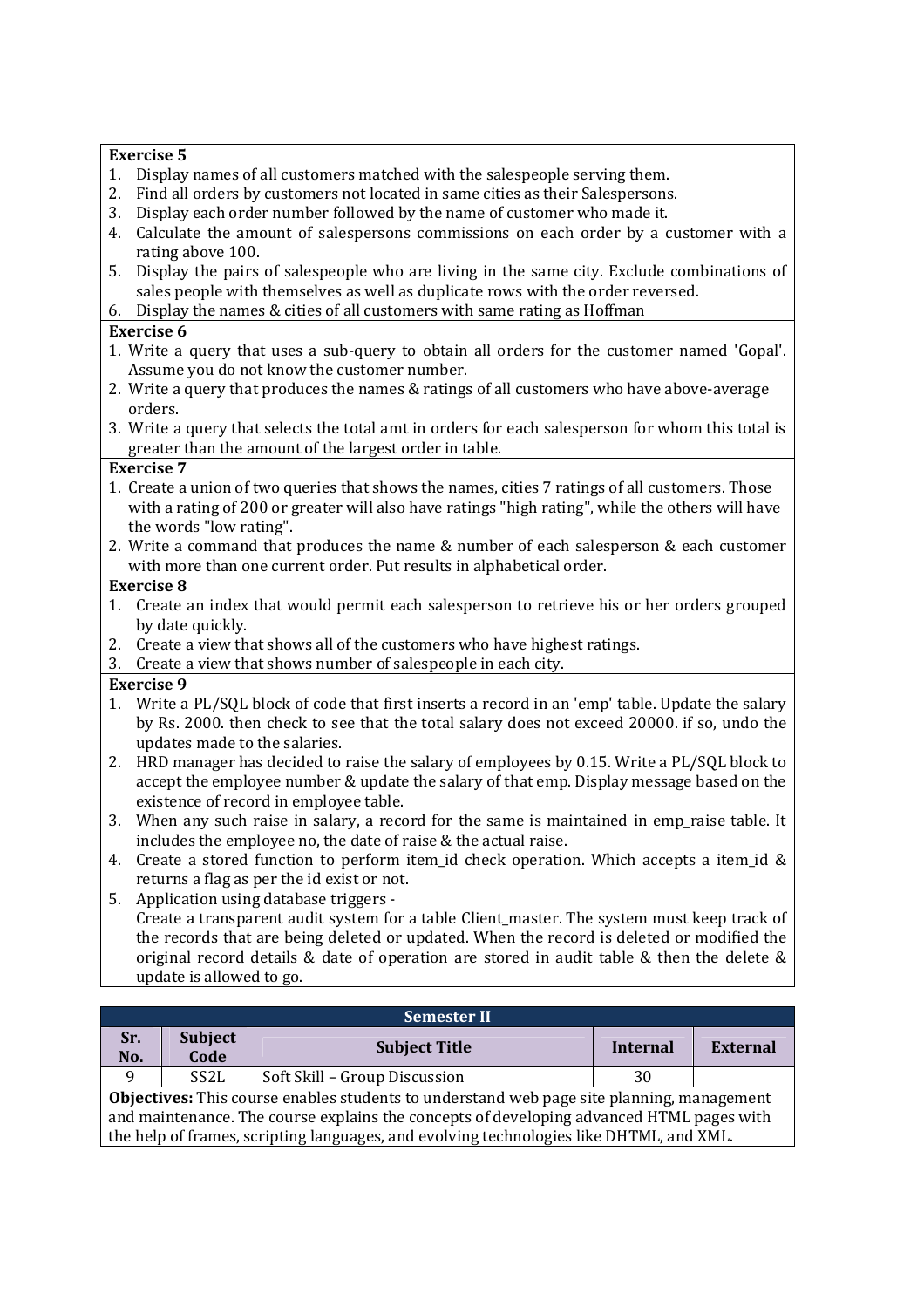**Exercise 5**

1. Display names of all customers matched with the salespeople serving them.
2. Find all orders by customers not located in same cities as their Salespersons.
3. Display each order number followed by the name of customer who made it.
4. Calculate the amount of salespersons commissions on each order by a customer with a rating above 100.
5. Display the pairs of salespeople who are living in the same city. Exclude combinations of sales people with themselves as well as duplicate rows with the order reversed.
6. Display the names & cities of all customers with same rating as Hoffman

**Exercise 6**

1. Write a query that uses a sub-query to obtain all orders for the customer named 'Gopal'. Assume you do not know the customer number.
2. Write a query that produces the names & ratings of all customers who have above-average orders.
3. Write a query that selects the total amt in orders for each salesperson for whom this total is greater than the amount of the largest order in table.

**Exercise 7**

1. Create a union of two queries that shows the names, cities 7 ratings of all customers. Those with a rating of 200 or greater will also have ratings "high rating", while the others will have the words "low rating".
2. Write a command that produces the name & number of each salesperson & each customer with more than one current order. Put results in alphabetical order.

**Exercise 8**

1. Create an index that would permit each salesperson to retrieve his or her orders grouped by date quickly.
2. Create a view that shows all of the customers who have highest ratings.
3. Create a view that shows number of salespeople in each city.

**Exercise 9**

1. Write a PL/SQL block of code that first inserts a record in an 'emp' table. Update the salary by Rs. 2000. then check to see that the total salary does not exceed 20000. if so, undo the updates made to the salaries.
2. HRD manager has decided to raise the salary of employees by 0.15. Write a PL/SQL block to accept the employee number & update the salary of that emp. Display message based on the existence of record in employee table.
3. When any such raise in salary, a record for the same is maintained in emp_raise table. It includes the employee no, the date of raise & the actual raise.
4. Create a stored function to perform item_id check operation. Which accepts a item_id & returns a flag as per the id exist or not.
5. Application using database triggers -
   Create a transparent audit system for a table Client_master. The system must keep track of the records that are being deleted or updated. When the record is deleted or modified the original record details & date of operation are stored in audit table & then the delete & update is allowed to go.

| Semester II | | | | |
|---|---|---|---|---|
| **Sr. No.** | **Subject Code** | **Subject Title** | **Internal** | **External** |
| 9 | SS2L | Soft Skill – Group Discussion | 30 | |

**Objectives:** This course enables students to understand web page site planning, management and maintenance. The course explains the concepts of developing advanced HTML pages with the help of frames, scripting languages, and evolving technologies like DHTML, and XML.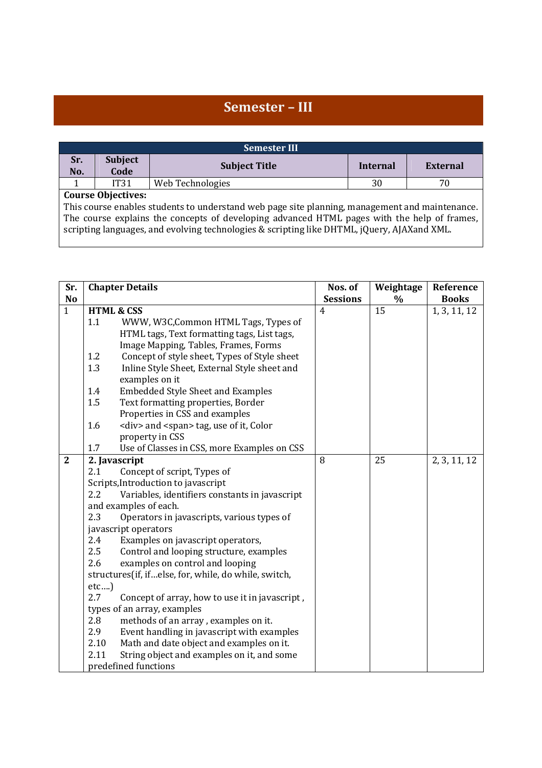# Semester – III

| Semester III | | | | |
|---|---|---|---|---|
| **Sr. No.** | **Subject Code** | **Subject Title** | **Internal** | **External** |
| 1 | IT31 | Web Technologies | 30 | 70 |

**Course Objectives:**
This course enables students to understand web page site planning, management and maintenance. The course explains the concepts of developing advanced HTML pages with the help of frames, scripting languages, and evolving technologies & scripting like DHTML, jQuery, AJAXand XML.

| Sr. No | Chapter Details | Nos. of Sessions | Weightage % | Reference Books |
|---|---|---|---|---|
| 1 | **HTML & CSS**<br>1.1 WWW, W3C,Common HTML Tags, Types of HTML tags, Text formatting tags, List tags, Image Mapping, Tables, Frames, Forms<br>1.2 Concept of style sheet, Types of Style sheet<br>1.3 Inline Style Sheet, External Style sheet and examples on it<br>1.4 Embedded Style Sheet and Examples<br>1.5 Text formatting properties, Border Properties in CSS and examples<br>1.6 <div> and <span> tag, use of it, Color property in CSS<br>1.7 Use of Classes in CSS, more Examples on CSS | 4 | 15 | 1, 3, 11, 12 |
| **2** | **2. Javascript**<br>2.1 Concept of script, Types of Scripts,Introduction to javascript<br>2.2 Variables, identifiers constants in javascript and examples of each.<br>2.3 Operators in javascripts, various types of javascript operators<br>2.4 Examples on javascript operators,<br>2.5 Control and looping structure, examples<br>2.6 examples on control and looping structures(if, if...else, for, while, do while, switch, etc....)<br>2.7 Concept of array, how to use it in javascript , types of an array, examples<br>2.8 methods of an array , examples on it.<br>2.9 Event handling in javascript with examples<br>2.10 Math and date object and examples on it.<br>2.11 String object and examples on it, and some predefined functions | 8 | 25 | 2, 3, 11, 12 |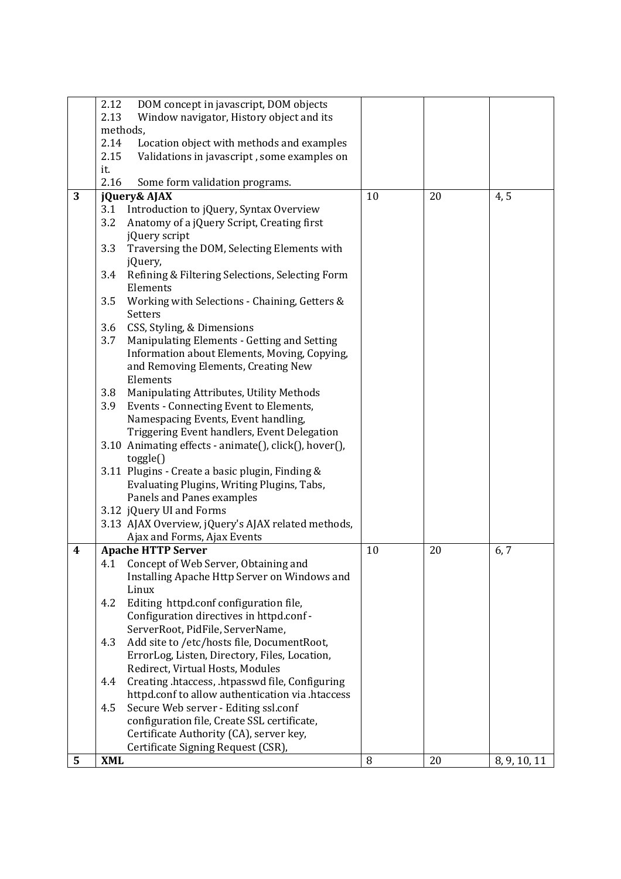| | | | | |
|---|---|---|---|---|
| | 2.12 DOM concept in javascript, DOM objects<br>2.13 Window navigator, History object and its methods,<br>2.14 Location object with methods and examples<br>2.15 Validations in javascript , some examples on it.<br>2.16 Some form validation programs. | | | |
| **3** | **jQuery& AJAX**<br>3.1 Introduction to jQuery, Syntax Overview<br>3.2 Anatomy of a jQuery Script, Creating first jQuery script<br>3.3 Traversing the DOM, Selecting Elements with jQuery,<br>3.4 Refining & Filtering Selections, Selecting Form Elements<br>3.5 Working with Selections - Chaining, Getters & Setters<br>3.6 CSS, Styling, & Dimensions<br>3.7 Manipulating Elements - Getting and Setting Information about Elements, Moving, Copying, and Removing Elements, Creating New Elements<br>3.8 Manipulating Attributes, Utility Methods<br>3.9 Events - Connecting Event to Elements, Namespacing Events, Event handling, Triggering Event handlers, Event Delegation<br>3.10 Animating effects - animate(), click(), hover(), toggle()<br>3.11 Plugins - Create a basic plugin, Finding & Evaluating Plugins, Writing Plugins, Tabs, Panels and Panes examples<br>3.12 jQuery UI and Forms<br>3.13 AJAX Overview, jQuery's AJAX related methods, Ajax and Forms, Ajax Events | 10 | 20 | 4, 5 |
| **4** | **Apache HTTP Server**<br>4.1 Concept of Web Server, Obtaining and Installing Apache Http Server on Windows and Linux<br>4.2 Editing httpd.conf configuration file, Configuration directives in httpd.conf - ServerRoot, PidFile, ServerName,<br>4.3 Add site to /etc/hosts file, DocumentRoot, ErrorLog, Listen, Directory, Files, Location, Redirect, Virtual Hosts, Modules<br>4.4 Creating .htaccess, .htpasswd file, Configuring httpd.conf to allow authentication via .htaccess<br>4.5 Secure Web server - Editing ssl.conf configuration file, Create SSL certificate, Certificate Authority (CA), server key, Certificate Signing Request (CSR), | 10 | 20 | 6, 7 |
| **5** | **XML** | 8 | 20 | 8, 9, 10, 11 |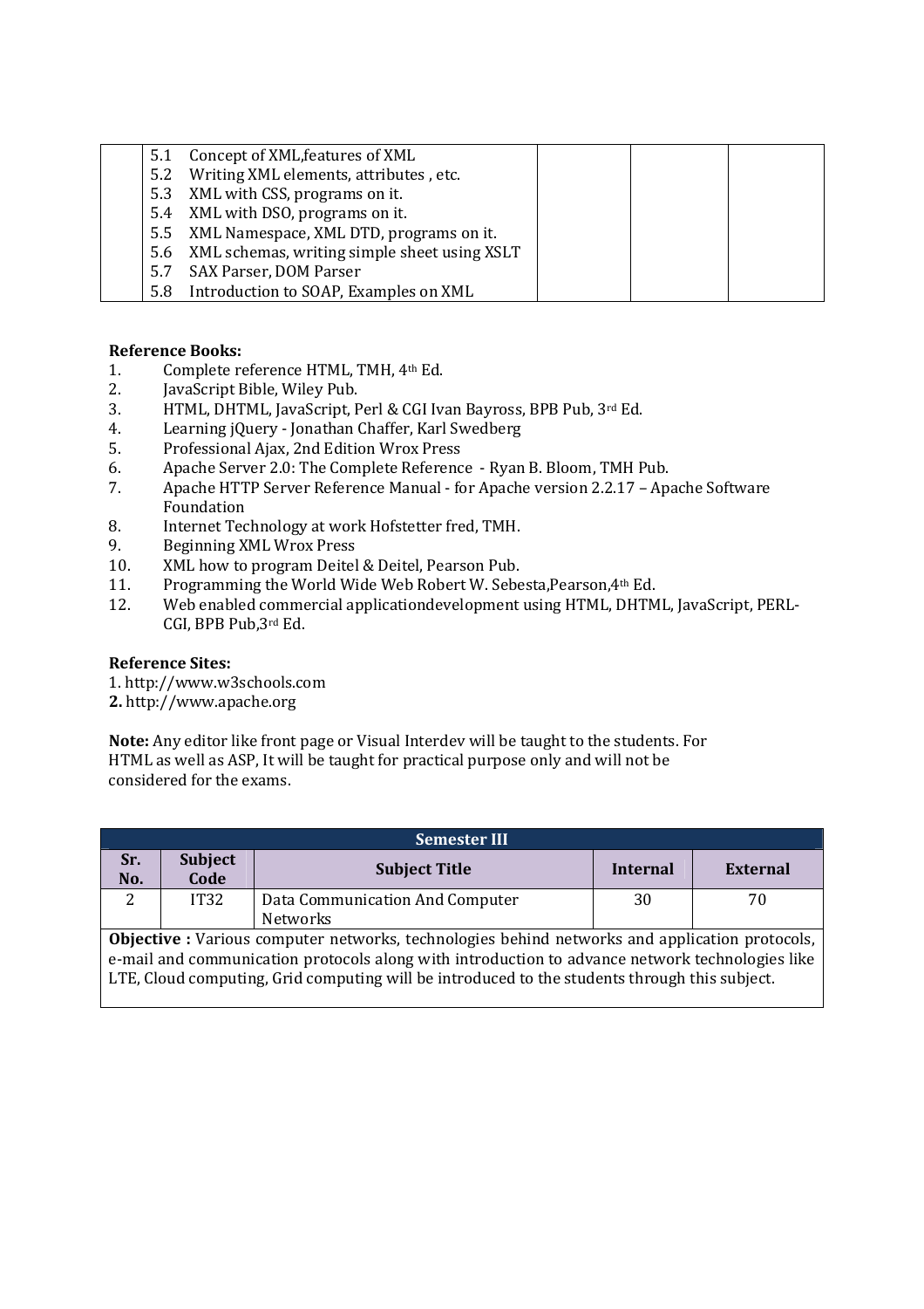|  | 5.1 Concept of XML,features of XML<br>5.2 Writing XML elements, attributes , etc.<br>5.3 XML with CSS, programs on it.<br>5.4 XML with DSO, programs on it.<br>5.5 XML Namespace, XML DTD, programs on it.<br>5.6 XML schemas, writing simple sheet using XSLT<br>5.7 SAX Parser, DOM Parser<br>5.8 Introduction to SOAP, Examples on XML |  |  |  |
|---|---|---|---|---|

**Reference Books:**

1. Complete reference HTML, TMH, 4th Ed.
2. JavaScript Bible, Wiley Pub.
3. HTML, DHTML, JavaScript, Perl & CGI Ivan Bayross, BPB Pub, 3rd Ed.
4. Learning jQuery - Jonathan Chaffer, Karl Swedberg
5. Professional Ajax, 2nd Edition Wrox Press
6. Apache Server 2.0: The Complete Reference - Ryan B. Bloom, TMH Pub.
7. Apache HTTP Server Reference Manual - for Apache version 2.2.17 – Apache Software Foundation
8. Internet Technology at work Hofstetter fred, TMH.
9. Beginning XML Wrox Press
10. XML how to program Deitel & Deitel, Pearson Pub.
11. Programming the World Wide Web Robert W. Sebesta,Pearson,4th Ed.
12. Web enabled commercial applicationdevelopment using HTML, DHTML, JavaScript, PERL-CGI, BPB Pub,3rd Ed.

**Reference Sites:**

1. http://www.w3schools.com
2. http://www.apache.org

**Note:** Any editor like front page or Visual Interdev will be taught to the students. For HTML as well as ASP, It will be taught for practical purpose only and will not be considered for the exams.

| Semester III | | | | |
|---|---|---|---|---|
| **Sr. No.** | **Subject Code** | **Subject Title** | **Internal** | **External** |
| 2 | IT32 | Data Communication And Computer Networks | 30 | 70 |
| **Objective :** Various computer networks, technologies behind networks and application protocols, e-mail and communication protocols along with introduction to advance network technologies like LTE, Cloud computing, Grid computing will be introduced to the students through this subject. | | | | |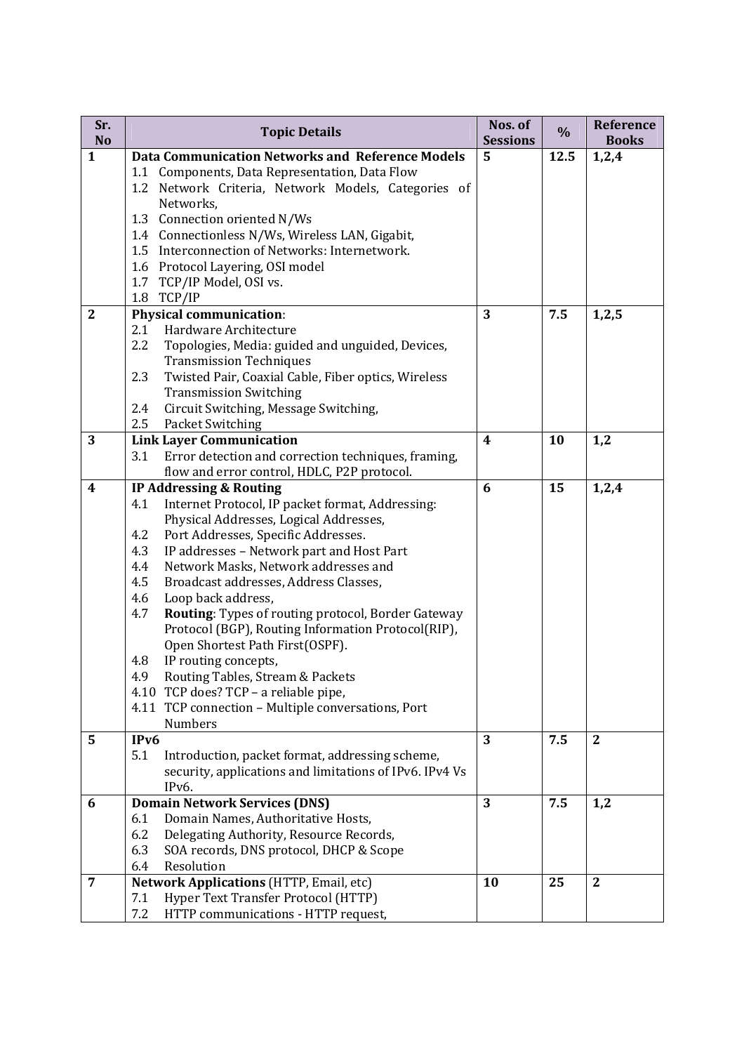| Sr. No | Topic Details | Nos. of Sessions | % | Reference Books |
|---|---|---|---|---|
| 1 | **Data Communication Networks and Reference Models**<br>1.1 Components, Data Representation, Data Flow<br>1.2 Network Criteria, Network Models, Categories of Networks,<br>1.3 Connection oriented N/Ws<br>1.4 Connectionless N/Ws, Wireless LAN, Gigabit,<br>1.5 Interconnection of Networks: Internetwork.<br>1.6 Protocol Layering, OSI model<br>1.7 TCP/IP Model, OSI vs.<br>1.8 TCP/IP | 5 | 12.5 | 1,2,4 |
| 2 | **Physical communication**:<br>2.1 Hardware Architecture<br>2.2 Topologies, Media: guided and unguided, Devices, Transmission Techniques<br>2.3 Twisted Pair, Coaxial Cable, Fiber optics, Wireless Transmission Switching<br>2.4 Circuit Switching, Message Switching,<br>2.5 Packet Switching | 3 | 7.5 | 1,2,5 |
| 3 | **Link Layer Communication**<br>3.1 Error detection and correction techniques, framing, flow and error control, HDLC, P2P protocol. | 4 | 10 | 1,2 |
| 4 | **IP Addressing & Routing**<br>4.1 Internet Protocol, IP packet format, Addressing: Physical Addresses, Logical Addresses,<br>4.2 Port Addresses, Specific Addresses.<br>4.3 IP addresses – Network part and Host Part<br>4.4 Network Masks, Network addresses and<br>4.5 Broadcast addresses, Address Classes,<br>4.6 Loop back address,<br>4.7 **Routing**: Types of routing protocol, Border Gateway Protocol (BGP), Routing Information Protocol(RIP), Open Shortest Path First(OSPF).<br>4.8 IP routing concepts,<br>4.9 Routing Tables, Stream & Packets<br>4.10 TCP does? TCP – a reliable pipe,<br>4.11 TCP connection – Multiple conversations, Port Numbers | 6 | 15 | 1,2,4 |
| 5 | **IPv6**<br>5.1 Introduction, packet format, addressing scheme, security, applications and limitations of IPv6. IPv4 Vs IPv6. | 3 | 7.5 | 2 |
| 6 | **Domain Network Services (DNS)**<br>6.1 Domain Names, Authoritative Hosts,<br>6.2 Delegating Authority, Resource Records,<br>6.3 SOA records, DNS protocol, DHCP & Scope<br>6.4 Resolution | 3 | 7.5 | 1,2 |
| 7 | **Network Applications** (HTTP, Email, etc)<br>7.1 Hyper Text Transfer Protocol (HTTP)<br>7.2 HTTP communications - HTTP request, | 10 | 25 | 2 |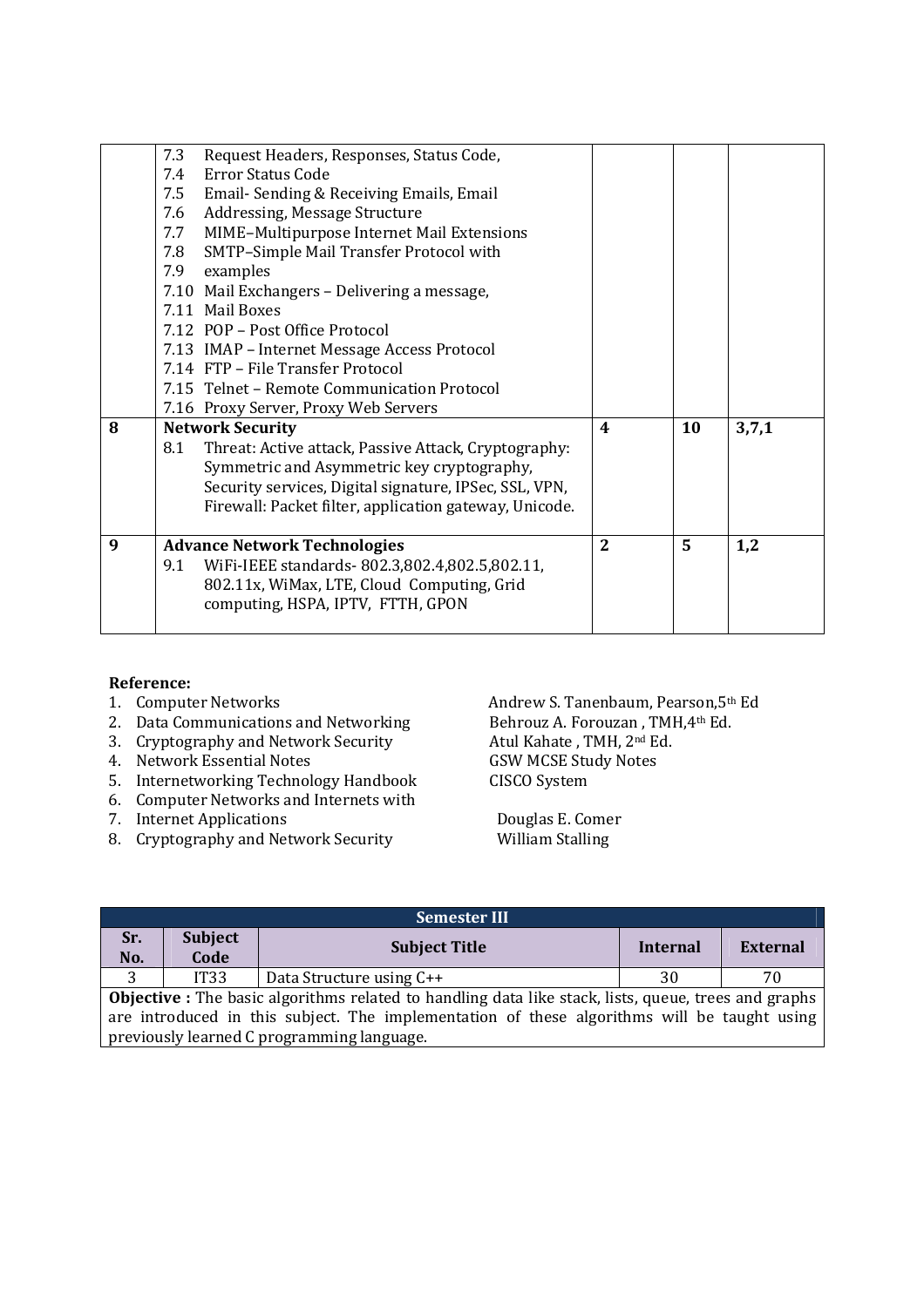| | | | | |
|---|---|---|---|---|
| | 7.3 Request Headers, Responses, Status Code,<br>7.4 Error Status Code<br>7.5 Email- Sending & Receiving Emails, Email<br>7.6 Addressing, Message Structure<br>7.7 MIME–Multipurpose Internet Mail Extensions<br>7.8 SMTP–Simple Mail Transfer Protocol with<br>7.9 examples<br>7.10 Mail Exchangers – Delivering a message,<br>7.11 Mail Boxes<br>7.12 POP – Post Office Protocol<br>7.13 IMAP – Internet Message Access Protocol<br>7.14 FTP – File Transfer Protocol<br>7.15 Telnet – Remote Communication Protocol<br>7.16 Proxy Server, Proxy Web Servers | | | |
| **8** | **Network Security**<br>8.1 Threat: Active attack, Passive Attack, Cryptography: Symmetric and Asymmetric key cryptography, Security services, Digital signature, IPSec, SSL, VPN, Firewall: Packet filter, application gateway, Unicode. | **4** | **10** | **3,7,1** |
| **9** | **Advance Network Technologies**<br>9.1 WiFi-IEEE standards- 802.3,802.4,802.5,802.11, 802.11x, WiMax, LTE, Cloud Computing, Grid computing, HSPA, IPTV, FTTH, GPON | **2** | **5** | **1,2** |

**Reference:**

1. Computer Networks — Andrew S. Tanenbaum, Pearson,5th Ed
2. Data Communications and Networking — Behrouz A. Forouzan , TMH,4th Ed.
3. Cryptography and Network Security — Atul Kahate , TMH, 2nd Ed.
4. Network Essential Notes — GSW MCSE Study Notes
5. Internetworking Technology Handbook — CISCO System
6. Computer Networks and Internets with
7. Internet Applications — Douglas E. Comer
8. Cryptography and Network Security — William Stalling

| Semester III | | | | |
|---|---|---|---|---|
| **Sr. No.** | **Subject Code** | **Subject Title** | **Internal** | **External** |
| 3 | IT33 | Data Structure using C++ | 30 | 70 |

**Objective :** The basic algorithms related to handling data like stack, lists, queue, trees and graphs are introduced in this subject. The implementation of these algorithms will be taught using previously learned C programming language.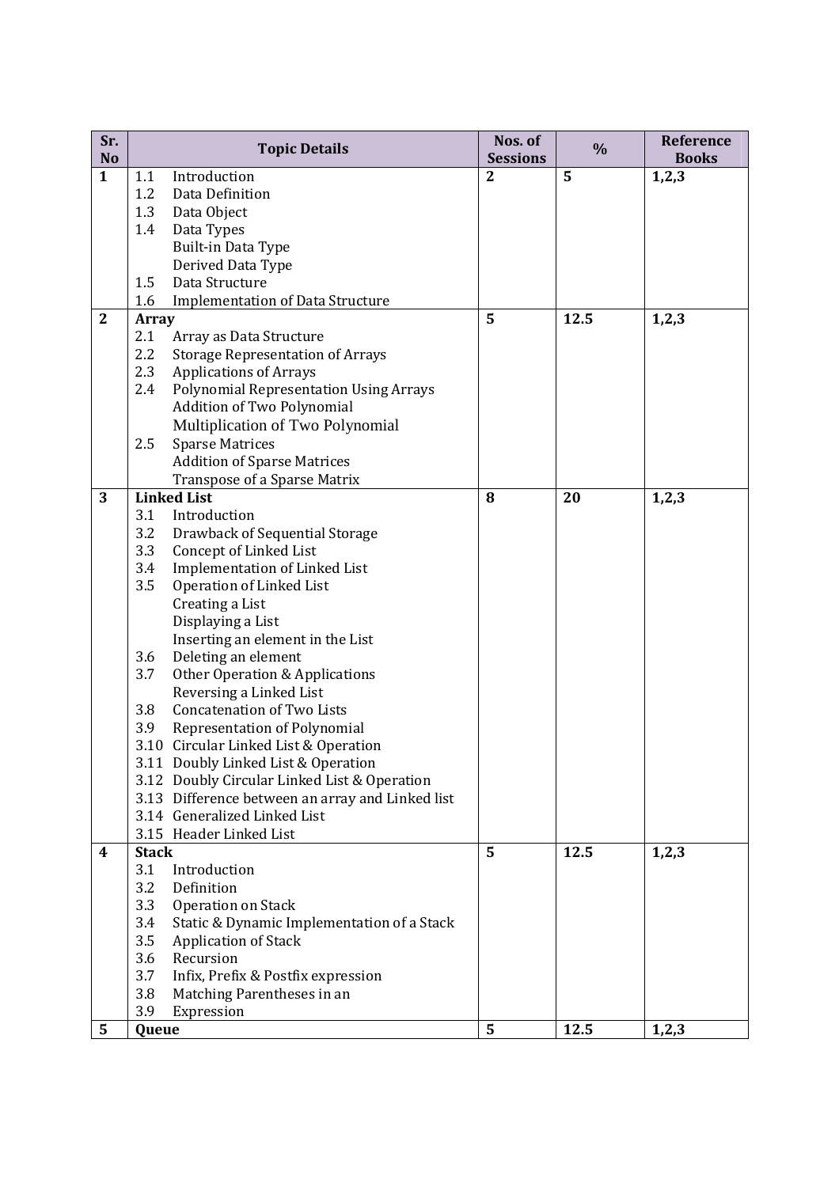| Sr. No | Topic Details | Nos. of Sessions | % | Reference Books |
|---|---|---|---|---|
| **1** | 1.1 Introduction<br>1.2 Data Definition<br>1.3 Data Object<br>1.4 Data Types<br>Built-in Data Type<br>Derived Data Type<br>1.5 Data Structure<br>1.6 Implementation of Data Structure | **2** | **5** | **1,2,3** |
| **2** | **Array**<br>2.1 Array as Data Structure<br>2.2 Storage Representation of Arrays<br>2.3 Applications of Arrays<br>2.4 Polynomial Representation Using Arrays<br>Addition of Two Polynomial<br>Multiplication of Two Polynomial<br>2.5 Sparse Matrices<br>Addition of Sparse Matrices<br>Transpose of a Sparse Matrix | **5** | **12.5** | **1,2,3** |
| **3** | **Linked List**<br>3.1 Introduction<br>3.2 Drawback of Sequential Storage<br>3.3 Concept of Linked List<br>3.4 Implementation of Linked List<br>3.5 Operation of Linked List<br>Creating a List<br>Displaying a List<br>Inserting an element in the List<br>3.6 Deleting an element<br>3.7 Other Operation & Applications<br>Reversing a Linked List<br>3.8 Concatenation of Two Lists<br>3.9 Representation of Polynomial<br>3.10 Circular Linked List & Operation<br>3.11 Doubly Linked List & Operation<br>3.12 Doubly Circular Linked List & Operation<br>3.13 Difference between an array and Linked list<br>3.14 Generalized Linked List<br>3.15 Header Linked List | **8** | **20** | **1,2,3** |
| **4** | **Stack**<br>3.1 Introduction<br>3.2 Definition<br>3.3 Operation on Stack<br>3.4 Static & Dynamic Implementation of a Stack<br>3.5 Application of Stack<br>3.6 Recursion<br>3.7 Infix, Prefix & Postfix expression<br>3.8 Matching Parentheses in an<br>3.9 Expression | **5** | **12.5** | **1,2,3** |
| **5** | **Queue** | **5** | **12.5** | **1,2,3** |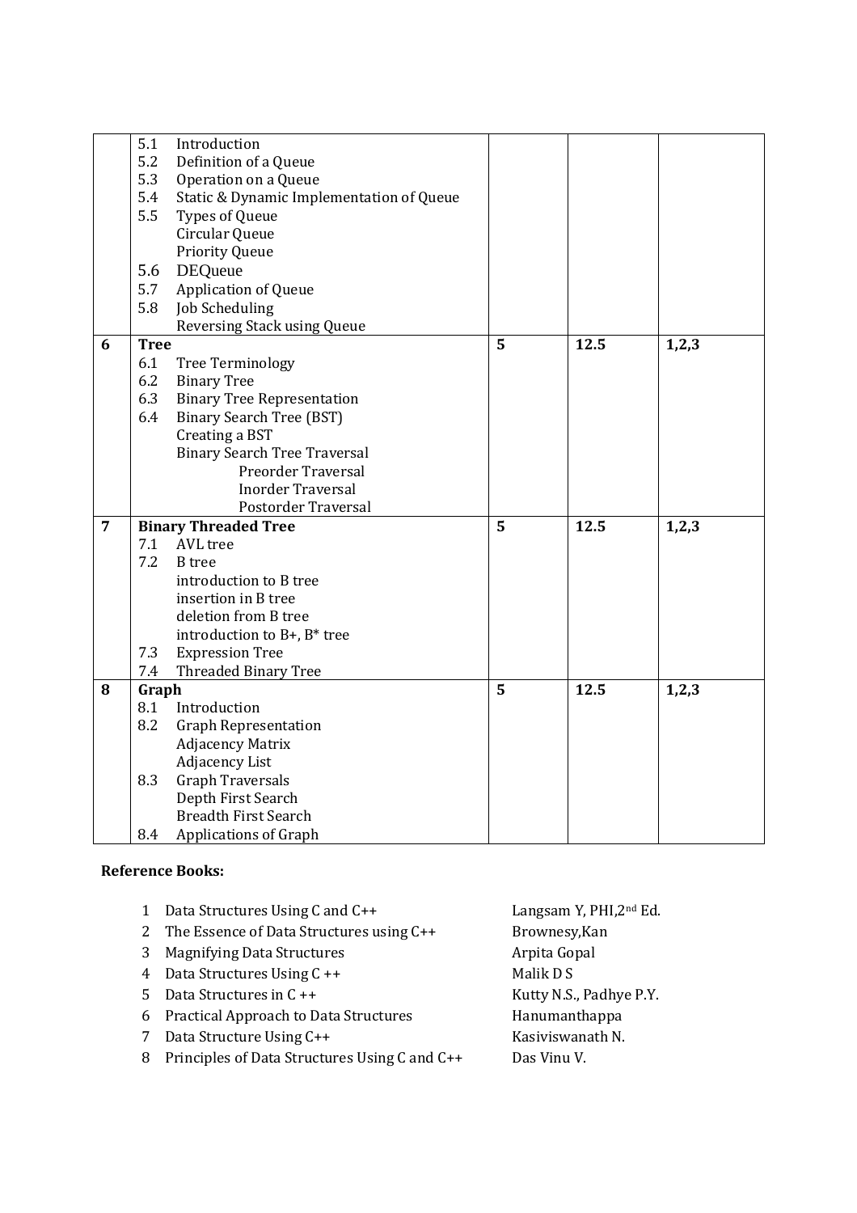| | | | | |
|---|---|---|---|---|
| | 5.1 Introduction<br>5.2 Definition of a Queue<br>5.3 Operation on a Queue<br>5.4 Static & Dynamic Implementation of Queue<br>5.5 Types of Queue<br>Circular Queue<br>Priority Queue<br>5.6 DEQueue<br>5.7 Application of Queue<br>5.8 Job Scheduling<br>Reversing Stack using Queue | | | |
| **6** | **Tree**<br>6.1 Tree Terminology<br>6.2 Binary Tree<br>6.3 Binary Tree Representation<br>6.4 Binary Search Tree (BST)<br>Creating a BST<br>Binary Search Tree Traversal<br>Preorder Traversal<br>Inorder Traversal<br>Postorder Traversal | **5** | **12.5** | **1,2,3** |
| **7** | **Binary Threaded Tree**<br>7.1 AVL tree<br>7.2 B tree<br>introduction to B tree<br>insertion in B tree<br>deletion from B tree<br>introduction to B+, B* tree<br>7.3 Expression Tree<br>7.4 Threaded Binary Tree | **5** | **12.5** | **1,2,3** |
| **8** | **Graph**<br>8.1 Introduction<br>8.2 Graph Representation<br>Adjacency Matrix<br>Adjacency List<br>8.3 Graph Traversals<br>Depth First Search<br>Breadth First Search<br>8.4 Applications of Graph | **5** | **12.5** | **1,2,3** |

**Reference Books:**

| | | |
|---|---|---|
| 1 | Data Structures Using C and C++ | Langsam Y, PHI,2nd Ed. |
| 2 | The Essence of Data Structures using C++ | Brownesy,Kan |
| 3 | Magnifying Data Structures | Arpita Gopal |
| 4 | Data Structures Using C ++ | Malik D S |
| 5 | Data Structures in C ++ | Kutty N.S., Padhye P.Y. |
| 6 | Practical Approach to Data Structures | Hanumanthappa |
| 7 | Data Structure Using C++ | Kasiviswanath N. |
| 8 | Principles of Data Structures Using C and C++ | Das Vinu V. |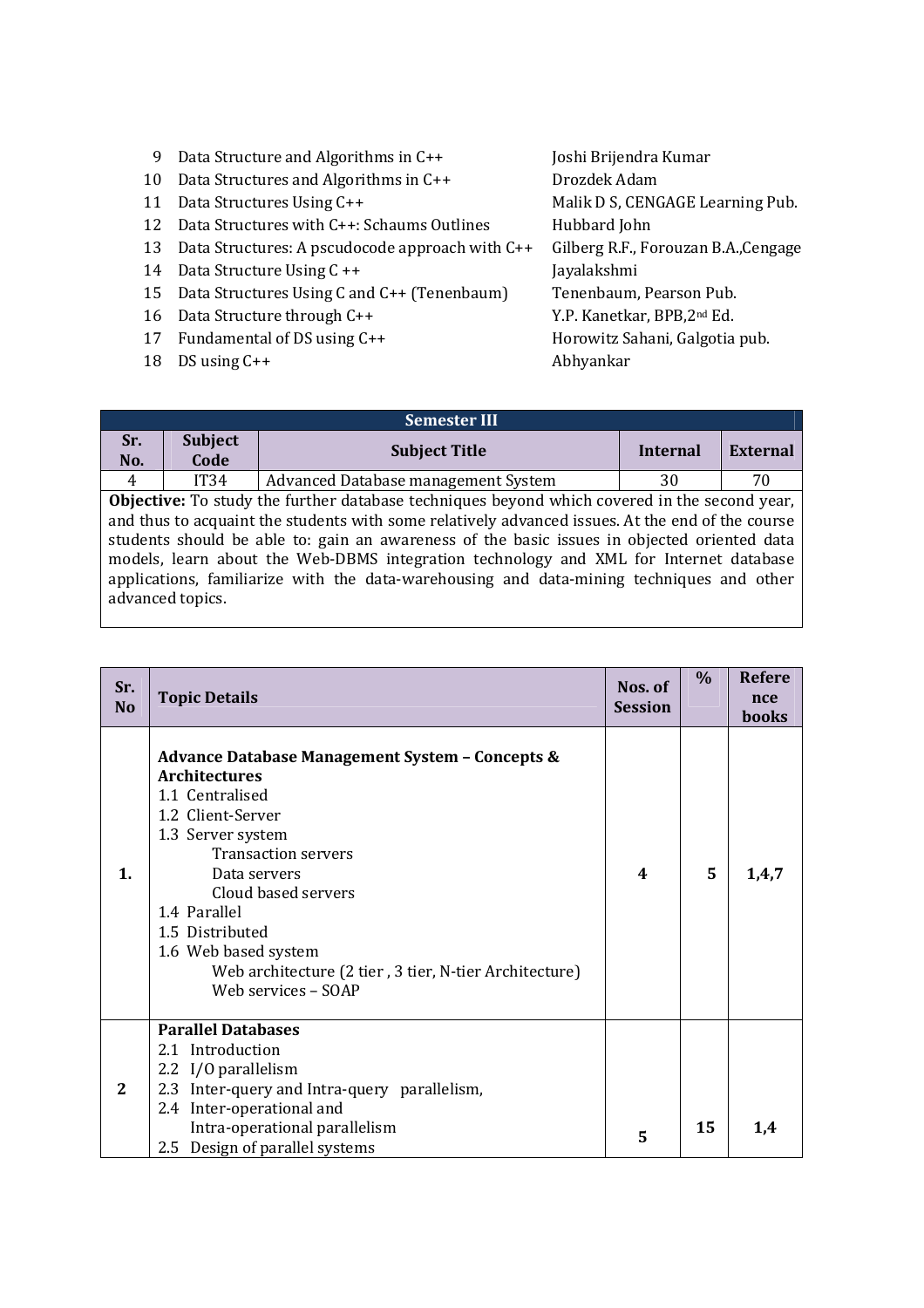| | | |
|---|---|---|
| 9 | Data Structure and Algorithms in C++ | Joshi Brijendra Kumar |
| 10 | Data Structures and Algorithms in C++ | Drozdek Adam |
| 11 | Data Structures Using C++ | Malik D S, CENGAGE Learning Pub. |
| 12 | Data Structures with C++: Schaums Outlines | Hubbard John |
| 13 | Data Structures: A pscudocode approach with C++ | Gilberg R.F., Forouzan B.A.,Cengage |
| 14 | Data Structure Using C ++ | Jayalakshmi |
| 15 | Data Structures Using C and C++ (Tenenbaum) | Tenenbaum, Pearson Pub. |
| 16 | Data Structure through C++ | Y.P. Kanetkar, BPB,2nd Ed. |
| 17 | Fundamental of DS using C++ | Horowitz Sahani, Galgotia pub. |
| 18 | DS using C++ | Abhyankar |

| Semester III | | | | |
|---|---|---|---|---|
| **Sr. No.** | **Subject Code** | **Subject Title** | **Internal** | **External** |
| 4 | IT34 | Advanced Database management System | 30 | 70 |

**Objective:** To study the further database techniques beyond which covered in the second year, and thus to acquaint the students with some relatively advanced issues. At the end of the course students should be able to: gain an awareness of the basic issues in objected oriented data models, learn about the Web-DBMS integration technology and XML for Internet database applications, familiarize with the data-warehousing and data-mining techniques and other advanced topics.

| Sr. No | Topic Details | Nos. of Session | % | Reference books |
|---|---|---|---|---|
| **1.** | **Advance Database Management System – Concepts & Architectures**<br>1.1 Centralised<br>1.2 Client-Server<br>1.3 Server system<br>Transaction servers<br>Data servers<br>Cloud based servers<br>1.4 Parallel<br>1.5 Distributed<br>1.6 Web based system<br>Web architecture (2 tier , 3 tier, N-tier Architecture)<br>Web services – SOAP | **4** | **5** | **1,4,7** |
| **2** | **Parallel Databases**<br>2.1 Introduction<br>2.2 I/O parallelism<br>2.3 Inter-query and Intra-query parallelism,<br>2.4 Inter-operational and Intra-operational parallelism<br>2.5 Design of parallel systems | **5** | **15** | **1,4** |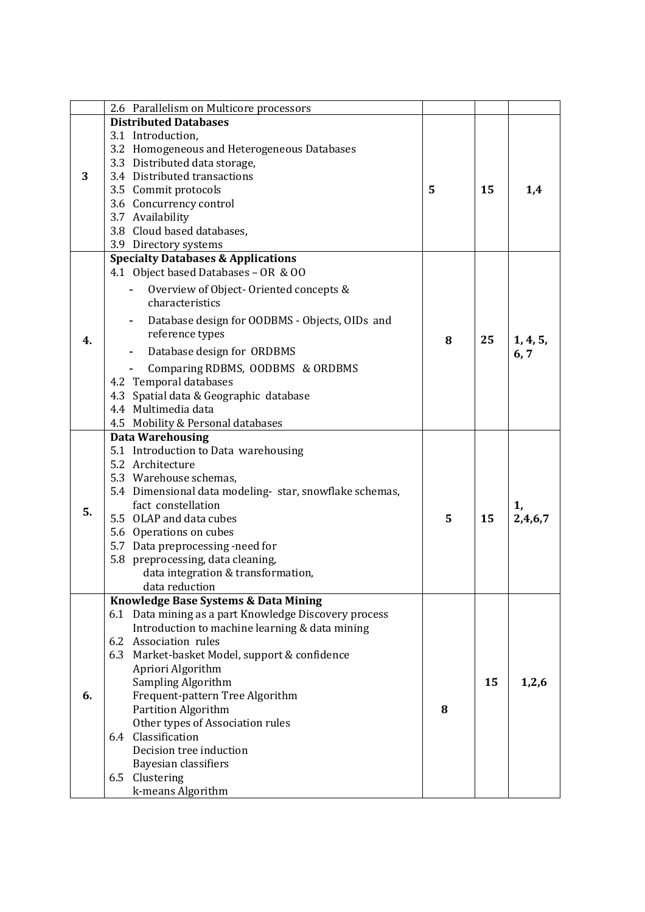| | | | | |
|---|---|---|---|---|
| | 2.6 Parallelism on Multicore processors | | | |
| 3 | **Distributed Databases**<br>3.1 Introduction,<br>3.2 Homogeneous and Heterogeneous Databases<br>3.3 Distributed data storage,<br>3.4 Distributed transactions<br>3.5 Commit protocols<br>3.6 Concurrency control<br>3.7 Availability<br>3.8 Cloud based databases,<br>3.9 Directory systems | 5 | 15 | 1,4 |
| 4. | **Specialty Databases & Applications**<br>4.1 Object based Databases – OR & OO<br>- Overview of Object- Oriented concepts & characteristics<br>- Database design for OODBMS - Objects, OIDs and reference types<br>- Database design for ORDBMS<br>- Comparing RDBMS, OODBMS & ORDBMS<br>4.2 Temporal databases<br>4.3 Spatial data & Geographic database<br>4.4 Multimedia data<br>4.5 Mobility & Personal databases | 8 | 25 | 1, 4, 5, 6, 7 |
| 5. | **Data Warehousing**<br>5.1 Introduction to Data warehousing<br>5.2 Architecture<br>5.3 Warehouse schemas,<br>5.4 Dimensional data modeling- star, snowflake schemas, fact constellation<br>5.5 OLAP and data cubes<br>5.6 Operations on cubes<br>5.7 Data preprocessing -need for<br>5.8 preprocessing, data cleaning, data integration & transformation, data reduction | 5 | 15 | 1, 2,4,6,7 |
| 6. | **Knowledge Base Systems & Data Mining**<br>6.1 Data mining as a part Knowledge Discovery process Introduction to machine learning & data mining<br>6.2 Association rules<br>6.3 Market-basket Model, support & confidence<br>Apriori Algorithm<br>Sampling Algorithm<br>Frequent-pattern Tree Algorithm<br>Partition Algorithm<br>Other types of Association rules<br>6.4 Classification<br>Decision tree induction<br>Bayesian classifiers<br>6.5 Clustering<br>k-means Algorithm | 8 | 15 | 1,2,6 |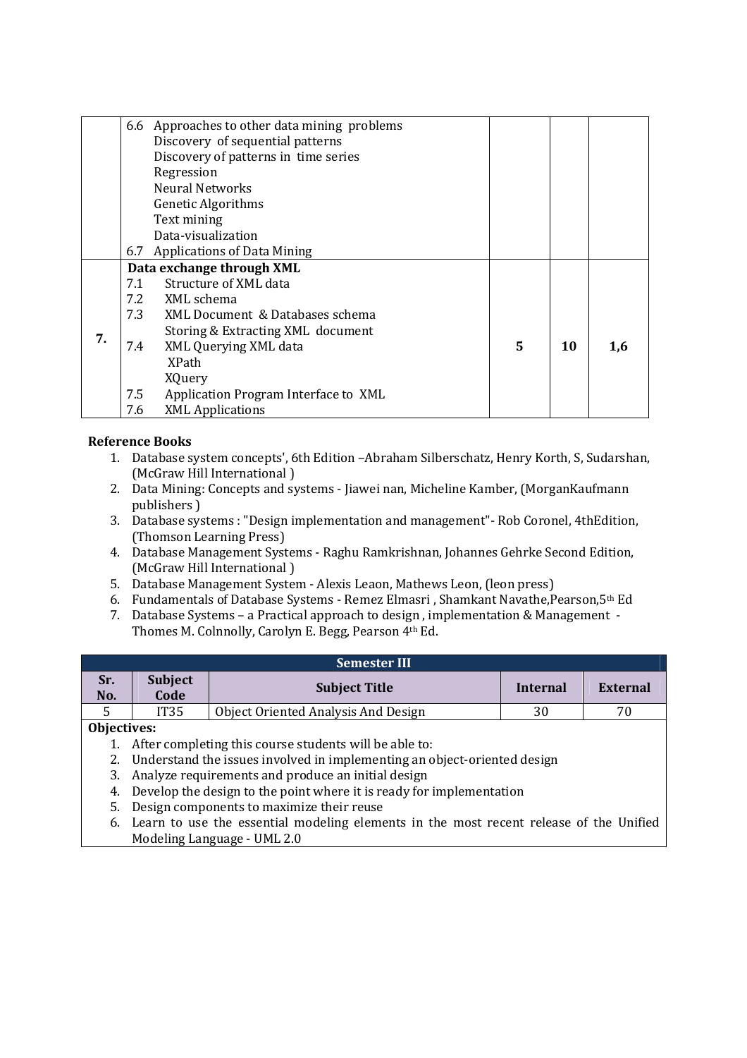|  | Content | | | |
|---|---|---|---|---|
|  | 6.6 Approaches to other data mining problems<br>Discovery of sequential patterns<br>Discovery of patterns in time series<br>Regression<br>Neural Networks<br>Genetic Algorithms<br>Text mining<br>Data-visualization<br>6.7 Applications of Data Mining |  |  |  |
| 7. | **Data exchange through XML**<br>7.1 Structure of XML data<br>7.2 XML schema<br>7.3 XML Document & Databases schema<br>Storing & Extracting XML document<br>7.4 XML Querying XML data<br>XPath<br>XQuery<br>7.5 Application Program Interface to XML<br>7.6 XML Applications | 5 | 10 | 1,6 |

**Reference Books**

1. Database system concepts', 6th Edition –Abraham Silberschatz, Henry Korth, S, Sudarshan, (McGraw Hill International )
2. Data Mining: Concepts and systems - Jiawei nan, Micheline Kamber, (MorganKaufmann publishers )
3. Database systems : "Design implementation and management"- Rob Coronel, 4thEdition, (Thomson Learning Press)
4. Database Management Systems - Raghu Ramkrishnan, Johannes Gehrke Second Edition, (McGraw Hill International )
5. Database Management System - Alexis Leaon, Mathews Leon, (leon press)
6. Fundamentals of Database Systems - Remez Elmasri , Shamkant Navathe,Pearson,5th Ed
7. Database Systems – a Practical approach to design , implementation & Management - Thomes M. Colnnolly, Carolyn E. Begg, Pearson 4th Ed.

| Semester III | | | | |
|---|---|---|---|---|
| **Sr. No.** | **Subject Code** | **Subject Title** | **Internal** | **External** |
| 5 | IT35 | Object Oriented Analysis And Design | 30 | 70 |

**Objectives:**

1. After completing this course students will be able to:
2. Understand the issues involved in implementing an object-oriented design
3. Analyze requirements and produce an initial design
4. Develop the design to the point where it is ready for implementation
5. Design components to maximize their reuse
6. Learn to use the essential modeling elements in the most recent release of the Unified Modeling Language - UML 2.0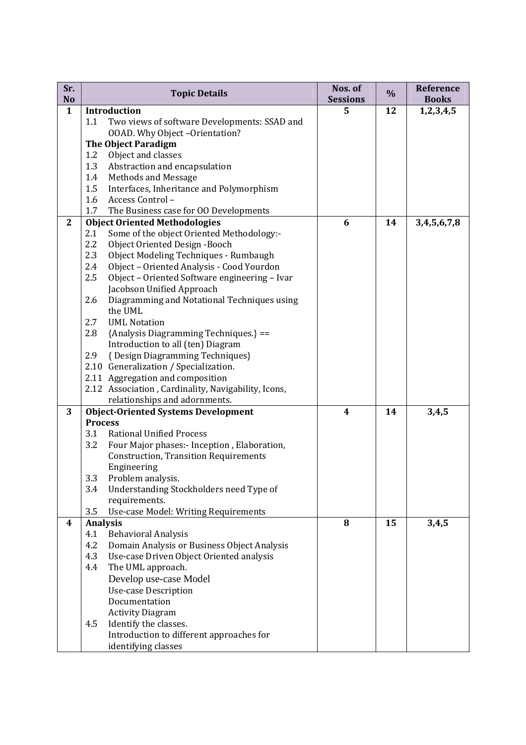| Sr. No | Topic Details | Nos. of Sessions | % | Reference Books |
|---|---|---|---|---|
| 1 | **Introduction**<br>1.1 Two views of software Developments: SSAD and OOAD. Why Object –Orientation?<br>**The Object Paradigm**<br>1.2 Object and classes<br>1.3 Abstraction and encapsulation<br>1.4 Methods and Message<br>1.5 Interfaces, Inheritance and Polymorphism<br>1.6 Access Control –<br>1.7 The Business case for OO Developments | 5 | 12 | 1,2,3,4,5 |
| 2 | **Object Oriented Methodologies**<br>2.1 Some of the object Oriented Methodology:-<br>2.2 Object Oriented Design -Booch<br>2.3 Object Modeling Techniques - Rumbaugh<br>2.4 Object – Oriented Analysis - Cood Yourdon<br>2.5 Object – Oriented Software engineering – Ivar Jacobson Unified Approach<br>2.6 Diagramming and Notational Techniques using the UML<br>2.7 UML Notation<br>2.8 {Analysis Diagramming Techniques.} == Introduction to all (ten) Diagram<br>2.9 { Design Diagramming Techniques}<br>2.10 Generalization / Specialization.<br>2.11 Aggregation and composition<br>2.12 Association , Cardinality, Navigability, Icons, relationships and adornments. | 6 | 14 | 3,4,5,6,7,8 |
| 3 | **Object-Oriented Systems Development Process**<br>3.1 Rational Unified Process<br>3.2 Four Major phases:- Inception , Elaboration, Construction, Transition Requirements Engineering<br>3.3 Problem analysis.<br>3.4 Understanding Stockholders need Type of requirements.<br>3.5 Use-case Model: Writing Requirements | 4 | 14 | 3,4,5 |
| 4 | **Analysis**<br>4.1 Behavioral Analysis<br>4.2 Domain Analysis or Business Object Analysis<br>4.3 Use-case Driven Object Oriented analysis<br>4.4 The UML approach.<br>Develop use-case Model<br>Use-case Description<br>Documentation<br>Activity Diagram<br>4.5 Identify the classes.<br>Introduction to different approaches for identifying classes | 8 | 15 | 3,4,5 |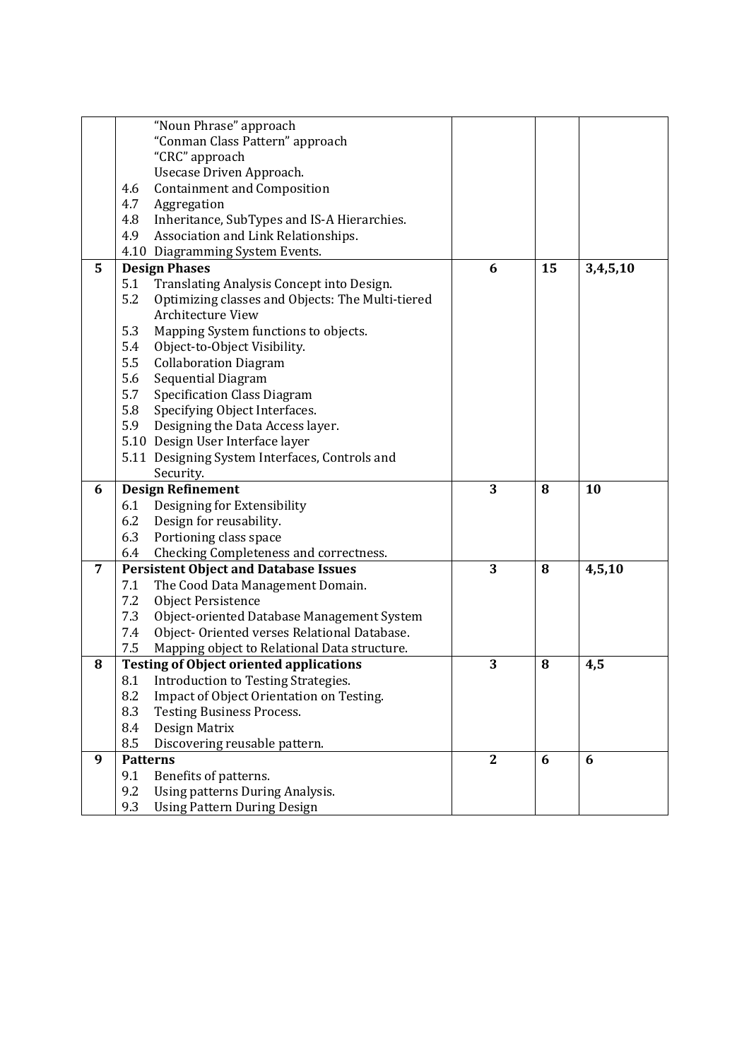| | | | | |
|---|---|---|---|---|
| | "Noun Phrase" approach<br>"Conman Class Pattern" approach<br>"CRC" approach<br>Usecase Driven Approach.<br>4.6 Containment and Composition<br>4.7 Aggregation<br>4.8 Inheritance, SubTypes and IS-A Hierarchies.<br>4.9 Association and Link Relationships.<br>4.10 Diagramming System Events. | | | |
| **5** | **Design Phases**<br>5.1 Translating Analysis Concept into Design.<br>5.2 Optimizing classes and Objects: The Multi-tiered Architecture View<br>5.3 Mapping System functions to objects.<br>5.4 Object-to-Object Visibility.<br>5.5 Collaboration Diagram<br>5.6 Sequential Diagram<br>5.7 Specification Class Diagram<br>5.8 Specifying Object Interfaces.<br>5.9 Designing the Data Access layer.<br>5.10 Design User Interface layer<br>5.11 Designing System Interfaces, Controls and Security. | **6** | **15** | **3,4,5,10** |
| **6** | **Design Refinement**<br>6.1 Designing for Extensibility<br>6.2 Design for reusability.<br>6.3 Portioning class space<br>6.4 Checking Completeness and correctness. | **3** | **8** | **10** |
| **7** | **Persistent Object and Database Issues**<br>7.1 The Cood Data Management Domain.<br>7.2 Object Persistence<br>7.3 Object-oriented Database Management System<br>7.4 Object- Oriented verses Relational Database.<br>7.5 Mapping object to Relational Data structure. | **3** | **8** | **4,5,10** |
| **8** | **Testing of Object oriented applications**<br>8.1 Introduction to Testing Strategies.<br>8.2 Impact of Object Orientation on Testing.<br>8.3 Testing Business Process.<br>8.4 Design Matrix<br>8.5 Discovering reusable pattern. | **3** | **8** | **4,5** |
| **9** | **Patterns**<br>9.1 Benefits of patterns.<br>9.2 Using patterns During Analysis.<br>9.3 Using Pattern During Design | **2** | **6** | **6** |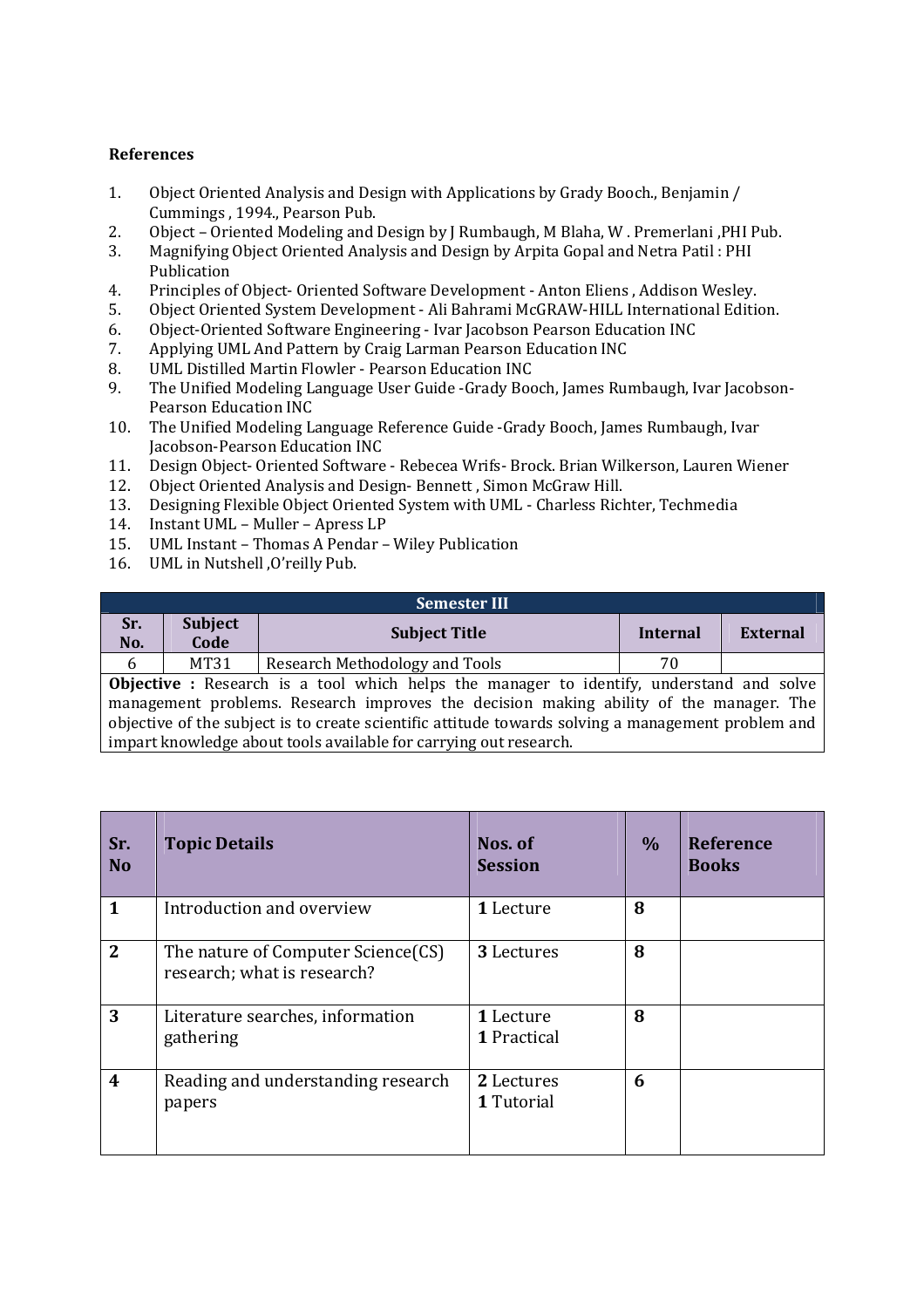**References**

1. Object Oriented Analysis and Design with Applications by Grady Booch., Benjamin / Cummings , 1994., Pearson Pub.
2. Object – Oriented Modeling and Design by J Rumbaugh, M Blaha, W . Premerlani ,PHI Pub.
3. Magnifying Object Oriented Analysis and Design by Arpita Gopal and Netra Patil : PHI Publication
4. Principles of Object- Oriented Software Development - Anton Eliens , Addison Wesley.
5. Object Oriented System Development - Ali Bahrami McGRAW-HILL International Edition.
6. Object-Oriented Software Engineering - Ivar Jacobson Pearson Education INC
7. Applying UML And Pattern by Craig Larman Pearson Education INC
8. UML Distilled Martin Flowler - Pearson Education INC
9. The Unified Modeling Language User Guide -Grady Booch, James Rumbaugh, Ivar Jacobson-Pearson Education INC
10. The Unified Modeling Language Reference Guide -Grady Booch, James Rumbaugh, Ivar Jacobson-Pearson Education INC
11. Design Object- Oriented Software - Rebecea Wrifs- Brock. Brian Wilkerson, Lauren Wiener
12. Object Oriented Analysis and Design- Bennett , Simon McGraw Hill.
13. Designing Flexible Object Oriented System with UML - Charless Richter, Techmedia
14. Instant UML – Muller – Apress LP
15. UML Instant – Thomas A Pendar – Wiley Publication
16. UML in Nutshell ,O'reilly Pub.

| Semester III | | | | |
|---|---|---|---|---|
| **Sr. No.** | **Subject Code** | **Subject Title** | **Internal** | **External** |
| 6 | MT31 | Research Methodology and Tools | 70 | |

**Objective :** Research is a tool which helps the manager to identify, understand and solve management problems. Research improves the decision making ability of the manager. The objective of the subject is to create scientific attitude towards solving a management problem and impart knowledge about tools available for carrying out research.

| Sr. No | Topic Details | Nos. of Session | % | Reference Books |
|---|---|---|---|---|
| **1** | Introduction and overview | **1** Lecture | **8** | |
| **2** | The nature of Computer Science(CS) research; what is research? | **3** Lectures | **8** | |
| **3** | Literature searches, information gathering | **1** Lecture<br>**1** Practical | **8** | |
| **4** | Reading and understanding research papers | **2** Lectures<br>**1** Tutorial | **6** | |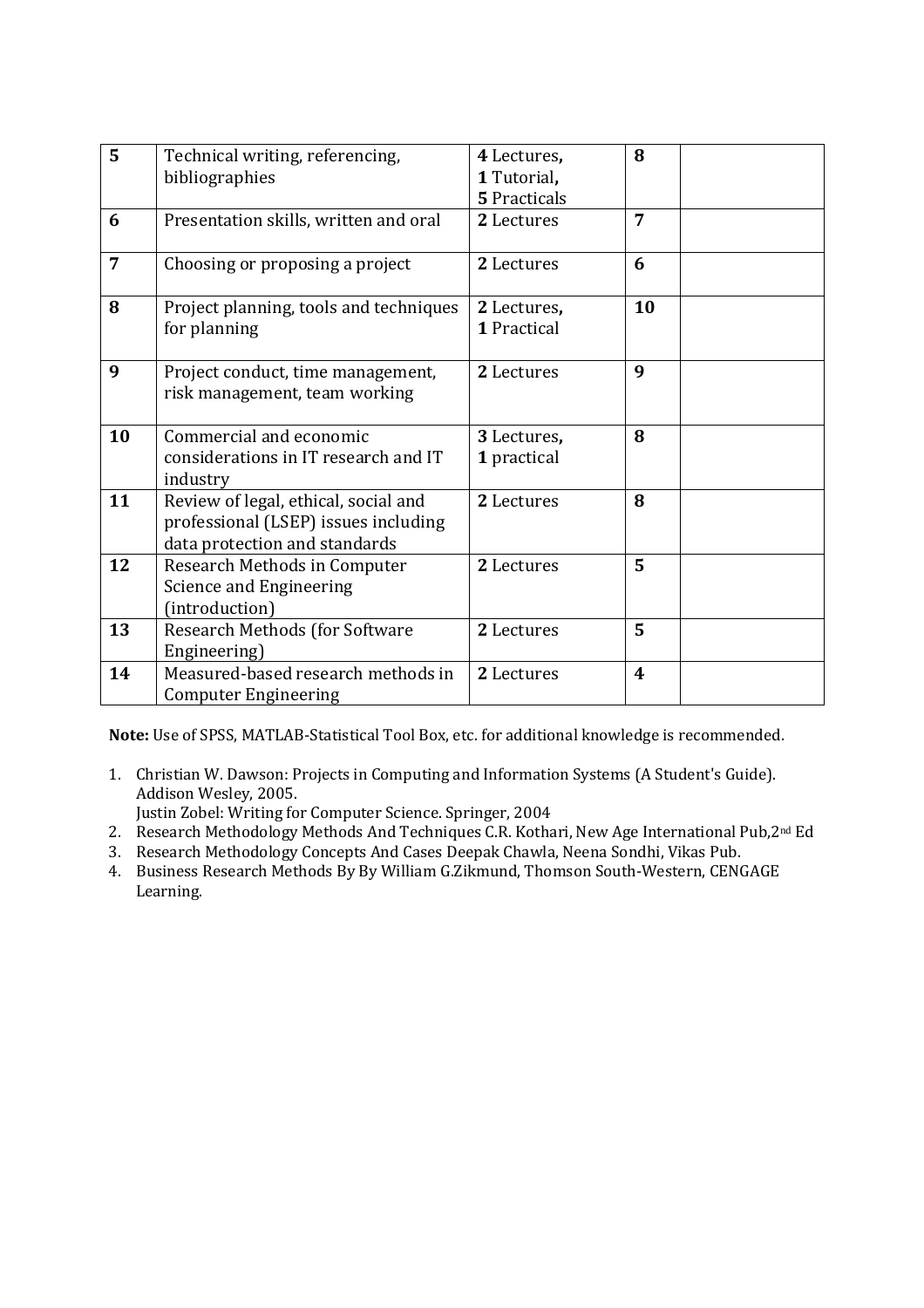| | | | | |
|---|---|---|---|---|
| **5** | Technical writing, referencing, bibliographies | **4** Lectures**,** **1** Tutorial**,** **5** Practicals | **8** | |
| **6** | Presentation skills, written and oral | **2** Lectures | **7** | |
| **7** | Choosing or proposing a project | **2** Lectures | **6** | |
| **8** | Project planning, tools and techniques for planning | **2** Lectures**,** **1** Practical | **10** | |
| **9** | Project conduct, time management, risk management, team working | **2** Lectures | **9** | |
| **10** | Commercial and economic considerations in IT research and IT industry | **3** Lectures**,** **1** practical | **8** | |
| **11** | Review of legal, ethical, social and professional (LSEP) issues including data protection and standards | **2** Lectures | **8** | |
| **12** | Research Methods in Computer Science and Engineering (introduction) | **2** Lectures | **5** | |
| **13** | Research Methods (for Software Engineering) | **2** Lectures | **5** | |
| **14** | Measured-based research methods in Computer Engineering | **2** Lectures | **4** | |

**Note:** Use of SPSS, MATLAB-Statistical Tool Box, etc. for additional knowledge is recommended.

1. Christian W. Dawson: Projects in Computing and Information Systems (A Student's Guide). Addison Wesley, 2005.
   Justin Zobel: Writing for Computer Science. Springer, 2004
2. Research Methodology Methods And Techniques C.R. Kothari, New Age International Pub,2nd Ed
3. Research Methodology Concepts And Cases Deepak Chawla, Neena Sondhi, Vikas Pub.
4. Business Research Methods By By William G.Zikmund, Thomson South-Western, CENGAGE Learning.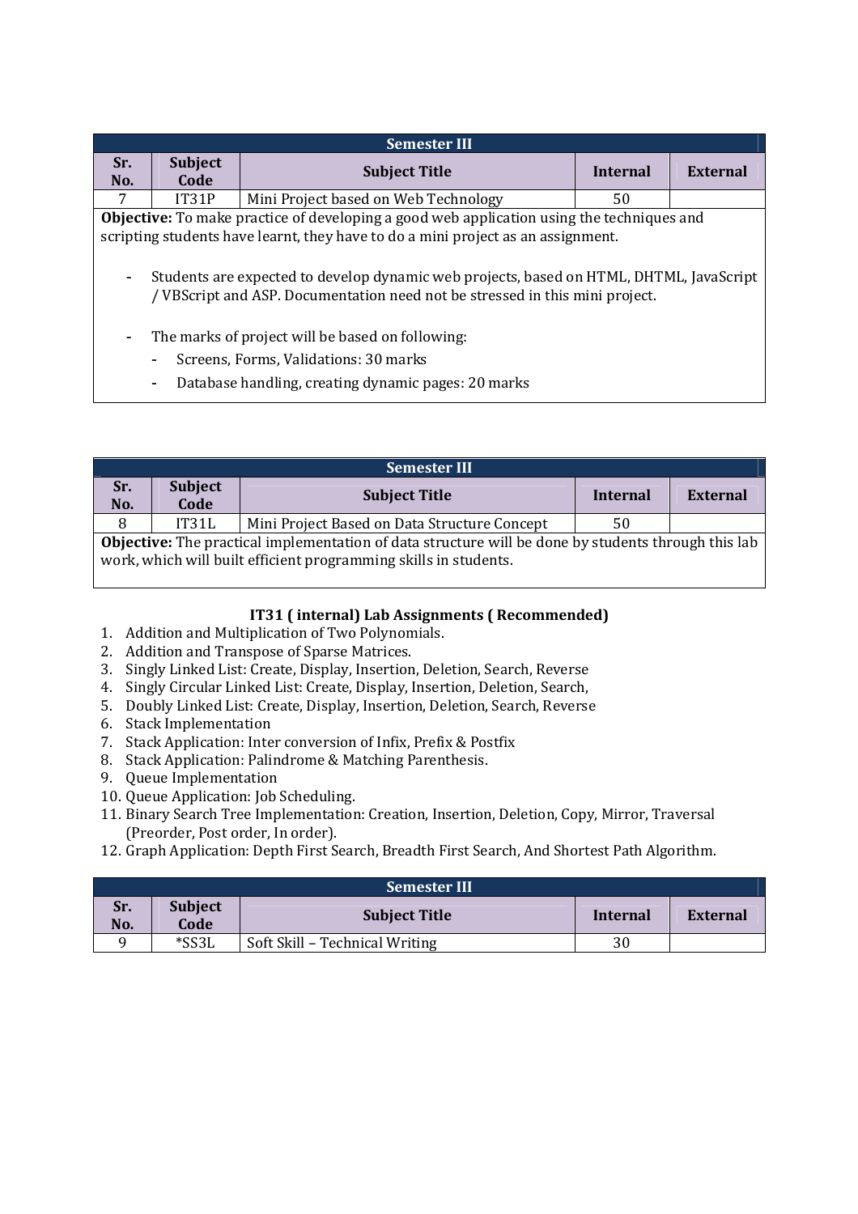| Semester III | | | | |
|---|---|---|---|---|
| **Sr. No.** | **Subject Code** | **Subject Title** | **Internal** | **External** |
| 7 | IT31P | Mini Project based on Web Technology | 50 | |

**Objective:** To make practice of developing a good web application using the techniques and scripting students have learnt, they have to do a mini project as an assignment.

- Students are expected to develop dynamic web projects, based on HTML, DHTML, JavaScript / VBScript and ASP. Documentation need not be stressed in this mini project.
- The marks of project will be based on following:
  - Screens, Forms, Validations: 30 marks
  - Database handling, creating dynamic pages: 20 marks

| Semester III | | | | |
|---|---|---|---|---|
| **Sr. No.** | **Subject Code** | **Subject Title** | **Internal** | **External** |
| 8 | IT31L | Mini Project Based on Data Structure Concept | 50 | |

**Objective:** The practical implementation of data structure will be done by students through this lab work, which will built efficient programming skills in students.

**IT31 ( internal) Lab Assignments ( Recommended)**

1. Addition and Multiplication of Two Polynomials.
2. Addition and Transpose of Sparse Matrices.
3. Singly Linked List: Create, Display, Insertion, Deletion, Search, Reverse
4. Singly Circular Linked List: Create, Display, Insertion, Deletion, Search,
5. Doubly Linked List: Create, Display, Insertion, Deletion, Search, Reverse
6. Stack Implementation
7. Stack Application: Inter conversion of Infix, Prefix & Postfix
8. Stack Application: Palindrome & Matching Parenthesis.
9. Queue Implementation
10. Queue Application: Job Scheduling.
11. Binary Search Tree Implementation: Creation, Insertion, Deletion, Copy, Mirror, Traversal (Preorder, Post order, In order).
12. Graph Application: Depth First Search, Breadth First Search, And Shortest Path Algorithm.

| Semester III | | | | |
|---|---|---|---|---|
| **Sr. No.** | **Subject Code** | **Subject Title** | **Internal** | **External** |
| 9 | *SS3L | Soft Skill – Technical Writing | 30 | |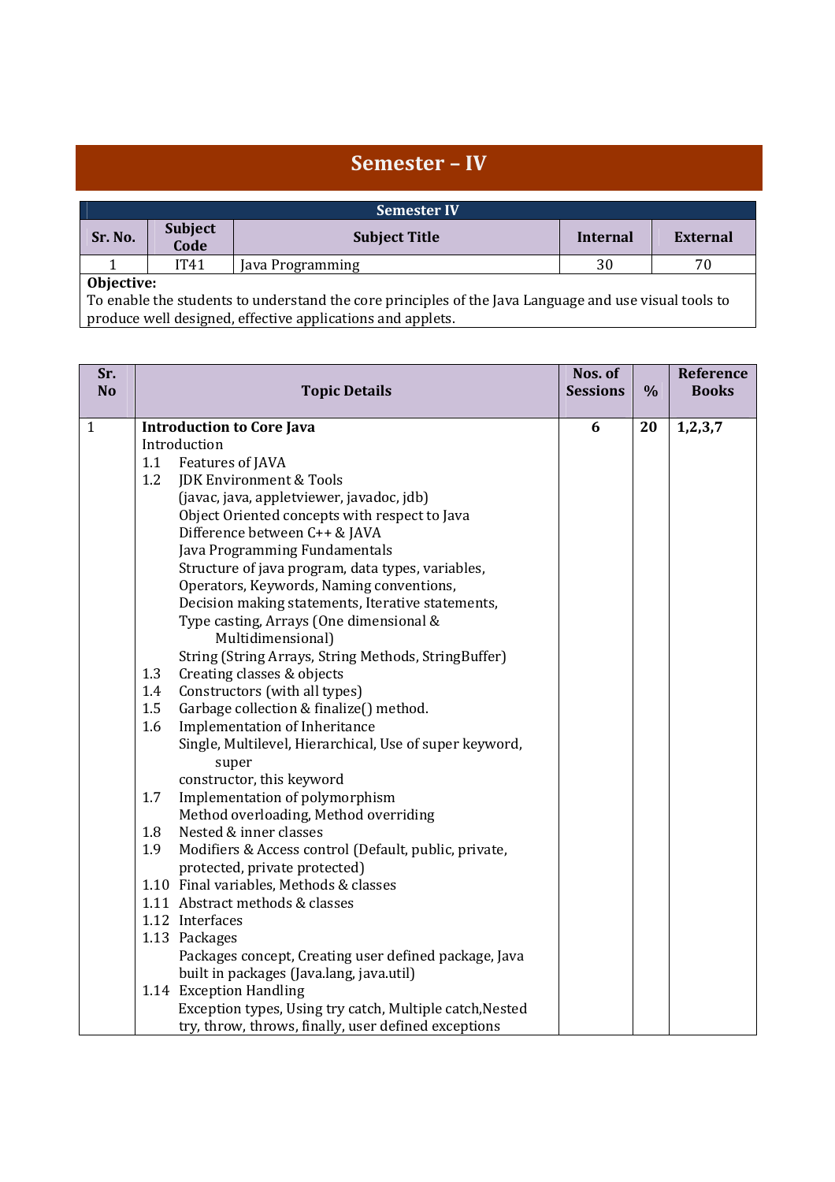# Semester – IV

| Semester IV | | | | |
|---|---|---|---|---|
| **Sr. No.** | **Subject Code** | **Subject Title** | **Internal** | **External** |
| 1 | IT41 | Java Programming | 30 | 70 |

**Objective:**
To enable the students to understand the core principles of the Java Language and use visual tools to produce well designed, effective applications and applets.

| Sr. No | Topic Details | Nos. of Sessions | % | Reference Books |
|---|---|---|---|---|
| 1 | **Introduction to Core Java**<br>Introduction<br>1.1 Features of JAVA<br>1.2 JDK Environment & Tools<br>(javac, java, appletviewer, javadoc, jdb)<br>Object Oriented concepts with respect to Java<br>Difference between C++ & JAVA<br>Java Programming Fundamentals<br>Structure of java program, data types, variables, Operators, Keywords, Naming conventions, Decision making statements, Iterative statements, Type casting, Arrays (One dimensional & Multidimensional)<br>String (String Arrays, String Methods, StringBuffer)<br>1.3 Creating classes & objects<br>1.4 Constructors (with all types)<br>1.5 Garbage collection & finalize() method.<br>1.6 Implementation of Inheritance<br>Single, Multilevel, Hierarchical, Use of super keyword, super constructor, this keyword<br>1.7 Implementation of polymorphism<br>Method overloading, Method overriding<br>1.8 Nested & inner classes<br>1.9 Modifiers & Access control (Default, public, private, protected, private protected)<br>1.10 Final variables, Methods & classes<br>1.11 Abstract methods & classes<br>1.12 Interfaces<br>1.13 Packages<br>Packages concept, Creating user defined package, Java built in packages (Java.lang, java.util)<br>1.14 Exception Handling<br>Exception types, Using try catch, Multiple catch,Nested try, throw, throws, finally, user defined exceptions | **6** | **20** | **1,2,3,7** |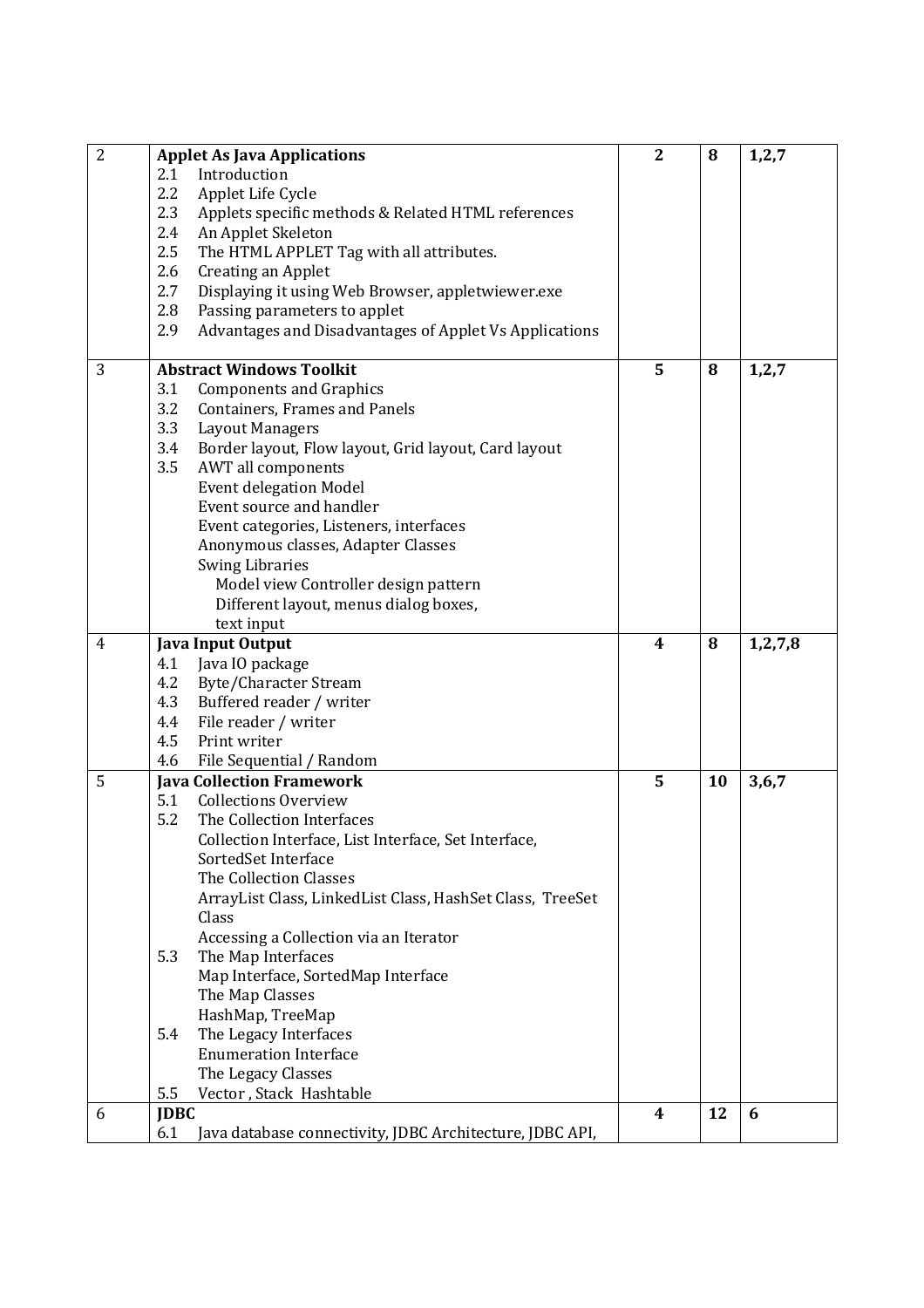| | | | | |
|---|---|---|---|---|
| 2 | **Applet As Java Applications**<br>2.1 Introduction<br>2.2 Applet Life Cycle<br>2.3 Applets specific methods & Related HTML references<br>2.4 An Applet Skeleton<br>2.5 The HTML APPLET Tag with all attributes.<br>2.6 Creating an Applet<br>2.7 Displaying it using Web Browser, appletwiewer.exe<br>2.8 Passing parameters to applet<br>2.9 Advantages and Disadvantages of Applet Vs Applications | **2** | **8** | **1,2,7** |
| 3 | **Abstract Windows Toolkit**<br>3.1 Components and Graphics<br>3.2 Containers, Frames and Panels<br>3.3 Layout Managers<br>3.4 Border layout, Flow layout, Grid layout, Card layout<br>3.5 AWT all components<br>Event delegation Model<br>Event source and handler<br>Event categories, Listeners, interfaces<br>Anonymous classes, Adapter Classes<br>Swing Libraries<br>Model view Controller design pattern<br>Different layout, menus dialog boxes,<br>text input | **5** | **8** | **1,2,7** |
| 4 | **Java Input Output**<br>4.1 Java IO package<br>4.2 Byte/Character Stream<br>4.3 Buffered reader / writer<br>4.4 File reader / writer<br>4.5 Print writer<br>4.6 File Sequential / Random | **4** | **8** | **1,2,7,8** |
| 5 | **Java Collection Framework**<br>5.1 Collections Overview<br>5.2 The Collection Interfaces<br>Collection Interface, List Interface, Set Interface, SortedSet Interface<br>The Collection Classes<br>ArrayList Class, LinkedList Class, HashSet Class, TreeSet Class<br>Accessing a Collection via an Iterator<br>5.3 The Map Interfaces<br>Map Interface, SortedMap Interface<br>The Map Classes<br>HashMap, TreeMap<br>5.4 The Legacy Interfaces<br>Enumeration Interface<br>The Legacy Classes<br>5.5 Vector , Stack Hashtable | **5** | **10** | **3,6,7** |
| 6 | **JDBC**<br>6.1 Java database connectivity, JDBC Architecture, JDBC API, | **4** | **12** | **6** |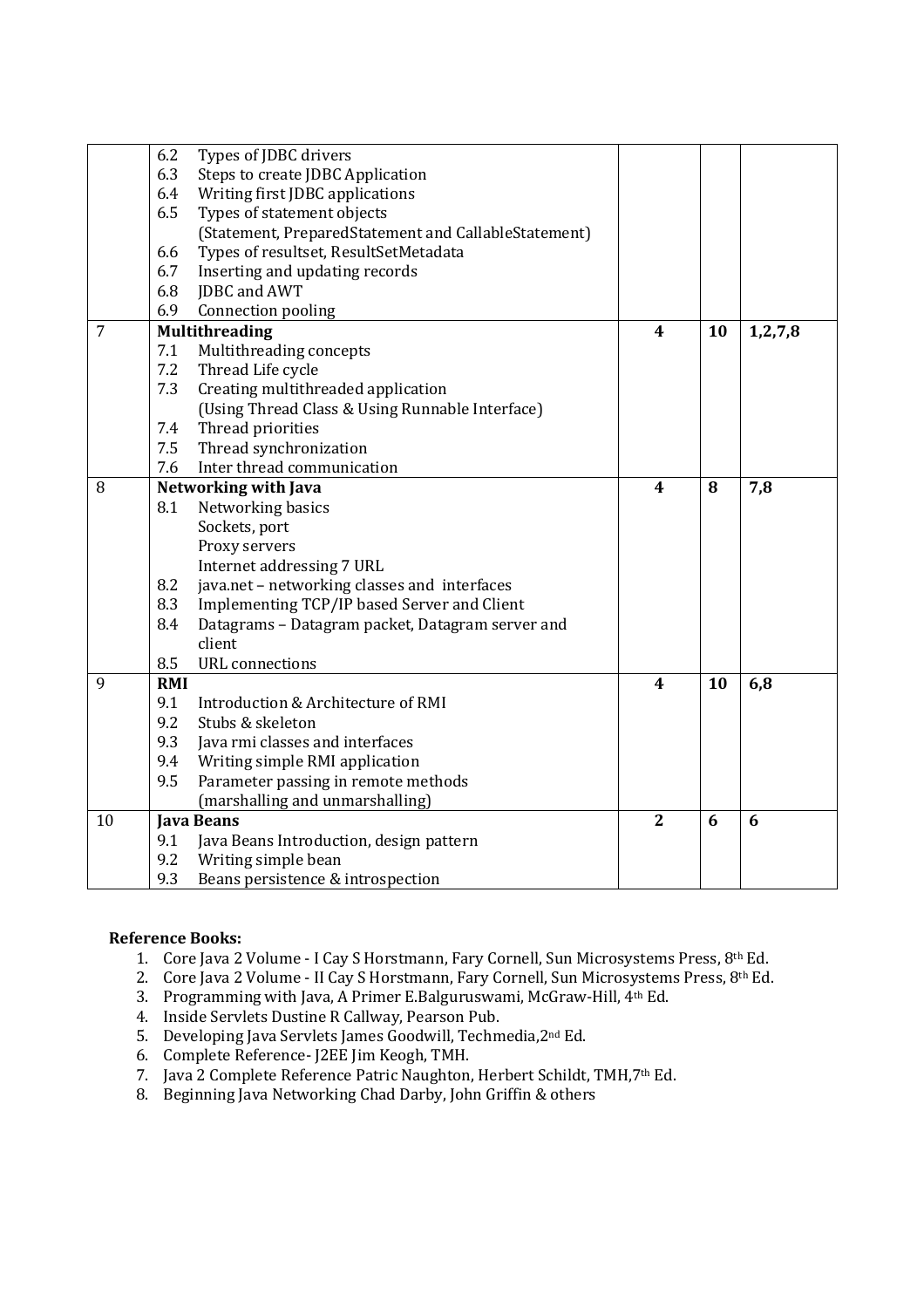| | | | | |
|---|---|---|---|---|
| | 6.2 Types of JDBC drivers<br>6.3 Steps to create JDBC Application<br>6.4 Writing first JDBC applications<br>6.5 Types of statement objects<br>(Statement, PreparedStatement and CallableStatement)<br>6.6 Types of resultset, ResultSetMetadata<br>6.7 Inserting and updating records<br>6.8 JDBC and AWT<br>6.9 Connection pooling | | | |
| 7 | **Multithreading**<br>7.1 Multithreading concepts<br>7.2 Thread Life cycle<br>7.3 Creating multithreaded application<br>(Using Thread Class & Using Runnable Interface)<br>7.4 Thread priorities<br>7.5 Thread synchronization<br>7.6 Inter thread communication | **4** | **10** | **1,2,7,8** |
| 8 | **Networking with Java**<br>8.1 Networking basics<br>Sockets, port<br>Proxy servers<br>Internet addressing 7 URL<br>8.2 java.net – networking classes and interfaces<br>8.3 Implementing TCP/IP based Server and Client<br>8.4 Datagrams – Datagram packet, Datagram server and client<br>8.5 URL connections | **4** | **8** | **7,8** |
| 9 | **RMI**<br>9.1 Introduction & Architecture of RMI<br>9.2 Stubs & skeleton<br>9.3 Java rmi classes and interfaces<br>9.4 Writing simple RMI application<br>9.5 Parameter passing in remote methods<br>(marshalling and unmarshalling) | **4** | **10** | **6,8** |
| 10 | **Java Beans**<br>9.1 Java Beans Introduction, design pattern<br>9.2 Writing simple bean<br>9.3 Beans persistence & introspection | **2** | **6** | **6** |

**Reference Books:**

1. Core Java 2 Volume - I Cay S Horstmann, Fary Cornell, Sun Microsystems Press, 8th Ed.
2. Core Java 2 Volume - II Cay S Horstmann, Fary Cornell, Sun Microsystems Press, 8th Ed.
3. Programming with Java, A Primer E.Balguruswami, McGraw-Hill, 4th Ed.
4. Inside Servlets Dustine R Callway, Pearson Pub.
5. Developing Java Servlets James Goodwill, Techmedia,2nd Ed.
6. Complete Reference- J2EE Jim Keogh, TMH.
7. Java 2 Complete Reference Patric Naughton, Herbert Schildt, TMH,7th Ed.
8. Beginning Java Networking Chad Darby, John Griffin & others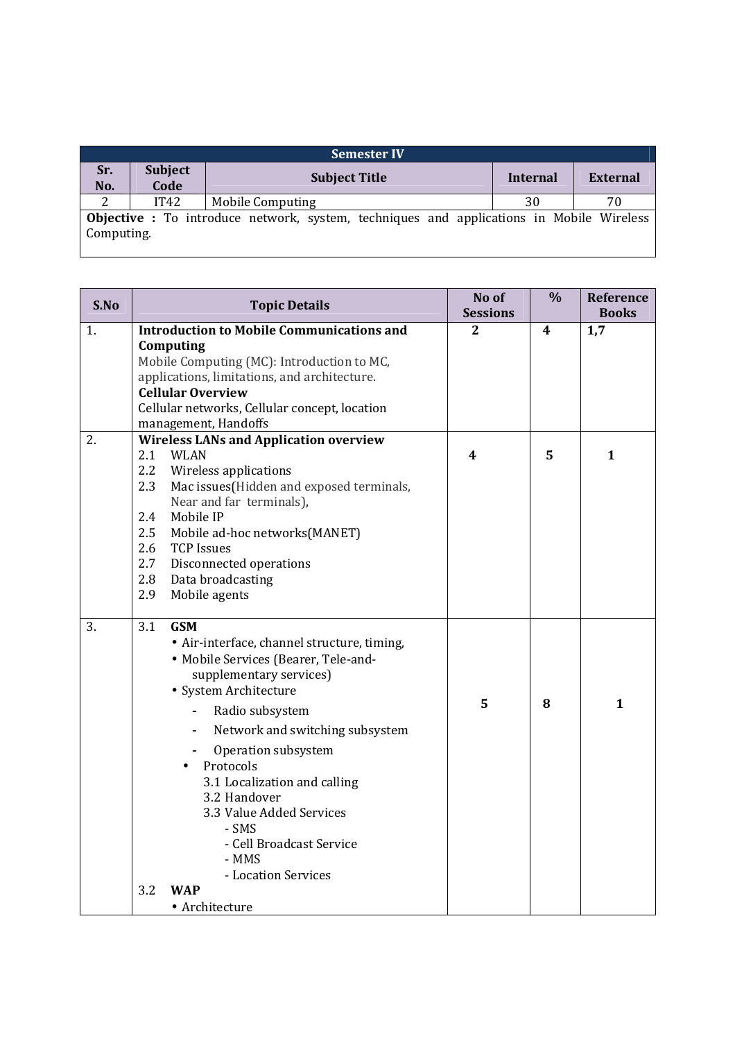| Semester IV | | | | |
|---|---|---|---|---|
| **Sr. No.** | **Subject Code** | **Subject Title** | **Internal** | **External** |
| 2 | IT42 | Mobile Computing | 30 | 70 |
| **Objective :** To introduce network, system, techniques and applications in Mobile Wireless Computing. | | | | |

| S.No | Topic Details | No of Sessions | % | Reference Books |
|---|---|---|---|---|
| 1. | **Introduction to Mobile Communications and Computing**<br>Mobile Computing (MC): Introduction to MC, applications, limitations, and architecture.<br>**Cellular Overview**<br>Cellular networks, Cellular concept, location management, Handoffs | **2** | **4** | **1,7** |
| 2. | **Wireless LANs and Application overview**<br>2.1 WLAN<br>2.2 Wireless applications<br>2.3 Mac issues(Hidden and exposed terminals, Near and far terminals),<br>2.4 Mobile IP<br>2.5 Mobile ad-hoc networks(MANET)<br>2.6 TCP Issues<br>2.7 Disconnected operations<br>2.8 Data broadcasting<br>2.9 Mobile agents | **4** | **5** | **1** |
| 3. | 3.1 **GSM**<br>• Air-interface, channel structure, timing,<br>• Mobile Services (Bearer, Tele-and-supplementary services)<br>• System Architecture<br>- Radio subsystem<br>- Network and switching subsystem<br>- Operation subsystem<br>• Protocols<br>3.1 Localization and calling<br>3.2 Handover<br>3.3 Value Added Services<br>- SMS<br>- Cell Broadcast Service<br>- MMS<br>- Location Services<br>3.2 **WAP**<br>• Architecture | **5** | **8** | **1** |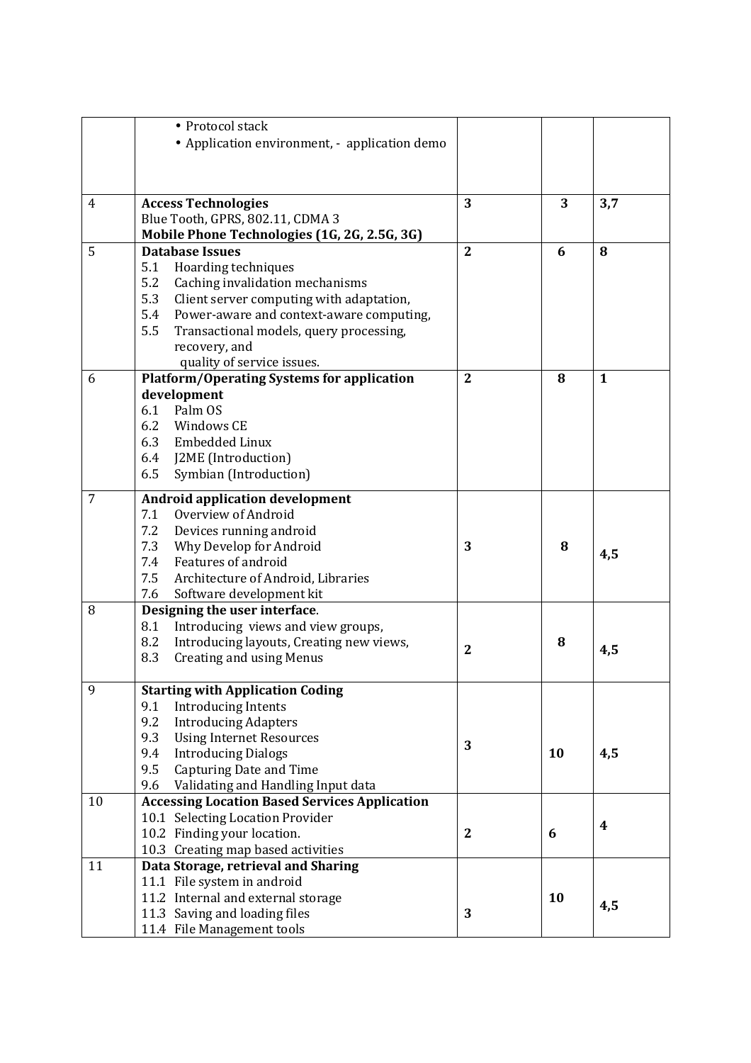| | | | | |
|---|---|---|---|---|
| | • Protocol stack<br>• Application environment, - application demo | | | |
| 4 | **Access Technologies**<br>Blue Tooth, GPRS, 802.11, CDMA 3<br>**Mobile Phone Technologies (1G, 2G, 2.5G, 3G)** | **3** | **3** | **3,7** |
| 5 | **Database Issues**<br>5.1 Hoarding techniques<br>5.2 Caching invalidation mechanisms<br>5.3 Client server computing with adaptation,<br>5.4 Power-aware and context-aware computing,<br>5.5 Transactional models, query processing, recovery, and quality of service issues. | **2** | **6** | **8** |
| 6 | **Platform/Operating Systems for application development**<br>6.1 Palm OS<br>6.2 Windows CE<br>6.3 Embedded Linux<br>6.4 J2ME (Introduction)<br>6.5 Symbian (Introduction) | **2** | **8** | **1** |
| 7 | **Android application development**<br>7.1 Overview of Android<br>7.2 Devices running android<br>7.3 Why Develop for Android<br>7.4 Features of android<br>7.5 Architecture of Android, Libraries<br>7.6 Software development kit | **3** | **8** | **4,5** |
| 8 | **Designing the user interface**.<br>8.1 Introducing views and view groups,<br>8.2 Introducing layouts, Creating new views,<br>8.3 Creating and using Menus | **2** | **8** | **4,5** |
| 9 | **Starting with Application Coding**<br>9.1 Introducing Intents<br>9.2 Introducing Adapters<br>9.3 Using Internet Resources<br>9.4 Introducing Dialogs<br>9.5 Capturing Date and Time<br>9.6 Validating and Handling Input data | **3** | **10** | **4,5** |
| 10 | **Accessing Location Based Services Application**<br>10.1 Selecting Location Provider<br>10.2 Finding your location.<br>10.3 Creating map based activities | **2** | **6** | **4** |
| 11 | **Data Storage, retrieval and Sharing**<br>11.1 File system in android<br>11.2 Internal and external storage<br>11.3 Saving and loading files<br>11.4 File Management tools | **3** | **10** | **4,5** |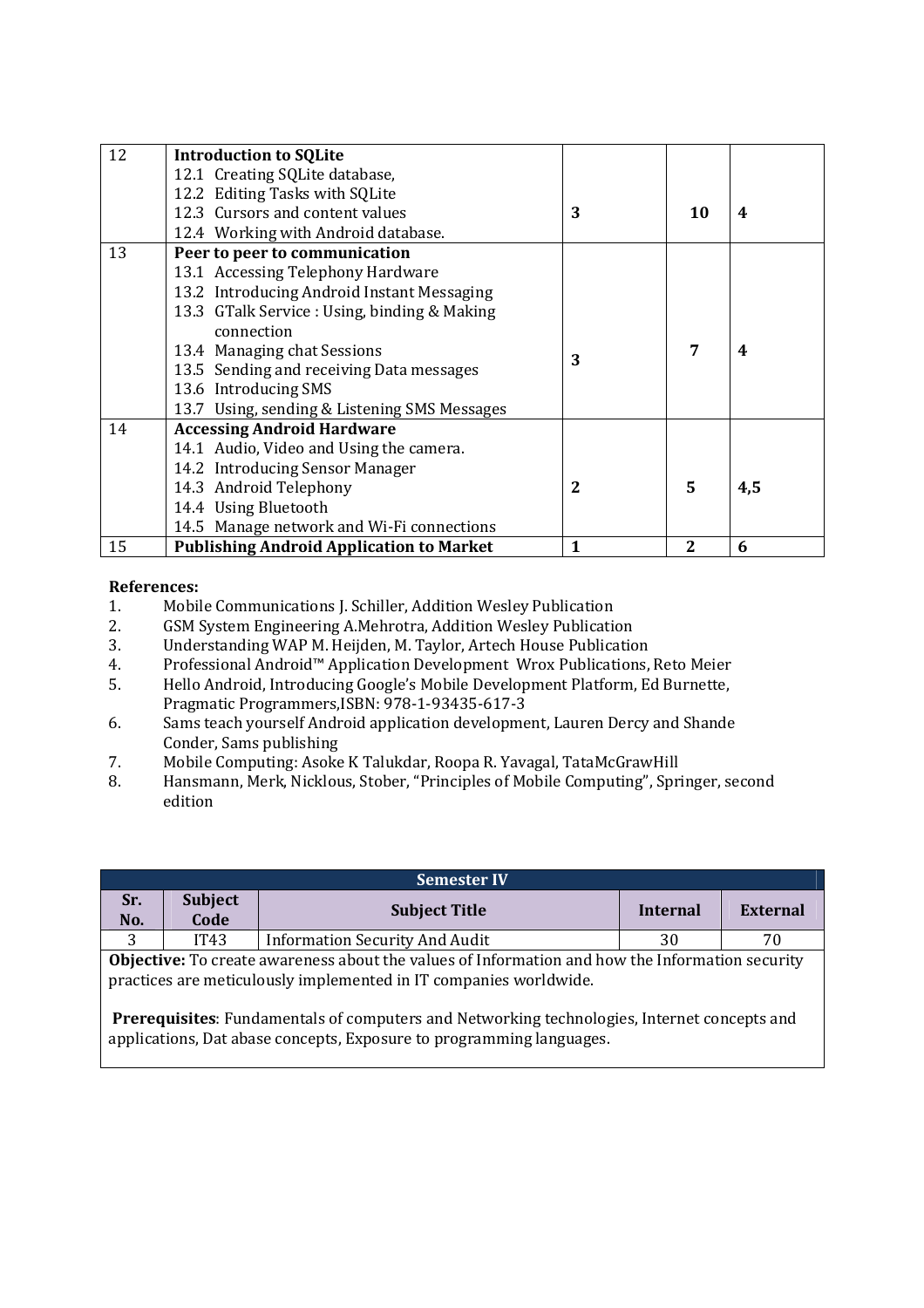| 12 | **Introduction to SQLite**<br>12.1 Creating SQLite database,<br>12.2 Editing Tasks with SQLite<br>12.3 Cursors and content values<br>12.4 Working with Android database. | **3** | **10** | **4** |
|---|---|---|---|---|
| 13 | **Peer to peer to communication**<br>13.1 Accessing Telephony Hardware<br>13.2 Introducing Android Instant Messaging<br>13.3 GTalk Service : Using, binding & Making connection<br>13.4 Managing chat Sessions<br>13.5 Sending and receiving Data messages<br>13.6 Introducing SMS<br>13.7 Using, sending & Listening SMS Messages | **3** | **7** | **4** |
| 14 | **Accessing Android Hardware**<br>14.1 Audio, Video and Using the camera.<br>14.2 Introducing Sensor Manager<br>14.3 Android Telephony<br>14.4 Using Bluetooth<br>14.5 Manage network and Wi-Fi connections | **2** | **5** | **4,5** |
| 15 | **Publishing Android Application to Market** | **1** | **2** | **6** |

**References:**

1. Mobile Communications J. Schiller, Addition Wesley Publication
2. GSM System Engineering A.Mehrotra, Addition Wesley Publication
3. Understanding WAP M. Heijden, M. Taylor, Artech House Publication
4. Professional Android™ Application Development Wrox Publications, Reto Meier
5. Hello Android, Introducing Google's Mobile Development Platform, Ed Burnette, Pragmatic Programmers,ISBN: 978-1-93435-617-3
6. Sams teach yourself Android application development, Lauren Dercy and Shande Conder, Sams publishing
7. Mobile Computing: Asoke K Talukdar, Roopa R. Yavagal, TataMcGrawHill
8. Hansmann, Merk, Nicklous, Stober, "Principles of Mobile Computing", Springer, second edition

| Semester IV | | | | |
|---|---|---|---|---|
| **Sr. No.** | **Subject Code** | **Subject Title** | **Internal** | **External** |
| 3 | IT43 | Information Security And Audit | 30 | 70 |

**Objective:** To create awareness about the values of Information and how the Information security practices are meticulously implemented in IT companies worldwide.

**Prerequisites**: Fundamentals of computers and Networking technologies, Internet concepts and applications, Dat abase concepts, Exposure to programming languages.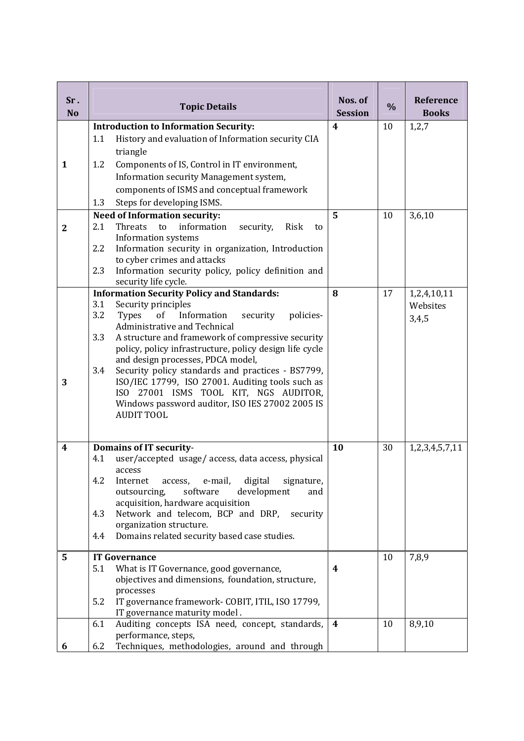| Sr . No | Topic Details | Nos. of Session | % | Reference Books |
|---|---|---|---|---|
| 1 | **Introduction to Information Security:**<br>1.1 History and evaluation of Information security CIA triangle<br>1.2 Components of IS, Control in IT environment, Information security Management system, components of ISMS and conceptual framework<br>1.3 Steps for developing ISMS. | **4** | 10 | 1,2,7 |
| 2 | **Need of Information security:**<br>2.1 Threats to information security, Risk to Information systems<br>2.2 Information security in organization, Introduction to cyber crimes and attacks<br>2.3 Information security policy, policy definition and security life cycle. | **5** | 10 | 3,6,10 |
| 3 | **Information Security Policy and Standards:**<br>3.1 Security principles<br>3.2 Types of Information security policies- Administrative and Technical<br>3.3 A structure and framework of compressive security policy, policy infrastructure, policy design life cycle and design processes, PDCA model,<br>3.4 Security policy standards and practices - BS7799, ISO/IEC 17799, ISO 27001. Auditing tools such as ISO 27001 ISMS TOOL KIT, NGS AUDITOR, Windows password auditor, ISO IES 27002 2005 IS AUDIT TOOL | **8** | 17 | 1,2,4,10,11 Websites 3,4,5 |
| 4 | **Domains of IT security**-<br>4.1 user/accepted usage/ access, data access, physical access<br>4.2 Internet access, e-mail, digital signature, outsourcing, software development and acquisition, hardware acquisition<br>4.3 Network and telecom, BCP and DRP, security organization structure.<br>4.4 Domains related security based case studies. | **10** | 30 | 1,2,3,4,5,7,11 |
| 5 | **IT Governance**<br>5.1 What is IT Governance, good governance, objectives and dimensions, foundation, structure, processes<br>5.2 IT governance framework- COBIT, ITIL, ISO 17799, IT governance maturity model . | **4** | 10 | 7,8,9 |
| 6 | 6.1 Auditing concepts ISA need, concept, standards, performance, steps,<br>6.2 Techniques, methodologies, around and through | **4** | 10 | 8,9,10 |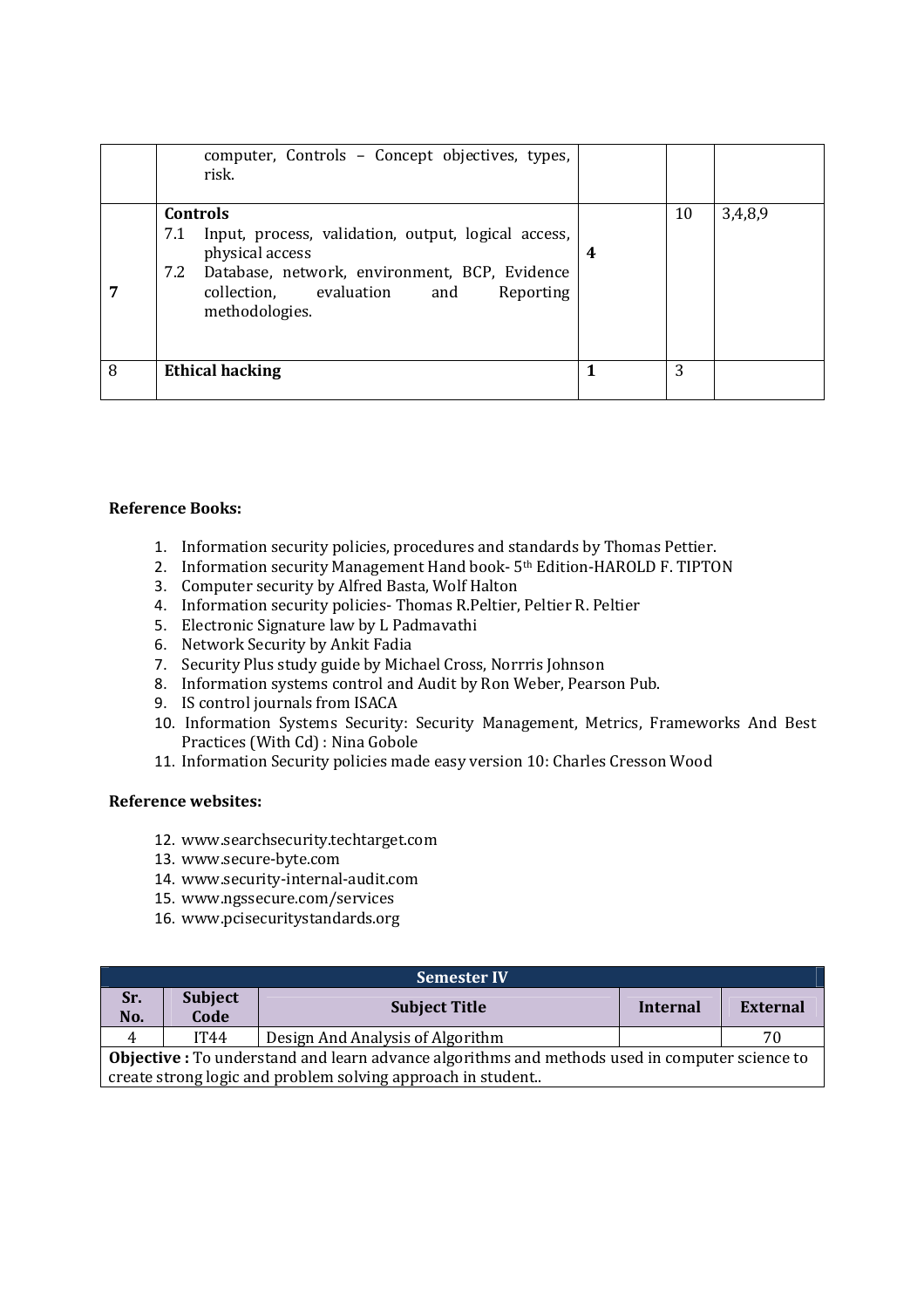|  |  |  |  |  |
|---|---|---|---|---|
|  | computer, Controls – Concept objectives, types, risk. |  |  |  |
| **7** | **Controls**<br>7.1 Input, process, validation, output, logical access, physical access<br>7.2 Database, network, environment, BCP, Evidence collection, evaluation and Reporting methodologies. | **4** | 10 | 3,4,8,9 |
| 8 | **Ethical hacking** | **1** | 3 |  |

**Reference Books:**

1. Information security policies, procedures and standards by Thomas Pettier.
2. Information security Management Hand book- 5th Edition-HAROLD F. TIPTON
3. Computer security by Alfred Basta, Wolf Halton
4. Information security policies- Thomas R.Peltier, Peltier R. Peltier
5. Electronic Signature law by L Padmavathi
6. Network Security by Ankit Fadia
7. Security Plus study guide by Michael Cross, Norrris Johnson
8. Information systems control and Audit by Ron Weber, Pearson Pub.
9. IS control journals from ISACA
10. Information Systems Security: Security Management, Metrics, Frameworks And Best Practices (With Cd) : Nina Gobole
11. Information Security policies made easy version 10: Charles Cresson Wood

**Reference websites:**

12. www.searchsecurity.techtarget.com
13. www.secure-byte.com
14. www.security-internal-audit.com
15. www.ngssecure.com/services
16. www.pcisecuritystandards.org

| Semester IV | | | | |
|---|---|---|---|---|
| **Sr. No.** | **Subject Code** | **Subject Title** | **Internal** | **External** |
| 4 | IT44 | Design And Analysis of Algorithm |  | 70 |
| **Objective :** To understand and learn advance algorithms and methods used in computer science to create strong logic and problem solving approach in student.. | | | | |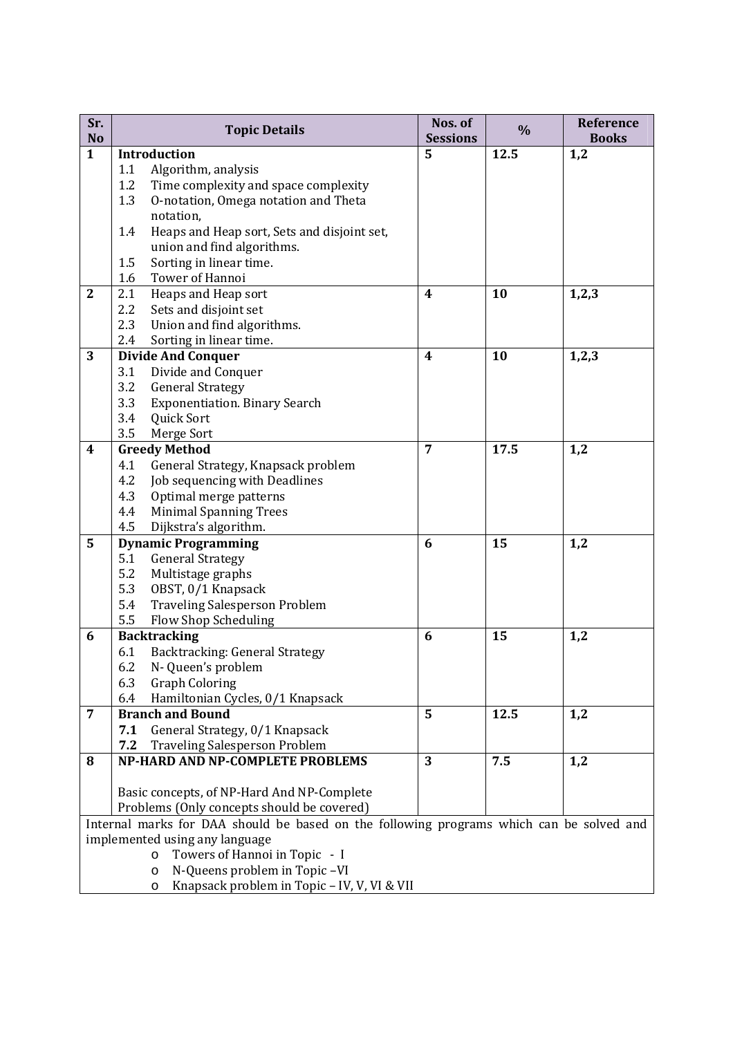| Sr. No | Topic Details | Nos. of Sessions | % | Reference Books |
|---|---|---|---|---|
| 1 | **Introduction**<br>1.1 Algorithm, analysis<br>1.2 Time complexity and space complexity<br>1.3 O-notation, Omega notation and Theta notation,<br>1.4 Heaps and Heap sort, Sets and disjoint set, union and find algorithms.<br>1.5 Sorting in linear time.<br>1.6 Tower of Hannoi | 5 | 12.5 | 1,2 |
| 2 | 2.1 Heaps and Heap sort<br>2.2 Sets and disjoint set<br>2.3 Union and find algorithms.<br>2.4 Sorting in linear time. | 4 | 10 | 1,2,3 |
| 3 | **Divide And Conquer**<br>3.1 Divide and Conquer<br>3.2 General Strategy<br>3.3 Exponentiation. Binary Search<br>3.4 Quick Sort<br>3.5 Merge Sort | 4 | 10 | 1,2,3 |
| 4 | **Greedy Method**<br>4.1 General Strategy, Knapsack problem<br>4.2 Job sequencing with Deadlines<br>4.3 Optimal merge patterns<br>4.4 Minimal Spanning Trees<br>4.5 Dijkstra's algorithm. | 7 | 17.5 | 1,2 |
| 5 | **Dynamic Programming**<br>5.1 General Strategy<br>5.2 Multistage graphs<br>5.3 OBST, 0/1 Knapsack<br>5.4 Traveling Salesperson Problem<br>5.5 Flow Shop Scheduling | 6 | 15 | 1,2 |
| 6 | **Backtracking**<br>6.1 Backtracking: General Strategy<br>6.2 N- Queen's problem<br>6.3 Graph Coloring<br>6.4 Hamiltonian Cycles, 0/1 Knapsack | 6 | 15 | 1,2 |
| 7 | **Branch and Bound**<br>**7.1** General Strategy, 0/1 Knapsack<br>**7.2** Traveling Salesperson Problem | 5 | 12.5 | 1,2 |
| 8 | **NP-HARD AND NP-COMPLETE PROBLEMS**<br><br>Basic concepts, of NP-Hard And NP-Complete Problems (Only concepts should be covered) | 3 | 7.5 | 1,2 |

Internal marks for DAA should be based on the following programs which can be solved and implemented using any language

- Towers of Hannoi in Topic - I
- N-Queens problem in Topic –VI
- Knapsack problem in Topic – IV, V, VI & VII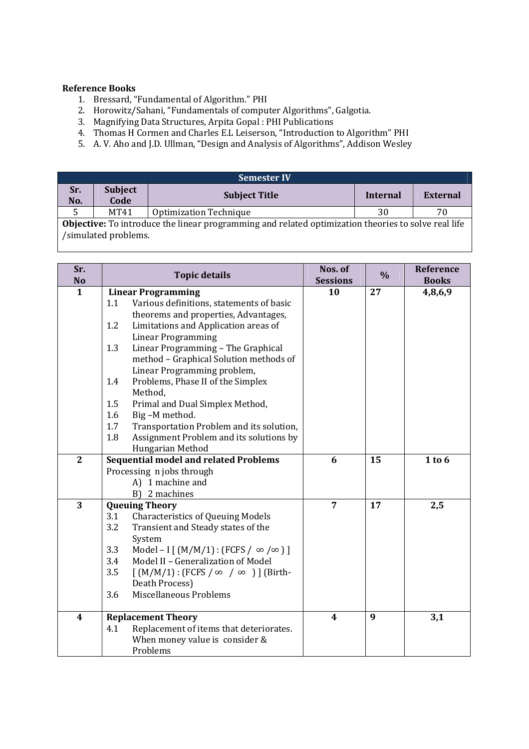**Reference Books**

1. Bressard, "Fundamental of Algorithm." PHI
2. Horowitz/Sahani, "Fundamentals of computer Algorithms", Galgotia.
3. Magnifying Data Structures, Arpita Gopal : PHI Publications
4. Thomas H Cormen and Charles E.L Leiserson, "Introduction to Algorithm" PHI
5. A. V. Aho and J.D. Ullman, "Design and Analysis of Algorithms", Addison Wesley

| Semester IV | | | | |
|---|---|---|---|---|
| **Sr. No.** | **Subject Code** | **Subject Title** | **Internal** | **External** |
| 5 | MT41 | Optimization Technique | 30 | 70 |
| **Objective:** To introduce the linear programming and related optimization theories to solve real life /simulated problems. | | | | |

| Sr. No | Topic details | Nos. of Sessions | % | Reference Books |
|---|---|---|---|---|
| **1** | **Linear Programming**<br>1.1 Various definitions, statements of basic theorems and properties, Advantages,<br>1.2 Limitations and Application areas of Linear Programming<br>1.3 Linear Programming – The Graphical method – Graphical Solution methods of Linear Programming problem,<br>1.4 Problems, Phase II of the Simplex Method,<br>1.5 Primal and Dual Simplex Method,<br>1.6 Big –M method.<br>1.7 Transportation Problem and its solution,<br>1.8 Assignment Problem and its solutions by Hungarian Method | **10** | **27** | **4,8,6,9** |
| **2** | **Sequential model and related Problems**<br>Processing n jobs through<br>A) 1 machine and<br>B) 2 machines | **6** | **15** | **1 to 6** |
| **3** | **Queuing Theory**<br>3.1 Characteristics of Queuing Models<br>3.2 Transient and Steady states of the System<br>3.3 Model – I [ (M/M/1) : (FCFS / ∞ /∞ ) ]<br>3.4 Model II – Generalization of Model<br>3.5 [ (M/M/1) : (FCFS / ∞ / ∞ ) ] (Birth-Death Process)<br>3.6 Miscellaneous Problems | **7** | **17** | **2,5** |
| **4** | **Replacement Theory**<br>4.1 Replacement of items that deteriorates. When money value is consider & Problems | **4** | **9** | **3,1** |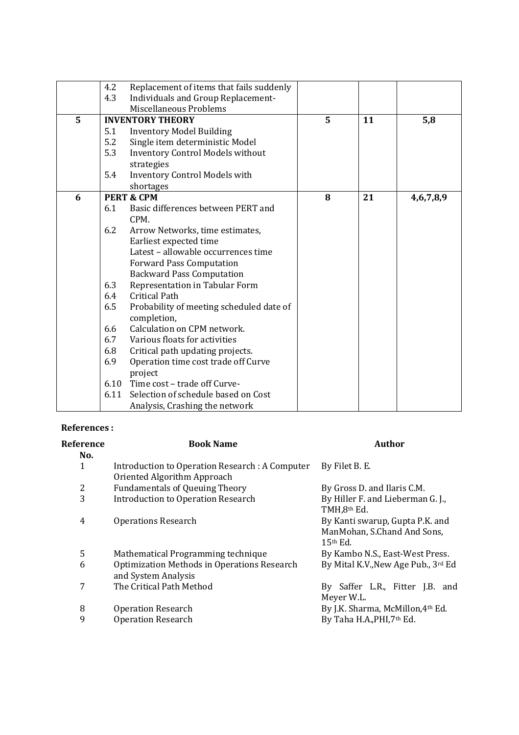| | | | | |
|---|---|---|---|---|
| | 4.2 Replacement of items that fails suddenly<br>4.3 Individuals and Group Replacement-Miscellaneous Problems | | | |
| **5** | **INVENTORY THEORY**<br>5.1 Inventory Model Building<br>5.2 Single item deterministic Model<br>5.3 Inventory Control Models without strategies<br>5.4 Inventory Control Models with shortages | **5** | **11** | **5,8** |
| **6** | **PERT & CPM**<br>6.1 Basic differences between PERT and CPM.<br>6.2 Arrow Networks, time estimates, Earliest expected time Latest – allowable occurrences time Forward Pass Computation Backward Pass Computation<br>6.3 Representation in Tabular Form<br>6.4 Critical Path<br>6.5 Probability of meeting scheduled date of completion,<br>6.6 Calculation on CPM network.<br>6.7 Various floats for activities<br>6.8 Critical path updating projects.<br>6.9 Operation time cost trade off Curve project<br>6.10 Time cost – trade off Curve-<br>6.11 Selection of schedule based on Cost Analysis, Crashing the network | **8** | **21** | **4,6,7,8,9** |

**References :**

| Reference No. | Book Name | Author |
|---|---|---|
| 1 | Introduction to Operation Research : A Computer Oriented Algorithm Approach | By Filet B. E. |
| 2 | Fundamentals of Queuing Theory | By Gross D. and Ilaris C.M. |
| 3 | Introduction to Operation Research | By Hiller F. and Lieberman G. J., TMH,8th Ed. |
| 4 | Operations Research | By Kanti swarup, Gupta P.K. and ManMohan, S.Chand And Sons, 15th Ed. |
| 5 | Mathematical Programming technique | By Kambo N.S., East-West Press. |
| 6 | Optimization Methods in Operations Research and System Analysis | By Mital K.V.,New Age Pub., 3rd Ed |
| 7 | The Critical Path Method | By Saffer L.R., Fitter J.B. and Meyer W.L. |
| 8 | Operation Research | By J.K. Sharma, McMillon,4th Ed. |
| 9 | Operation Research | By Taha H.A.,PHI,7th Ed. |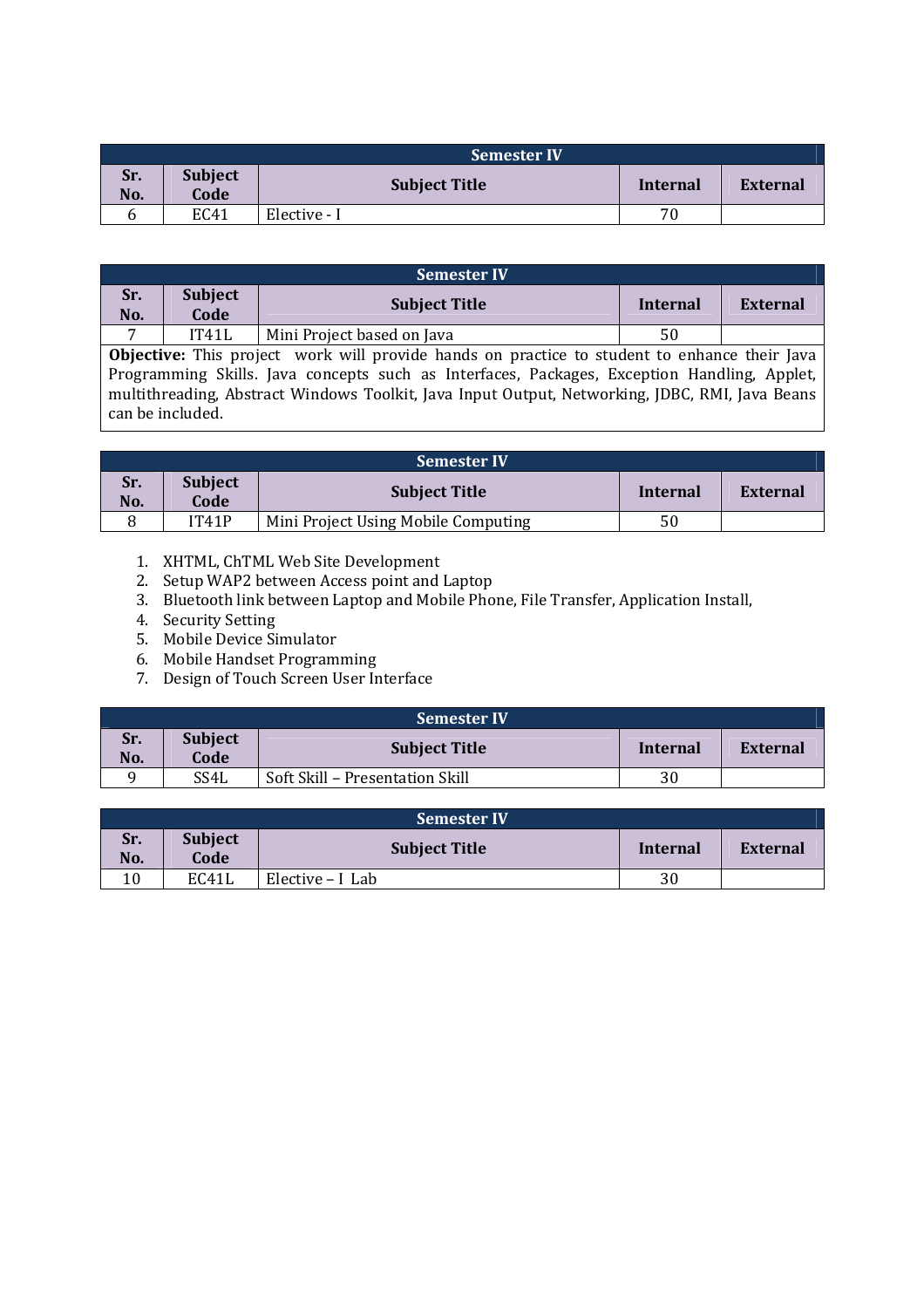| Semester IV | | | | |
|---|---|---|---|---|
| Sr. No. | Subject Code | Subject Title | Internal | External |
| 6 | EC41 | Elective - I | 70 | |

| Semester IV | | | | |
|---|---|---|---|---|
| Sr. No. | Subject Code | Subject Title | Internal | External |
| 7 | IT41L | Mini Project based on Java | 50 | |

**Objective:** This project work will provide hands on practice to student to enhance their Java Programming Skills. Java concepts such as Interfaces, Packages, Exception Handling, Applet, multithreading, Abstract Windows Toolkit, Java Input Output, Networking, JDBC, RMI, Java Beans can be included.

| Semester IV | | | | |
|---|---|---|---|---|
| Sr. No. | Subject Code | Subject Title | Internal | External |
| 8 | IT41P | Mini Project Using Mobile Computing | 50 | |

1. XHTML, ChTML Web Site Development
2. Setup WAP2 between Access point and Laptop
3. Bluetooth link between Laptop and Mobile Phone, File Transfer, Application Install,
4. Security Setting
5. Mobile Device Simulator
6. Mobile Handset Programming
7. Design of Touch Screen User Interface

| Semester IV | | | | |
|---|---|---|---|---|
| Sr. No. | Subject Code | Subject Title | Internal | External |
| 9 | SS4L | Soft Skill – Presentation Skill | 30 | |

| Semester IV | | | | |
|---|---|---|---|---|
| Sr. No. | Subject Code | Subject Title | Internal | External |
| 10 | EC41L | Elective – I Lab | 30 | |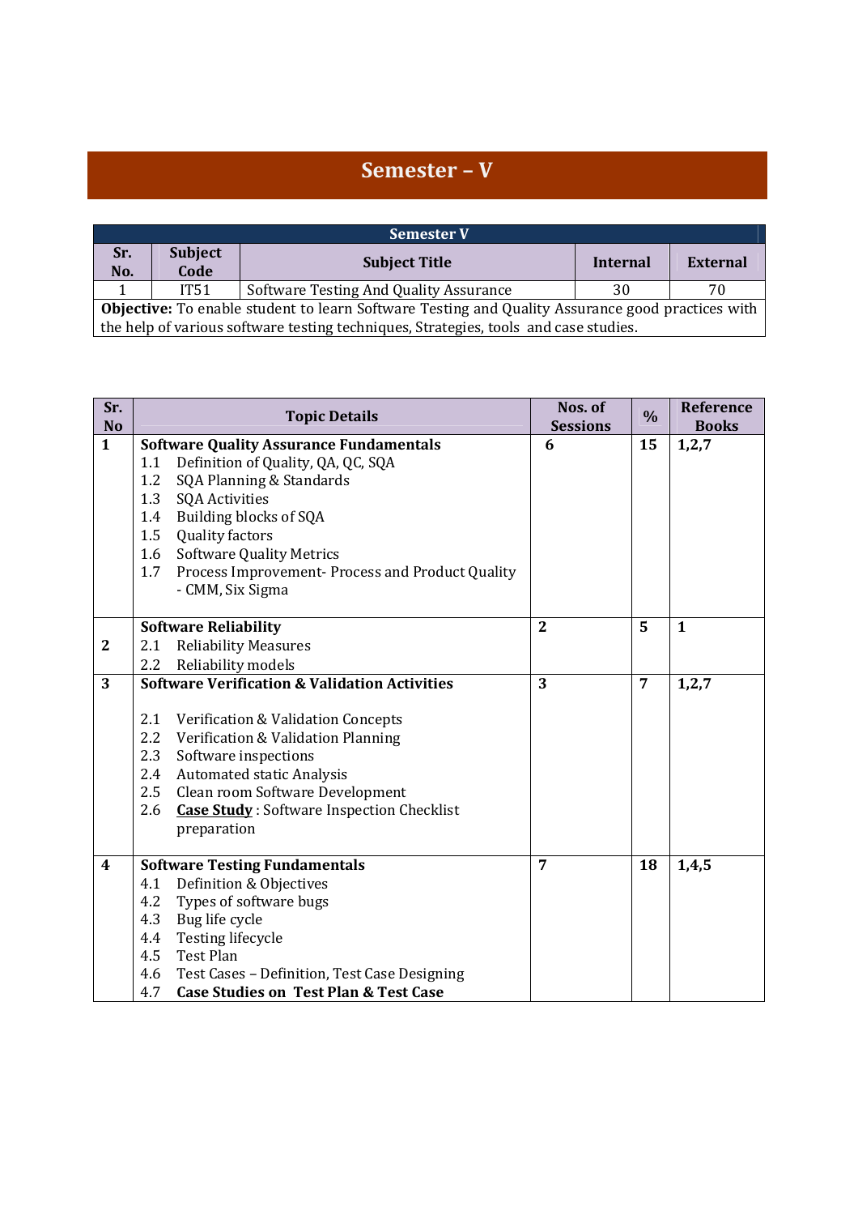# Semester – V

| Semester V | | | | |
|---|---|---|---|---|
| **Sr. No.** | **Subject Code** | **Subject Title** | **Internal** | **External** |
| 1 | IT51 | Software Testing And Quality Assurance | 30 | 70 |
| **Objective:** To enable student to learn Software Testing and Quality Assurance good practices with the help of various software testing techniques, Strategies, tools and case studies. | | | | |

| Sr. No | Topic Details | Nos. of Sessions | % | Reference Books |
|---|---|---|---|---|
| **1** | **Software Quality Assurance Fundamentals**<br>1.1 Definition of Quality, QA, QC, SQA<br>1.2 SQA Planning & Standards<br>1.3 SQA Activities<br>1.4 Building blocks of SQA<br>1.5 Quality factors<br>1.6 Software Quality Metrics<br>1.7 Process Improvement- Process and Product Quality - CMM, Six Sigma | **6** | **15** | **1,2,7** |
| **2** | **Software Reliability**<br>2.1 Reliability Measures<br>2.2 Reliability models | **2** | **5** | **1** |
| **3** | **Software Verification & Validation Activities**<br><br>2.1 Verification & Validation Concepts<br>2.2 Verification & Validation Planning<br>2.3 Software inspections<br>2.4 Automated static Analysis<br>2.5 Clean room Software Development<br>2.6 **Case Study** : Software Inspection Checklist preparation | **3** | **7** | **1,2,7** |
| **4** | **Software Testing Fundamentals**<br>4.1 Definition & Objectives<br>4.2 Types of software bugs<br>4.3 Bug life cycle<br>4.4 Testing lifecycle<br>4.5 Test Plan<br>4.6 Test Cases – Definition, Test Case Designing<br>4.7 **Case Studies on Test Plan & Test Case** | **7** | **18** | **1,4,5** |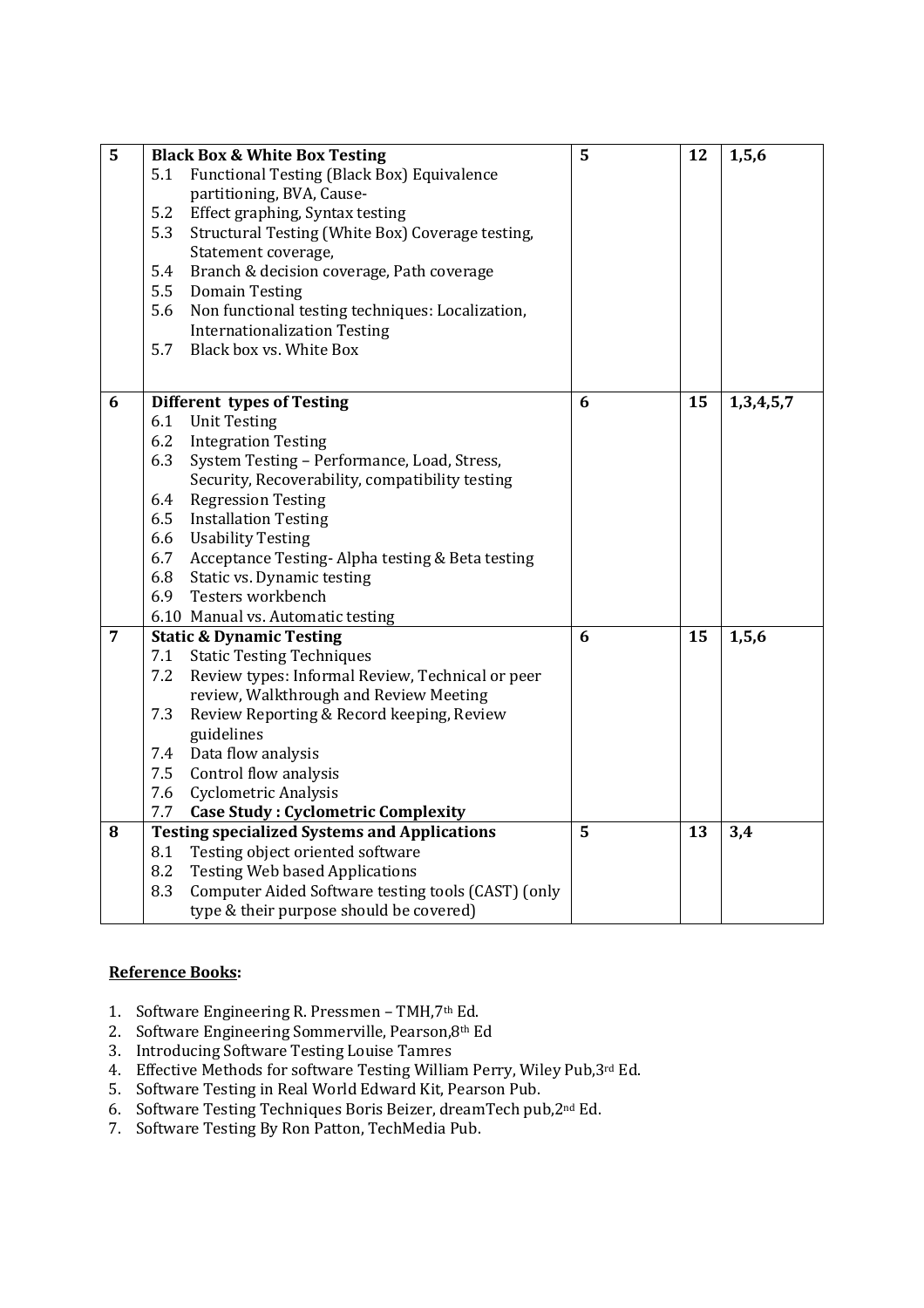| 5 | **Black Box & White Box Testing**<br>5.1 Functional Testing (Black Box) Equivalence partitioning, BVA, Cause-<br>5.2 Effect graphing, Syntax testing<br>5.3 Structural Testing (White Box) Coverage testing, Statement coverage,<br>5.4 Branch & decision coverage, Path coverage<br>5.5 Domain Testing<br>5.6 Non functional testing techniques: Localization, Internationalization Testing<br>5.7 Black box vs. White Box | 5 | 12 | 1,5,6 |
|---|---|---|---|---|
| 6 | **Different types of Testing**<br>6.1 Unit Testing<br>6.2 Integration Testing<br>6.3 System Testing – Performance, Load, Stress, Security, Recoverability, compatibility testing<br>6.4 Regression Testing<br>6.5 Installation Testing<br>6.6 Usability Testing<br>6.7 Acceptance Testing- Alpha testing & Beta testing<br>6.8 Static vs. Dynamic testing<br>6.9 Testers workbench<br>6.10 Manual vs. Automatic testing | 6 | 15 | 1,3,4,5,7 |
| 7 | **Static & Dynamic Testing**<br>7.1 Static Testing Techniques<br>7.2 Review types: Informal Review, Technical or peer review, Walkthrough and Review Meeting<br>7.3 Review Reporting & Record keeping, Review guidelines<br>7.4 Data flow analysis<br>7.5 Control flow analysis<br>7.6 Cyclometric Analysis<br>7.7 **Case Study : Cyclometric Complexity** | 6 | 15 | 1,5,6 |
| 8 | **Testing specialized Systems and Applications**<br>8.1 Testing object oriented software<br>8.2 Testing Web based Applications<br>8.3 Computer Aided Software testing tools (CAST) (only type & their purpose should be covered) | 5 | 13 | 3,4 |

**Reference Books:**

1. Software Engineering R. Pressmen – TMH,7th Ed.
2. Software Engineering Sommerville, Pearson,8th Ed
3. Introducing Software Testing Louise Tamres
4. Effective Methods for software Testing William Perry, Wiley Pub,3rd Ed.
5. Software Testing in Real World Edward Kit, Pearson Pub.
6. Software Testing Techniques Boris Beizer, dreamTech pub,2nd Ed.
7. Software Testing By Ron Patton, TechMedia Pub.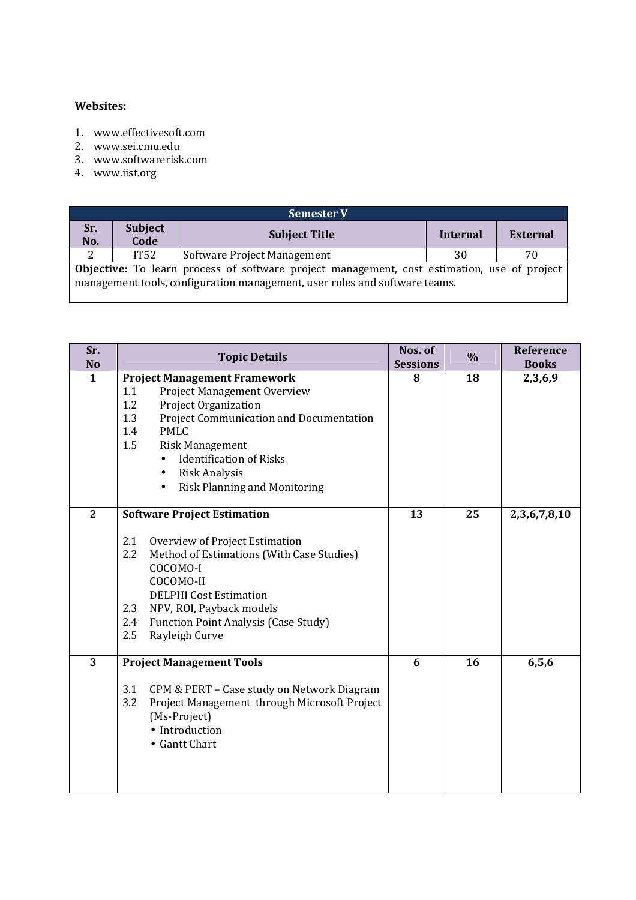**Websites:**

1. www.effectivesoft.com
2. www.sei.cmu.edu
3. www.softwarerisk.com
4. www.iist.org

| Semester V | | | | |
|---|---|---|---|---|
| **Sr. No.** | **Subject Code** | **Subject Title** | **Internal** | **External** |
| 2 | IT52 | Software Project Management | 30 | 70 |
| **Objective:** To learn process of software project management, cost estimation, use of project management tools, configuration management, user roles and software teams. | | | | |

| Sr. No | Topic Details | Nos. of Sessions | % | Reference Books |
|---|---|---|---|---|
| **1** | **Project Management Framework**<br>1.1 Project Management Overview<br>1.2 Project Organization<br>1.3 Project Communication and Documentation<br>1.4 PMLC<br>1.5 Risk Management<br>• Identification of Risks<br>• Risk Analysis<br>• Risk Planning and Monitoring | **8** | **18** | **2,3,6,9** |
| **2** | **Software Project Estimation**<br>2.1 Overview of Project Estimation<br>2.2 Method of Estimations (With Case Studies)<br>COCOMO-I<br>COCOMO-II<br>DELPHI Cost Estimation<br>2.3 NPV, ROI, Payback models<br>2.4 Function Point Analysis (Case Study)<br>2.5 Rayleigh Curve | **13** | **25** | **2,3,6,7,8,10** |
| **3** | **Project Management Tools**<br>3.1 CPM & PERT – Case study on Network Diagram<br>3.2 Project Management through Microsoft Project (Ms-Project)<br>• Introduction<br>• Gantt Chart | **6** | **16** | **6,5,6** |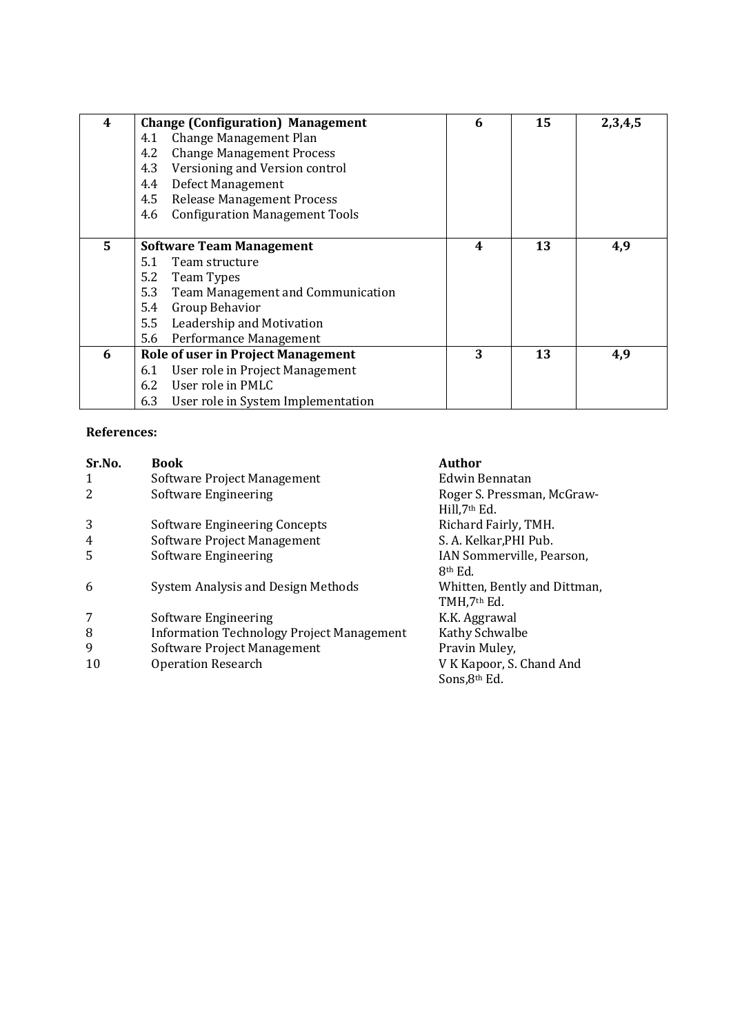| 4 | **Change (Configuration) Management**<br>4.1 Change Management Plan<br>4.2 Change Management Process<br>4.3 Versioning and Version control<br>4.4 Defect Management<br>4.5 Release Management Process<br>4.6 Configuration Management Tools | 6 | 15 | 2,3,4,5 |
|---|---|---|---|---|
| 5 | **Software Team Management**<br>5.1 Team structure<br>5.2 Team Types<br>5.3 Team Management and Communication<br>5.4 Group Behavior<br>5.5 Leadership and Motivation<br>5.6 Performance Management | 4 | 13 | 4,9 |
| 6 | **Role of user in Project Management**<br>6.1 User role in Project Management<br>6.2 User role in PMLC<br>6.3 User role in System Implementation | 3 | 13 | 4,9 |

**References:**

| Sr.No. | Book | Author |
|---|---|---|
| 1 | Software Project Management | Edwin Bennatan |
| 2 | Software Engineering | Roger S. Pressman, McGraw-Hill,7th Ed. |
| 3 | Software Engineering Concepts | Richard Fairly, TMH. |
| 4 | Software Project Management | S. A. Kelkar,PHI Pub. |
| 5 | Software Engineering | IAN Sommerville, Pearson, 8th Ed. |
| 6 | System Analysis and Design Methods | Whitten, Bently and Dittman, TMH,7th Ed. |
| 7 | Software Engineering | K.K. Aggrawal |
| 8 | Information Technology Project Management | Kathy Schwalbe |
| 9 | Software Project Management | Pravin Muley, |
| 10 | Operation Research | V K Kapoor, S. Chand And Sons,8th Ed. |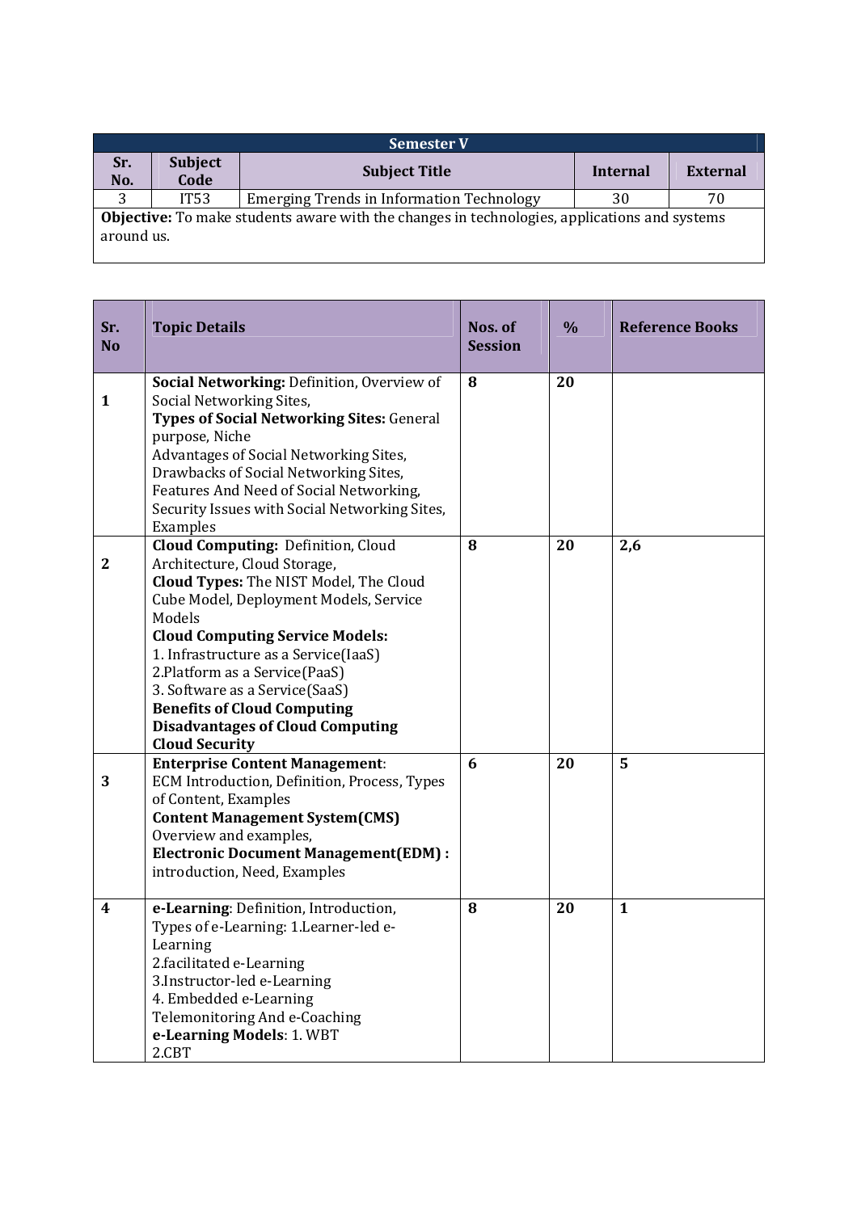| Semester V | | | | |
|---|---|---|---|---|
| **Sr. No.** | **Subject Code** | **Subject Title** | **Internal** | **External** |
| 3 | IT53 | Emerging Trends in Information Technology | 30 | 70 |
| **Objective:** To make students aware with the changes in technologies, applications and systems around us. | | | | |

| Sr. No | Topic Details | Nos. of Session | % | Reference Books |
|---|---|---|---|---|
| **1** | **Social Networking:** Definition, Overview of Social Networking Sites, **Types of Social Networking Sites:** General purpose, Niche Advantages of Social Networking Sites, Drawbacks of Social Networking Sites, Features And Need of Social Networking, Security Issues with Social Networking Sites, Examples | **8** | **20** | |
| **2** | **Cloud Computing:** Definition, Cloud Architecture, Cloud Storage, **Cloud Types:** The NIST Model, The Cloud Cube Model, Deployment Models, Service Models **Cloud Computing Service Models:** 1. Infrastructure as a Service(IaaS) 2.Platform as a Service(PaaS) 3. Software as a Service(SaaS) **Benefits of Cloud Computing** **Disadvantages of Cloud Computing** **Cloud Security** | **8** | **20** | **2,6** |
| **3** | **Enterprise Content Management**: ECM Introduction, Definition, Process, Types of Content, Examples **Content Management System(CMS)** Overview and examples, **Electronic Document Management(EDM) :** introduction, Need, Examples | **6** | **20** | **5** |
| **4** | **e-Learning**: Definition, Introduction, Types of e-Learning: 1.Learner-led e-Learning 2.facilitated e-Learning 3.Instructor-led e-Learning 4. Embedded e-Learning Telemonitoring And e-Coaching **e-Learning Models**: 1. WBT 2.CBT | **8** | **20** | **1** |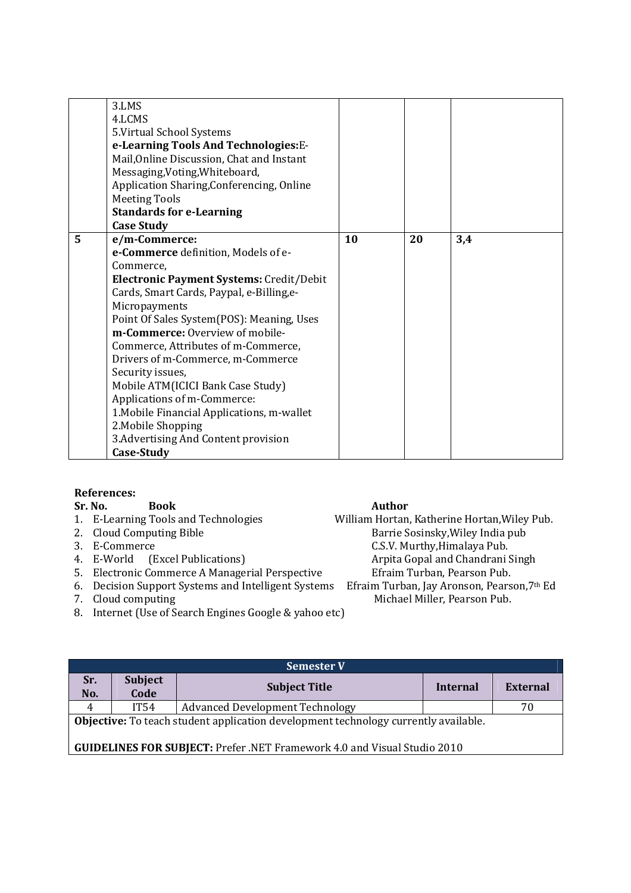| | | | | |
|---|---|---|---|---|
| | 3.LMS<br>4.LCMS<br>5.Virtual School Systems<br>**e-Learning Tools And Technologies:**E-Mail,Online Discussion, Chat and Instant Messaging,Voting,Whiteboard, Application Sharing,Conferencing, Online Meeting Tools<br>**Standards for e-Learning**<br>**Case Study** | | | |
| **5** | **e/m-Commerce:**<br>**e-Commerce** definition, Models of e-Commerce,<br>**Electronic Payment Systems:** Credit/Debit Cards, Smart Cards, Paypal, e-Billing,e-Micropayments<br>Point Of Sales System(POS): Meaning, Uses<br>**m-Commerce:** Overview of mobile-Commerce, Attributes of m-Commerce, Drivers of m-Commerce, m-Commerce Security issues,<br>Mobile ATM(ICICI Bank Case Study)<br>Applications of m-Commerce:<br>1.Mobile Financial Applications, m-wallet<br>2.Mobile Shopping<br>3.Advertising And Content provision<br>**Case-Study** | **10** | **20** | **3,4** |

**References:**

| Sr. No. | Book | Author |
|---|---|---|
| 1. | E-Learning Tools and Technologies | William Hortan, Katherine Hortan,Wiley Pub. |
| 2. | Cloud Computing Bible | Barrie Sosinsky,Wiley India pub |
| 3. | E-Commerce | C.S.V. Murthy,Himalaya Pub. |
| 4. | E-World (Excel Publications) | Arpita Gopal and Chandrani Singh |
| 5. | Electronic Commerce A Managerial Perspective | Efraim Turban, Pearson Pub. |
| 6. | Decision Support Systems and Intelligent Systems | Efraim Turban, Jay Aronson, Pearson,7th Ed |
| 7. | Cloud computing | Michael Miller, Pearson Pub. |
| 8. | Internet (Use of Search Engines Google & yahoo etc) | |

| Semester V | | | | |
|---|---|---|---|---|
| **Sr. No.** | **Subject Code** | **Subject Title** | **Internal** | **External** |
| 4 | IT54 | Advanced Development Technology | | 70 |

**Objective:** To teach student application development technology currently available.

**GUIDELINES FOR SUBJECT:** Prefer .NET Framework 4.0 and Visual Studio 2010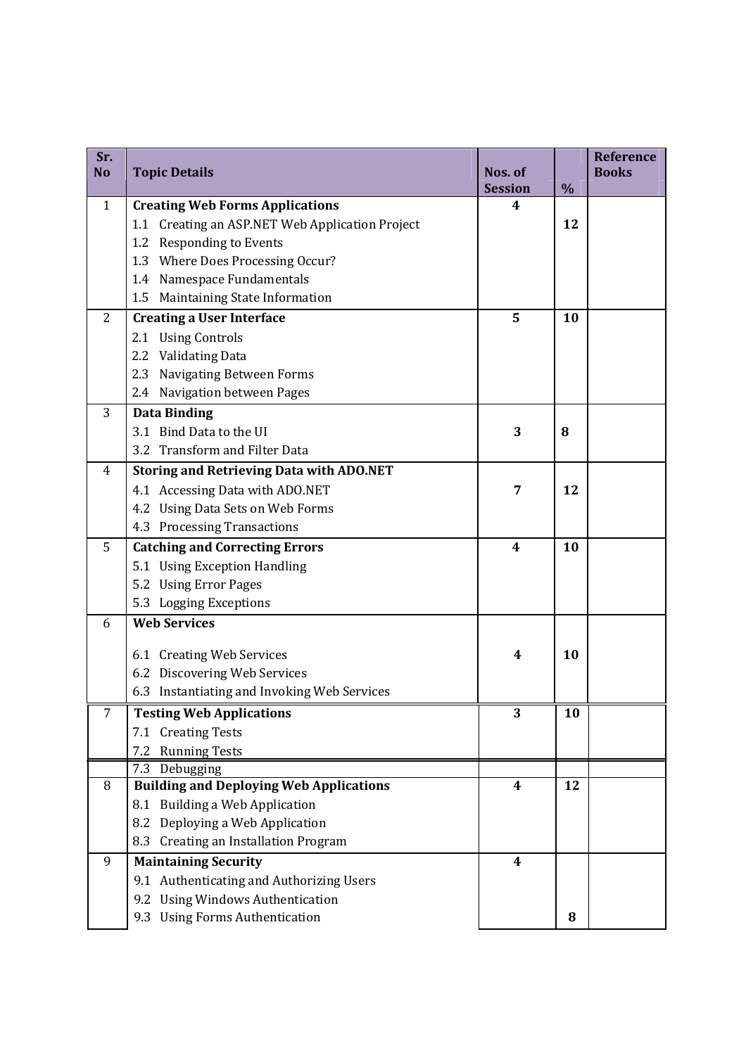| Sr. No | Topic Details | Nos. of Session | % | Reference Books |
|---|---|---|---|---|
| 1 | **Creating Web Forms Applications** | **4** | | |
| | 1.1 Creating an ASP.NET Web Application Project | | **12** | |
| | 1.2 Responding to Events | | | |
| | 1.3 Where Does Processing Occur? | | | |
| | 1.4 Namespace Fundamentals | | | |
| | 1.5 Maintaining State Information | | | |
| 2 | **Creating a User Interface** | **5** | **10** | |
| | 2.1 Using Controls | | | |
| | 2.2 Validating Data | | | |
| | 2.3 Navigating Between Forms | | | |
| | 2.4 Navigation between Pages | | | |
| 3 | **Data Binding** | | | |
| | 3.1 Bind Data to the UI | **3** | **8** | |
| | 3.2 Transform and Filter Data | | | |
| 4 | **Storing and Retrieving Data with ADO.NET** | | | |
| | 4.1 Accessing Data with ADO.NET | **7** | **12** | |
| | 4.2 Using Data Sets on Web Forms | | | |
| | 4.3 Processing Transactions | | | |
| 5 | **Catching and Correcting Errors** | **4** | **10** | |
| | 5.1 Using Exception Handling | | | |
| | 5.2 Using Error Pages | | | |
| | 5.3 Logging Exceptions | | | |
| 6 | **Web Services** | | | |
| | 6.1 Creating Web Services | **4** | **10** | |
| | 6.2 Discovering Web Services | | | |
| | 6.3 Instantiating and Invoking Web Services | | | |
| 7 | **Testing Web Applications** | **3** | **10** | |
| | 7.1 Creating Tests | | | |
| | 7.2 Running Tests | | | |
| | 7.3 Debugging | | | |
| 8 | **Building and Deploying Web Applications** | **4** | **12** | |
| | 8.1 Building a Web Application | | | |
| | 8.2 Deploying a Web Application | | | |
| | 8.3 Creating an Installation Program | | | |
| 9 | **Maintaining Security** | **4** | | |
| | 9.1 Authenticating and Authorizing Users | | | |
| | 9.2 Using Windows Authentication | | | |
| | 9.3 Using Forms Authentication | | **8** | |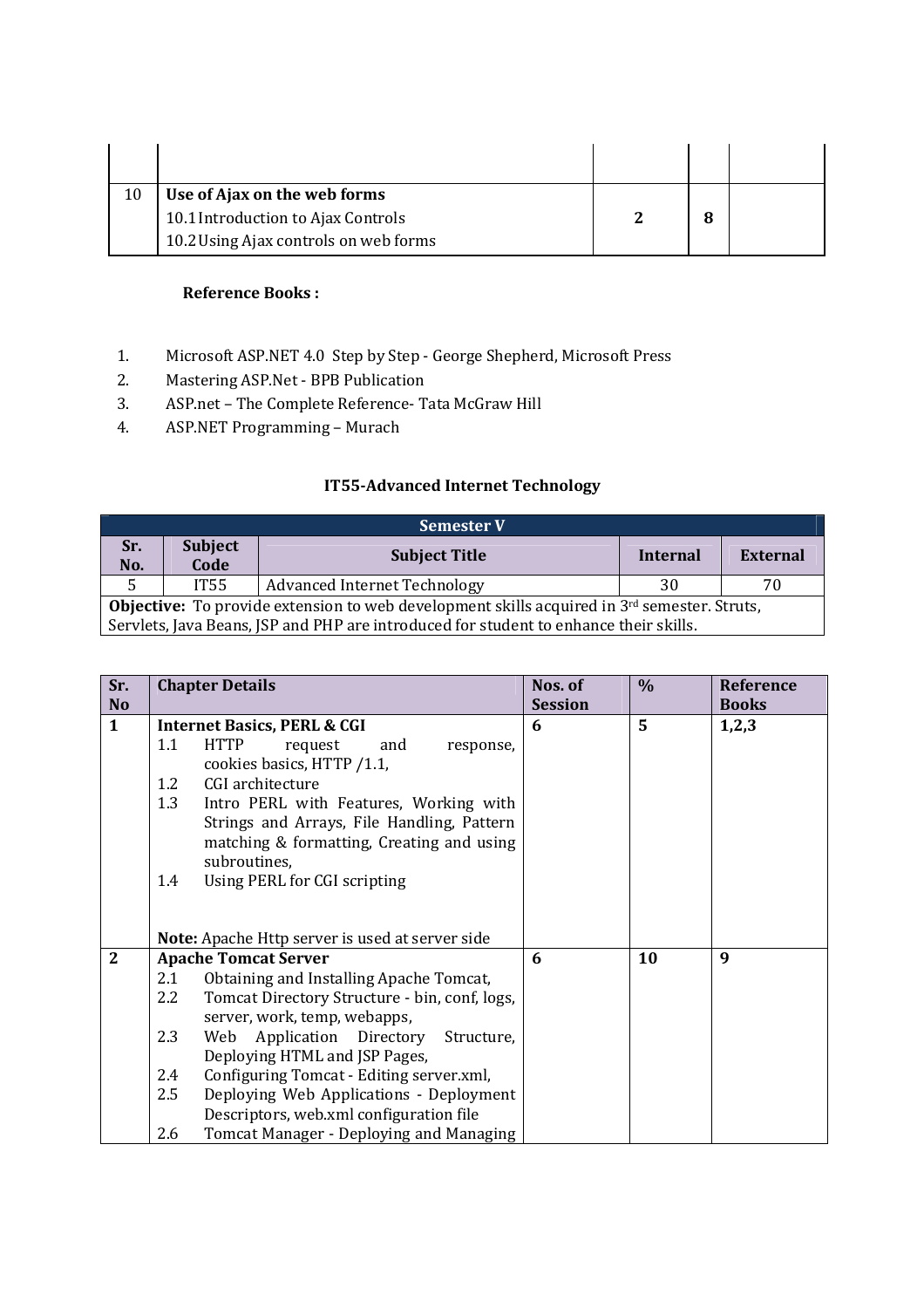| | | | | |
|---|---|---|---|---|
| | | | | |
| 10 | **Use of Ajax on the web forms**<br>10.1 Introduction to Ajax Controls<br>10.2 Using Ajax controls on web forms | **2** | **8** | |

**Reference Books :**

1. Microsoft ASP.NET 4.0 Step by Step - George Shepherd, Microsoft Press
2. Mastering ASP.Net - BPB Publication
3. ASP.net – The Complete Reference- Tata McGraw Hill
4. ASP.NET Programming – Murach

### IT55-Advanced Internet Technology

| Semester V | | | | |
|---|---|---|---|---|
| **Sr. No.** | **Subject Code** | **Subject Title** | **Internal** | **External** |
| 5 | IT55 | Advanced Internet Technology | 30 | 70 |
| **Objective:** To provide extension to web development skills acquired in 3rd semester. Struts, Servlets, Java Beans, JSP and PHP are introduced for student to enhance their skills. | | | | |

| Sr. No | Chapter Details | Nos. of Session | % | Reference Books |
|---|---|---|---|---|
| **1** | **Internet Basics, PERL & CGI**<br>1.1 HTTP request and response, cookies basics, HTTP /1.1,<br>1.2 CGI architecture<br>1.3 Intro PERL with Features, Working with Strings and Arrays, File Handling, Pattern matching & formatting, Creating and using subroutines,<br>1.4 Using PERL for CGI scripting<br><br>**Note:** Apache Http server is used at server side | **6** | **5** | **1,2,3** |
| **2** | **Apache Tomcat Server**<br>2.1 Obtaining and Installing Apache Tomcat,<br>2.2 Tomcat Directory Structure - bin, conf, logs, server, work, temp, webapps,<br>2.3 Web Application Directory Structure, Deploying HTML and JSP Pages,<br>2.4 Configuring Tomcat - Editing server.xml,<br>2.5 Deploying Web Applications - Deployment Descriptors, web.xml configuration file<br>2.6 Tomcat Manager - Deploying and Managing | **6** | **10** | **9** |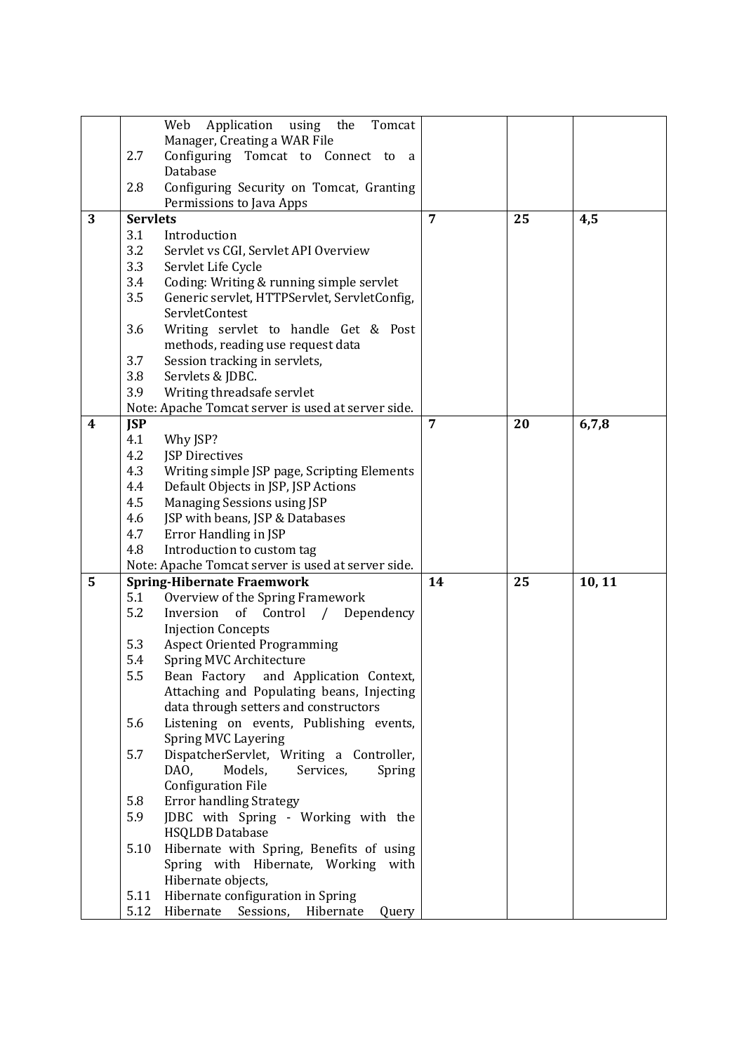| | | | | |
|---|---|---|---|---|
| | Web Application using the Tomcat Manager, Creating a WAR File<br>2.7 Configuring Tomcat to Connect to a Database<br>2.8 Configuring Security on Tomcat, Granting Permissions to Java Apps | | | |
| **3** | **Servlets**<br>3.1 Introduction<br>3.2 Servlet vs CGI, Servlet API Overview<br>3.3 Servlet Life Cycle<br>3.4 Coding: Writing & running simple servlet<br>3.5 Generic servlet, HTTPServlet, ServletConfig, ServletContest<br>3.6 Writing servlet to handle Get & Post methods, reading use request data<br>3.7 Session tracking in servlets,<br>3.8 Servlets & JDBC.<br>3.9 Writing threadsafe servlet<br>Note: Apache Tomcat server is used at server side. | **7** | **25** | **4,5** |
| **4** | **JSP**<br>4.1 Why JSP?<br>4.2 JSP Directives<br>4.3 Writing simple JSP page, Scripting Elements<br>4.4 Default Objects in JSP, JSP Actions<br>4.5 Managing Sessions using JSP<br>4.6 JSP with beans, JSP & Databases<br>4.7 Error Handling in JSP<br>4.8 Introduction to custom tag<br>Note: Apache Tomcat server is used at server side. | **7** | **20** | **6,7,8** |
| **5** | **Spring-Hibernate Fraemwork**<br>5.1 Overview of the Spring Framework<br>5.2 Inversion of Control / Dependency Injection Concepts<br>5.3 Aspect Oriented Programming<br>5.4 Spring MVC Architecture<br>5.5 Bean Factory and Application Context, Attaching and Populating beans, Injecting data through setters and constructors<br>5.6 Listening on events, Publishing events, Spring MVC Layering<br>5.7 DispatcherServlet, Writing a Controller, DAO, Models, Services, Spring Configuration File<br>5.8 Error handling Strategy<br>5.9 JDBC with Spring - Working with the HSQLDB Database<br>5.10 Hibernate with Spring, Benefits of using Spring with Hibernate, Working with Hibernate objects,<br>5.11 Hibernate configuration in Spring<br>5.12 Hibernate Sessions, Hibernate Query | **14** | **25** | **10, 11** |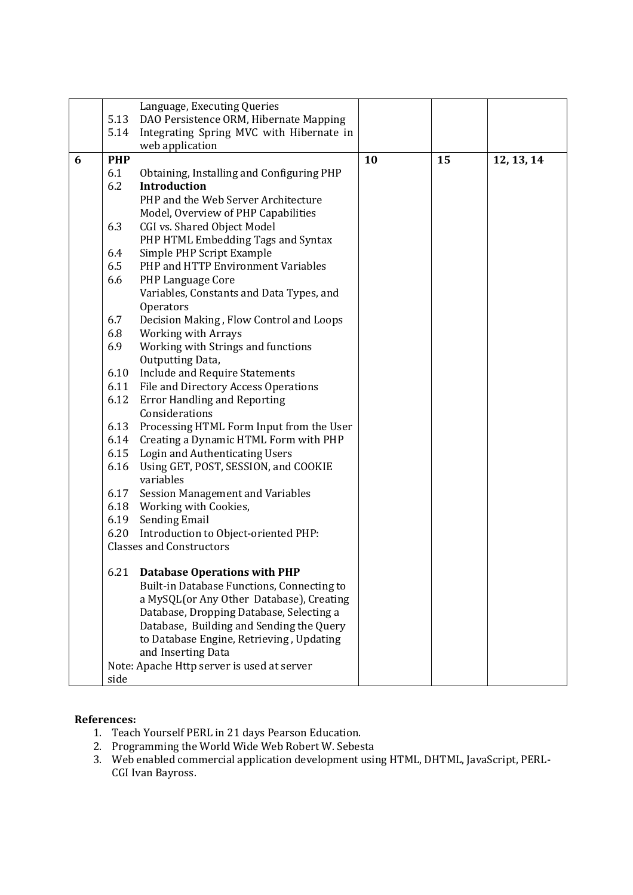| | | | | |
|---|---|---|---|---|
| | Language, Executing Queries<br>5.13 DAO Persistence ORM, Hibernate Mapping<br>5.14 Integrating Spring MVC with Hibernate in web application | | | |
| **6** | **PHP**<br>6.1 Obtaining, Installing and Configuring PHP<br>6.2 **Introduction**<br>PHP and the Web Server Architecture Model, Overview of PHP Capabilities<br>6.3 CGI vs. Shared Object Model<br>PHP HTML Embedding Tags and Syntax<br>6.4 Simple PHP Script Example<br>6.5 PHP and HTTP Environment Variables<br>6.6 PHP Language Core<br>Variables, Constants and Data Types, and Operators<br>6.7 Decision Making , Flow Control and Loops<br>6.8 Working with Arrays<br>6.9 Working with Strings and functions<br>Outputting Data,<br>6.10 Include and Require Statements<br>6.11 File and Directory Access Operations<br>6.12 Error Handling and Reporting Considerations<br>6.13 Processing HTML Form Input from the User<br>6.14 Creating a Dynamic HTML Form with PHP<br>6.15 Login and Authenticating Users<br>6.16 Using GET, POST, SESSION, and COOKIE variables<br>6.17 Session Management and Variables<br>6.18 Working with Cookies,<br>6.19 Sending Email<br>6.20 Introduction to Object-oriented PHP:<br>Classes and Constructors<br><br>6.21 **Database Operations with PHP**<br>Built-in Database Functions, Connecting to a MySQL(or Any Other Database), Creating Database, Dropping Database, Selecting a Database, Building and Sending the Query to Database Engine, Retrieving , Updating and Inserting Data<br>Note: Apache Http server is used at server side | **10** | **15** | **12, 13, 14** |

**References:**

1. Teach Yourself PERL in 21 days Pearson Education.
2. Programming the World Wide Web Robert W. Sebesta
3. Web enabled commercial application development using HTML, DHTML, JavaScript, PERL-CGI Ivan Bayross.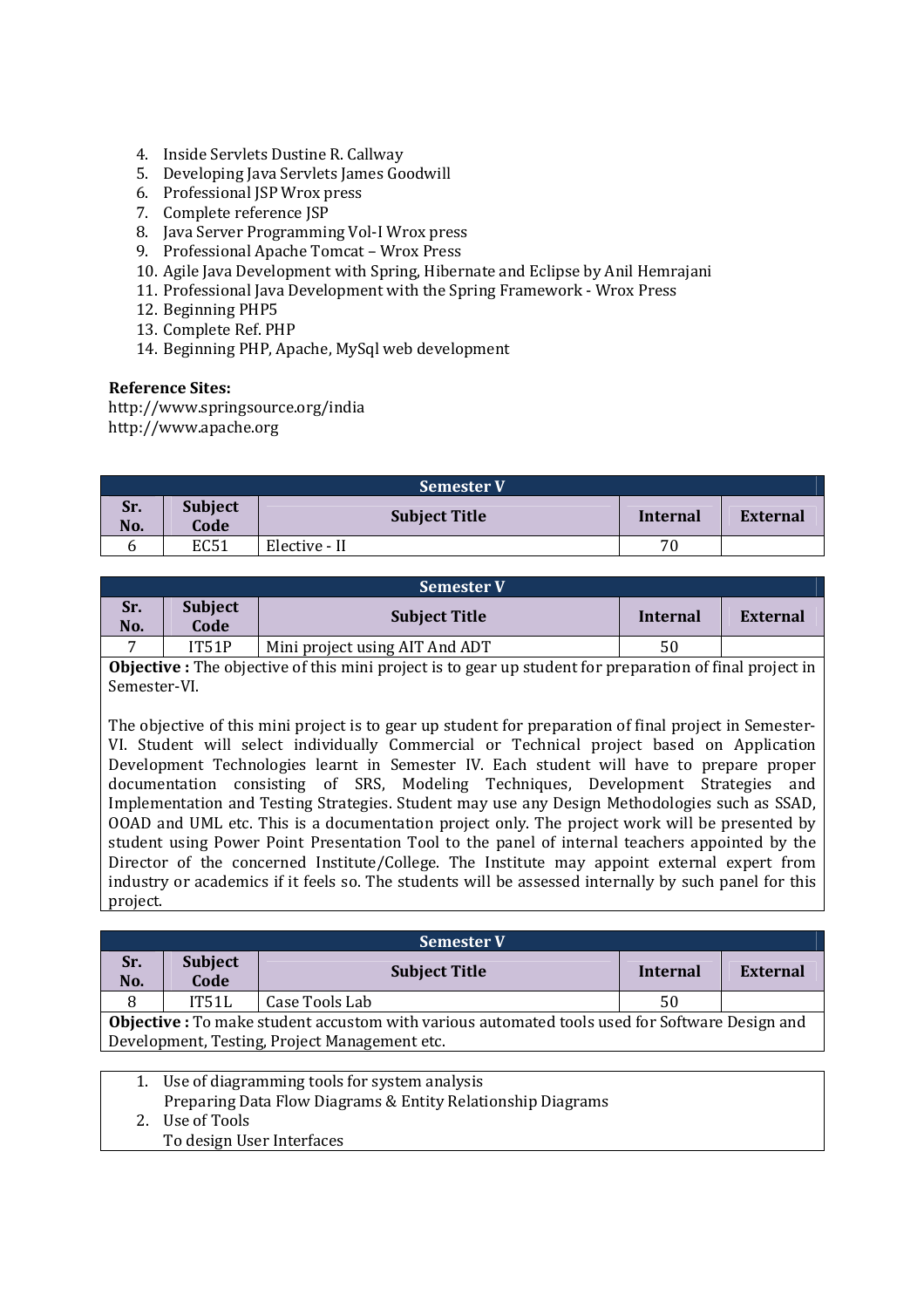4. Inside Servlets Dustine R. Callway
5. Developing Java Servlets James Goodwill
6. Professional JSP Wrox press
7. Complete reference JSP
8. Java Server Programming Vol-I Wrox press
9. Professional Apache Tomcat – Wrox Press
10. Agile Java Development with Spring, Hibernate and Eclipse by Anil Hemrajani
11. Professional Java Development with the Spring Framework - Wrox Press
12. Beginning PHP5
13. Complete Ref. PHP
14. Beginning PHP, Apache, MySql web development

**Reference Sites:**
http://www.springsource.org/india
http://www.apache.org

| Semester V | | | | |
|---|---|---|---|---|
| **Sr. No.** | **Subject Code** | **Subject Title** | **Internal** | **External** |
| 6 | EC51 | Elective - II | 70 | |

| Semester V | | | | |
|---|---|---|---|---|
| **Sr. No.** | **Subject Code** | **Subject Title** | **Internal** | **External** |
| 7 | IT51P | Mini project using AIT And ADT | 50 | |

**Objective :** The objective of this mini project is to gear up student for preparation of final project in Semester-VI.

The objective of this mini project is to gear up student for preparation of final project in Semester-VI. Student will select individually Commercial or Technical project based on Application Development Technologies learnt in Semester IV. Each student will have to prepare proper documentation consisting of SRS, Modeling Techniques, Development Strategies and Implementation and Testing Strategies. Student may use any Design Methodologies such as SSAD, OOAD and UML etc. This is a documentation project only. The project work will be presented by student using Power Point Presentation Tool to the panel of internal teachers appointed by the Director of the concerned Institute/College. The Institute may appoint external expert from industry or academics if it feels so. The students will be assessed internally by such panel for this project.

| Semester V | | | | |
|---|---|---|---|---|
| **Sr. No.** | **Subject Code** | **Subject Title** | **Internal** | **External** |
| 8 | IT51L | Case Tools Lab | 50 | |

**Objective :** To make student accustom with various automated tools used for Software Design and Development, Testing, Project Management etc.

1. Use of diagramming tools for system analysis
   Preparing Data Flow Diagrams & Entity Relationship Diagrams
2. Use of Tools
   To design User Interfaces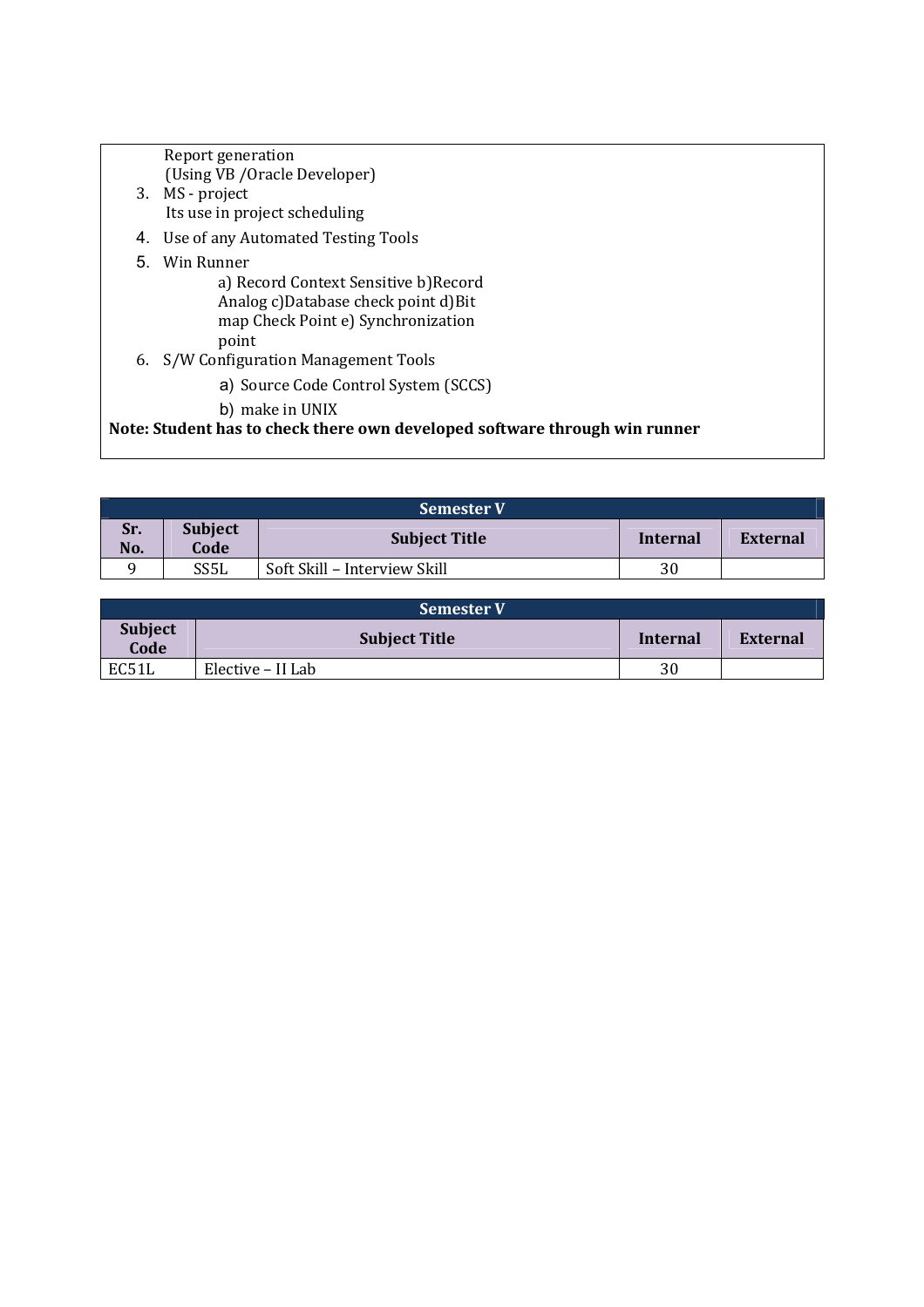Report generation
(Using VB /Oracle Developer)

3. MS - project
   Its use in project scheduling
4. Use of any Automated Testing Tools
5. Win Runner
   a) Record Context Sensitive b)Record Analog c)Database check point d)Bit map Check Point e) Synchronization point
6. S/W Configuration Management Tools
   a) Source Code Control System (SCCS)
   b) make in UNIX

**Note: Student has to check there own developed software through win runner**

| **Semester V** | | | | |
|---|---|---|---|---|
| **Sr. No.** | **Subject Code** | **Subject Title** | **Internal** | **External** |
| 9 | SS5L | Soft Skill – Interview Skill | 30 | |

| **Semester V** | | | |
|---|---|---|---|
| **Subject Code** | **Subject Title** | **Internal** | **External** |
| EC51L | Elective – II Lab | 30 | |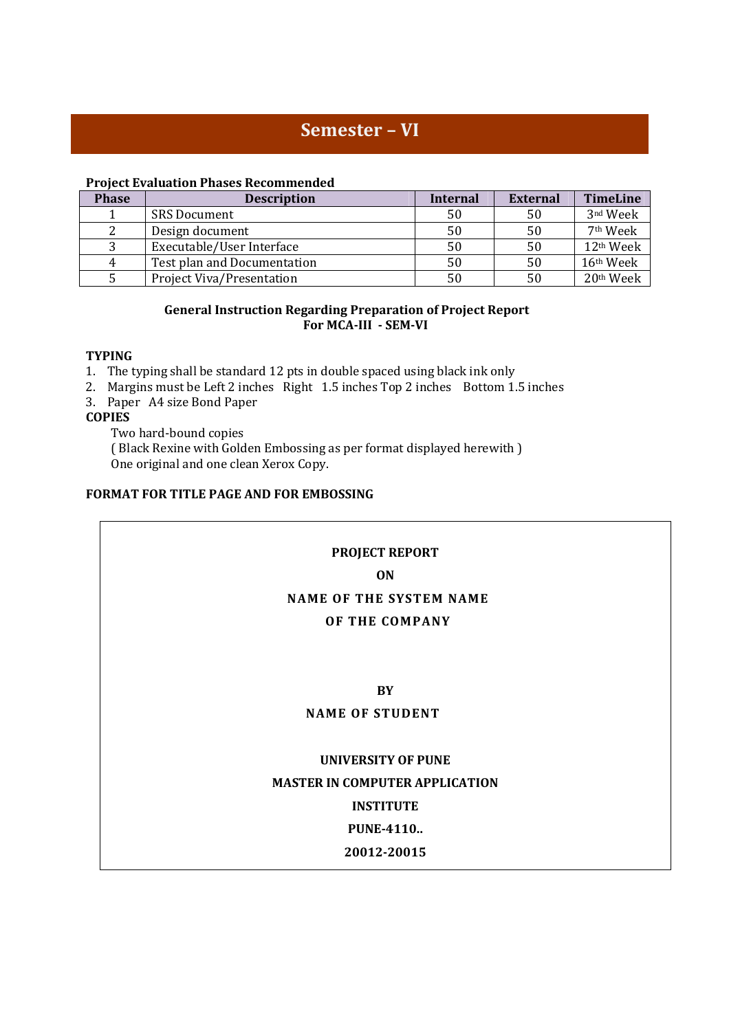# Semester – VI

**Project Evaluation Phases Recommended**

| Phase | Description | Internal | External | TimeLine |
|---|---|---|---|---|
| 1 | SRS Document | 50 | 50 | 3nd Week |
| 2 | Design document | 50 | 50 | 7th Week |
| 3 | Executable/User Interface | 50 | 50 | 12th Week |
| 4 | Test plan and Documentation | 50 | 50 | 16th Week |
| 5 | Project Viva/Presentation | 50 | 50 | 20th Week |

**General Instruction Regarding Preparation of Project Report**
**For MCA-III - SEM-VI**

**TYPING**

1. The typing shall be standard 12 pts in double spaced using black ink only
2. Margins must be Left 2 inches Right 1.5 inches Top 2 inches Bottom 1.5 inches
3. Paper A4 size Bond Paper

**COPIES**

Two hard-bound copies
( Black Rexine with Golden Embossing as per format displayed herewith )
One original and one clean Xerox Copy.

**FORMAT FOR TITLE PAGE AND FOR EMBOSSING**

**PROJECT REPORT**

**ON**

**NAME OF THE SYSTEM NAME**

**OF THE COMPANY**

**BY**

**NAME OF STUDENT**

**UNIVERSITY OF PUNE**

**MASTER IN COMPUTER APPLICATION**

**INSTITUTE**

**PUNE-4110..**

**20012-20015**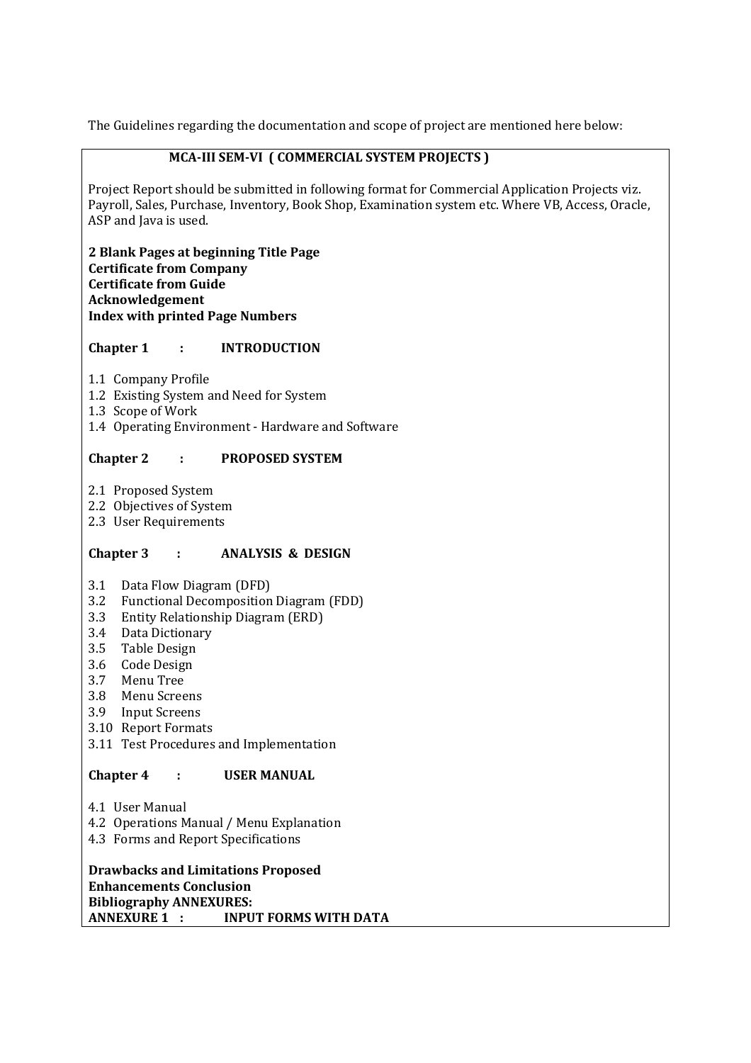The Guidelines regarding the documentation and scope of project are mentioned here below:

**MCA-III SEM-VI ( COMMERCIAL SYSTEM PROJECTS )**

Project Report should be submitted in following format for Commercial Application Projects viz. Payroll, Sales, Purchase, Inventory, Book Shop, Examination system etc. Where VB, Access, Oracle, ASP and Java is used.

**2 Blank Pages at beginning Title Page**
**Certificate from Company**
**Certificate from Guide**
**Acknowledgement**
**Index with printed Page Numbers**

**Chapter 1 : INTRODUCTION**

1.1 Company Profile
1.2 Existing System and Need for System
1.3 Scope of Work
1.4 Operating Environment - Hardware and Software

**Chapter 2 : PROPOSED SYSTEM**

2.1 Proposed System
2.2 Objectives of System
2.3 User Requirements

**Chapter 3 : ANALYSIS & DESIGN**

3.1 Data Flow Diagram (DFD)
3.2 Functional Decomposition Diagram (FDD)
3.3 Entity Relationship Diagram (ERD)
3.4 Data Dictionary
3.5 Table Design
3.6 Code Design
3.7 Menu Tree
3.8 Menu Screens
3.9 Input Screens
3.10 Report Formats
3.11 Test Procedures and Implementation

**Chapter 4 : USER MANUAL**

4.1 User Manual
4.2 Operations Manual / Menu Explanation
4.3 Forms and Report Specifications

**Drawbacks and Limitations Proposed**
**Enhancements Conclusion**
**Bibliography ANNEXURES:**
**ANNEXURE 1 : INPUT FORMS WITH DATA**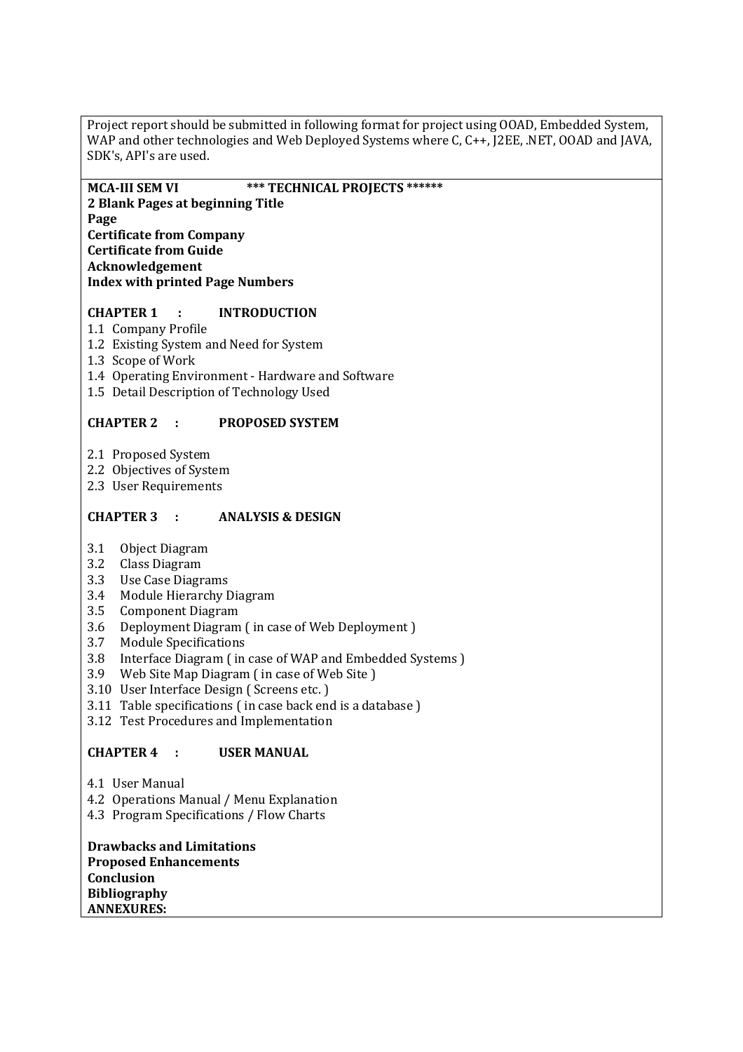Project report should be submitted in following format for project using OOAD, Embedded System, WAP and other technologies and Web Deployed Systems where C, C++, J2EE, .NET, OOAD and JAVA, SDK's, API's are used.

**MCA-III SEM VI** **\*\*\* TECHNICAL PROJECTS \*\*\*\*\*\***

**2 Blank Pages at beginning Title Page**

**Certificate from Company**

**Certificate from Guide**

**Acknowledgement**

**Index with printed Page Numbers**

**CHAPTER 1 : INTRODUCTION**

1.1 Company Profile
1.2 Existing System and Need for System
1.3 Scope of Work
1.4 Operating Environment - Hardware and Software
1.5 Detail Description of Technology Used

**CHAPTER 2 : PROPOSED SYSTEM**

2.1 Proposed System
2.2 Objectives of System
2.3 User Requirements

**CHAPTER 3 : ANALYSIS & DESIGN**

3.1 Object Diagram
3.2 Class Diagram
3.3 Use Case Diagrams
3.4 Module Hierarchy Diagram
3.5 Component Diagram
3.6 Deployment Diagram ( in case of Web Deployment )
3.7 Module Specifications
3.8 Interface Diagram ( in case of WAP and Embedded Systems )
3.9 Web Site Map Diagram ( in case of Web Site )
3.10 User Interface Design ( Screens etc. )
3.11 Table specifications ( in case back end is a database )
3.12 Test Procedures and Implementation

**CHAPTER 4 : USER MANUAL**

4.1 User Manual
4.2 Operations Manual / Menu Explanation
4.3 Program Specifications / Flow Charts

**Drawbacks and Limitations**

**Proposed Enhancements**

**Conclusion**

**Bibliography**

**ANNEXURES:**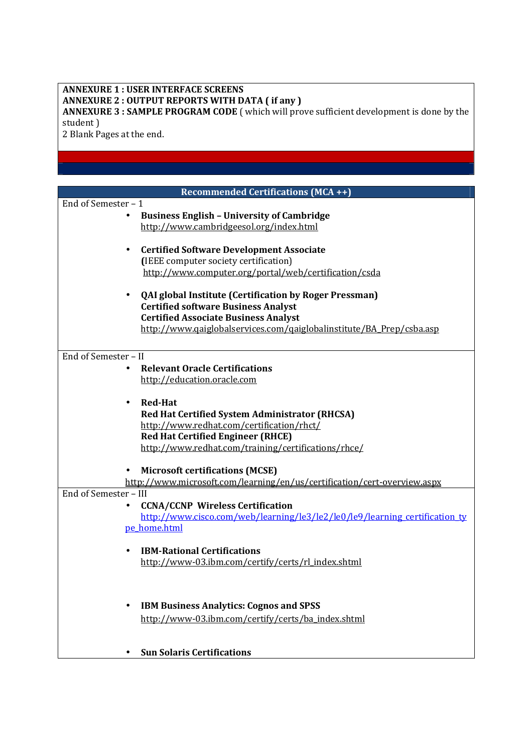**ANNEXURE 1 : USER INTERFACE SCREENS**
**ANNEXURE 2 : OUTPUT REPORTS WITH DATA ( if any )**
**ANNEXURE 3 : SAMPLE PROGRAM CODE** ( which will prove sufficient development is done by the student )
2 Blank Pages at the end.

## Recommended Certifications (MCA ++)

End of Semester – 1

- **Business English – University of Cambridge**
  http://www.cambridgeesol.org/index.html

- **Certified Software Development Associate**
  **(**IEEE computer society certification)
  http://www.computer.org/portal/web/certification/csda

- **QAI global Institute (Certification by Roger Pressman)**
  **Certified software Business Analyst**
  **Certified Associate Business Analyst**
  http://www.qaiglobalservices.com/qaiglobalinstitute/BA_Prep/csba.asp

End of Semester – II

- **Relevant Oracle Certifications**
  http://education.oracle.com

- **Red-Hat**
  **Red Hat Certified System Administrator (RHCSA)**
  http://www.redhat.com/certification/rhct/
  **Red Hat Certified Engineer (RHCE)**
  http://www.redhat.com/training/certifications/rhce/

- **Microsoft certifications (MCSE)**
  http://www.microsoft.com/learning/en/us/certification/cert-overview.aspx

End of Semester – III

- **CCNA/CCNP Wireless Certification**
  http://www.cisco.com/web/learning/le3/le2/le0/le9/learning_certification_type_home.html

- **IBM-Rational Certifications**
  http://www-03.ibm.com/certify/certs/rl_index.shtml

- **IBM Business Analytics: Cognos and SPSS**
  http://www-03.ibm.com/certify/certs/ba_index.shtml

- **Sun Solaris Certifications**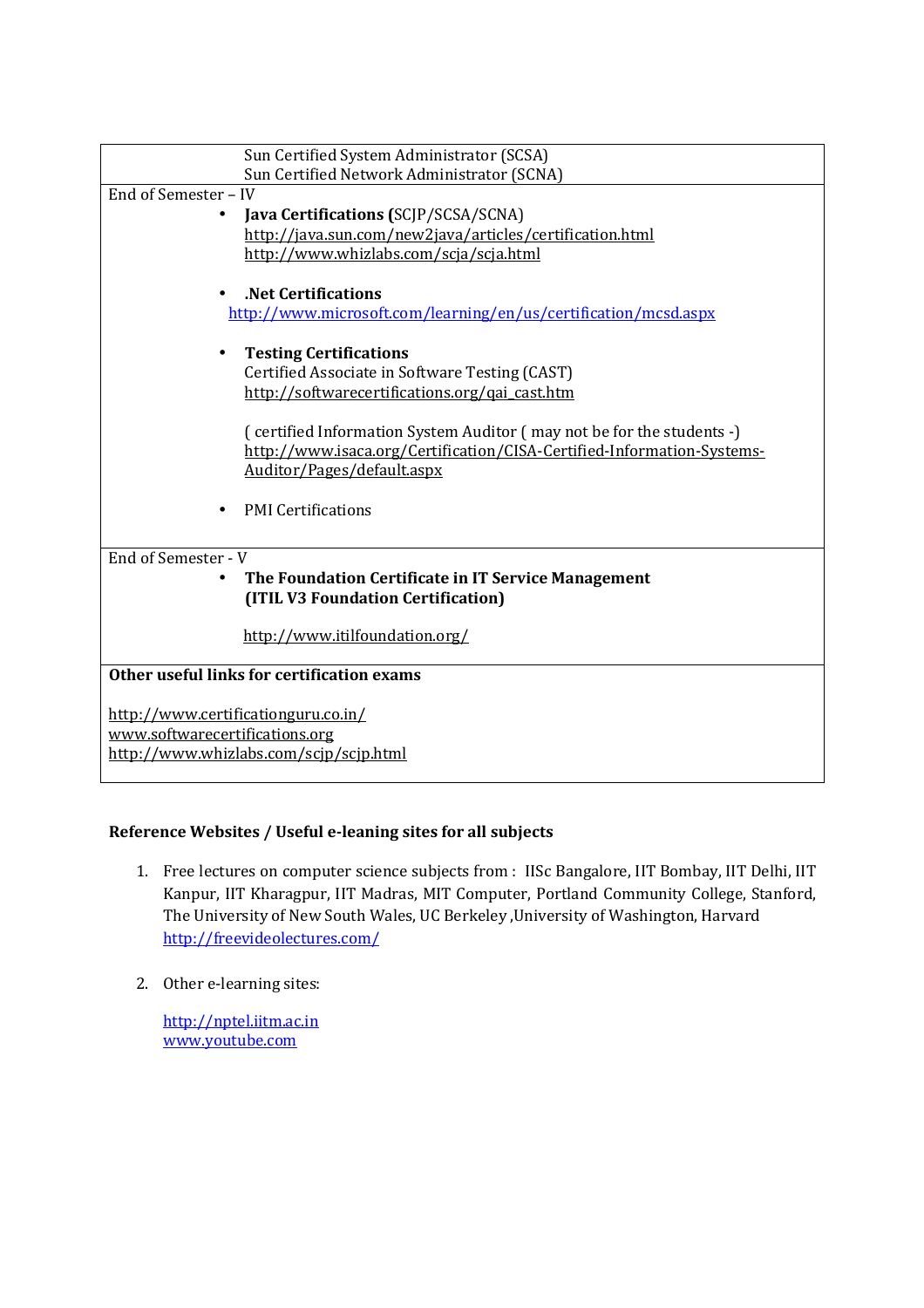| |
|---|
| Sun Certified System Administrator (SCSA)<br>Sun Certified Network Administrator (SCNA) |
| End of Semester – IV<br>• **Java Certifications (**SCJP/SCSA/SCNA)<br>http://java.sun.com/new2java/articles/certification.html<br>http://www.whizlabs.com/scja/scja.html<br><br>• **.Net Certifications**<br>http://www.microsoft.com/learning/en/us/certification/mcsd.aspx<br><br>• **Testing Certifications**<br>Certified Associate in Software Testing (CAST)<br>http://softwarecertifications.org/qai_cast.htm<br><br>( certified Information System Auditor ( may not be for the students -)<br>http://www.isaca.org/Certification/CISA-Certified-Information-Systems-Auditor/Pages/default.aspx<br><br>• PMI Certifications |
| End of Semester - V<br>• **The Foundation Certificate in IT Service Management (ITIL V3 Foundation Certification)**<br><br>http://www.itilfoundation.org/ |
| **Other useful links for certification exams**<br><br>http://www.certificationguru.co.in/<br>www.softwarecertifications.org<br>http://www.whizlabs.com/scjp/scjp.html |

**Reference Websites / Useful e-leaning sites for all subjects**

1. Free lectures on computer science subjects from : IISc Bangalore, IIT Bombay, IIT Delhi, IIT Kanpur, IIT Kharagpur, IIT Madras, MIT Computer, Portland Community College, Stanford, The University of New South Wales, UC Berkeley ,University of Washington, Harvard
   http://freevideolectures.com/

2. Other e-learning sites:

   http://nptel.iitm.ac.in
   www.youtube.com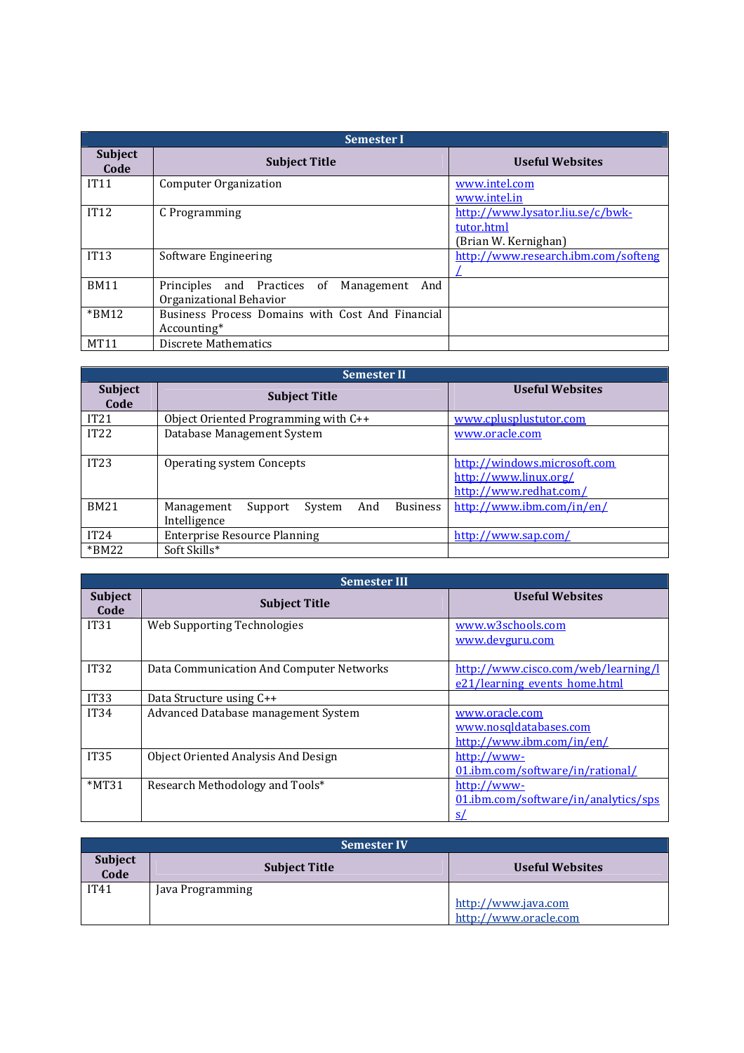| Semester I | | |
|---|---|---|
| **Subject Code** | **Subject Title** | **Useful Websites** |
| IT11 | Computer Organization | www.intel.com<br>www.intel.in |
| IT12 | C Programming | http://www.lysator.liu.se/c/bwk-tutor.html<br>(Brian W. Kernighan) |
| IT13 | Software Engineering | http://www.research.ibm.com/softeng/ |
| BM11 | Principles and Practices of Management And Organizational Behavior | |
| *BM12 | Business Process Domains with Cost And Financial Accounting* | |
| MT11 | Discrete Mathematics | |

| Semester II | | |
|---|---|---|
| **Subject Code** | **Subject Title** | **Useful Websites** |
| IT21 | Object Oriented Programming with C++ | www.cplusplustutor.com |
| IT22 | Database Management System | www.oracle.com |
| IT23 | Operating system Concepts | http://windows.microsoft.com<br>http://www.linux.org/<br>http://www.redhat.com/ |
| BM21 | Management Support System And Business Intelligence | http://www.ibm.com/in/en/ |
| IT24 | Enterprise Resource Planning | http://www.sap.com/ |
| *BM22 | Soft Skills* | |

| Semester III | | |
|---|---|---|
| **Subject Code** | **Subject Title** | **Useful Websites** |
| IT31 | Web Supporting Technologies | www.w3schools.com<br>www.devguru.com |
| IT32 | Data Communication And Computer Networks | http://www.cisco.com/web/learning/le21/learning_events_home.html |
| IT33 | Data Structure using C++ | |
| IT34 | Advanced Database management System | www.oracle.com<br>www.nosqldatabases.com<br>http://www.ibm.com/in/en/ |
| IT35 | Object Oriented Analysis And Design | http://www-01.ibm.com/software/in/rational/ |
| *MT31 | Research Methodology and Tools* | http://www-01.ibm.com/software/in/analytics/spss/ |

| Semester IV | | |
|---|---|---|
| **Subject Code** | **Subject Title** | **Useful Websites** |
| IT41 | Java Programming | http://www.java.com<br>http://www.oracle.com |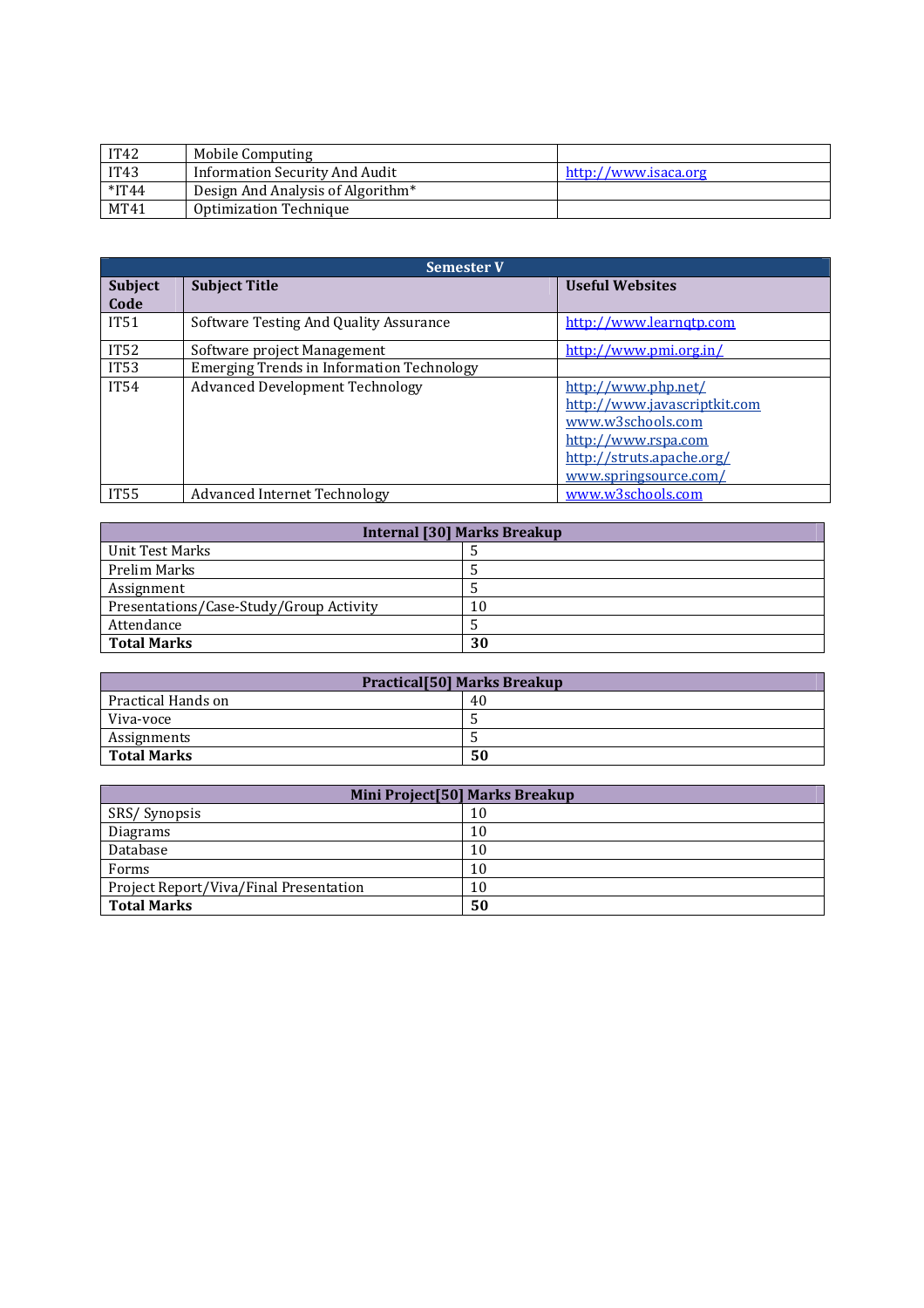| | | |
|---|---|---|
| IT42 | Mobile Computing | |
| IT43 | Information Security And Audit | http://www.isaca.org |
| *IT44 | Design And Analysis of Algorithm* | |
| MT41 | Optimization Technique | |

| Semester V | | |
|---|---|---|
| **Subject Code** | **Subject Title** | **Useful Websites** |
| IT51 | Software Testing And Quality Assurance | http://www.learnqtp.com |
| IT52 | Software project Management | http://www.pmi.org.in/ |
| IT53 | Emerging Trends in Information Technology | |
| IT54 | Advanced Development Technology | http://www.php.net/ http://www.javascriptkit.com www.w3schools.com http://www.rspa.com http://struts.apache.org/ www.springsource.com/ |
| IT55 | Advanced Internet Technology | www.w3schools.com |

| Internal [30] Marks Breakup | |
|---|---|
| Unit Test Marks | 5 |
| Prelim Marks | 5 |
| Assignment | 5 |
| Presentations/Case-Study/Group Activity | 10 |
| Attendance | 5 |
| **Total Marks** | **30** |

| Practical[50] Marks Breakup | |
|---|---|
| Practical Hands on | 40 |
| Viva-voce | 5 |
| Assignments | 5 |
| **Total Marks** | **50** |

| Mini Project[50] Marks Breakup | |
|---|---|
| SRS/ Synopsis | 10 |
| Diagrams | 10 |
| Database | 10 |
| Forms | 10 |
| Project Report/Viva/Final Presentation | 10 |
| **Total Marks** | **50** |